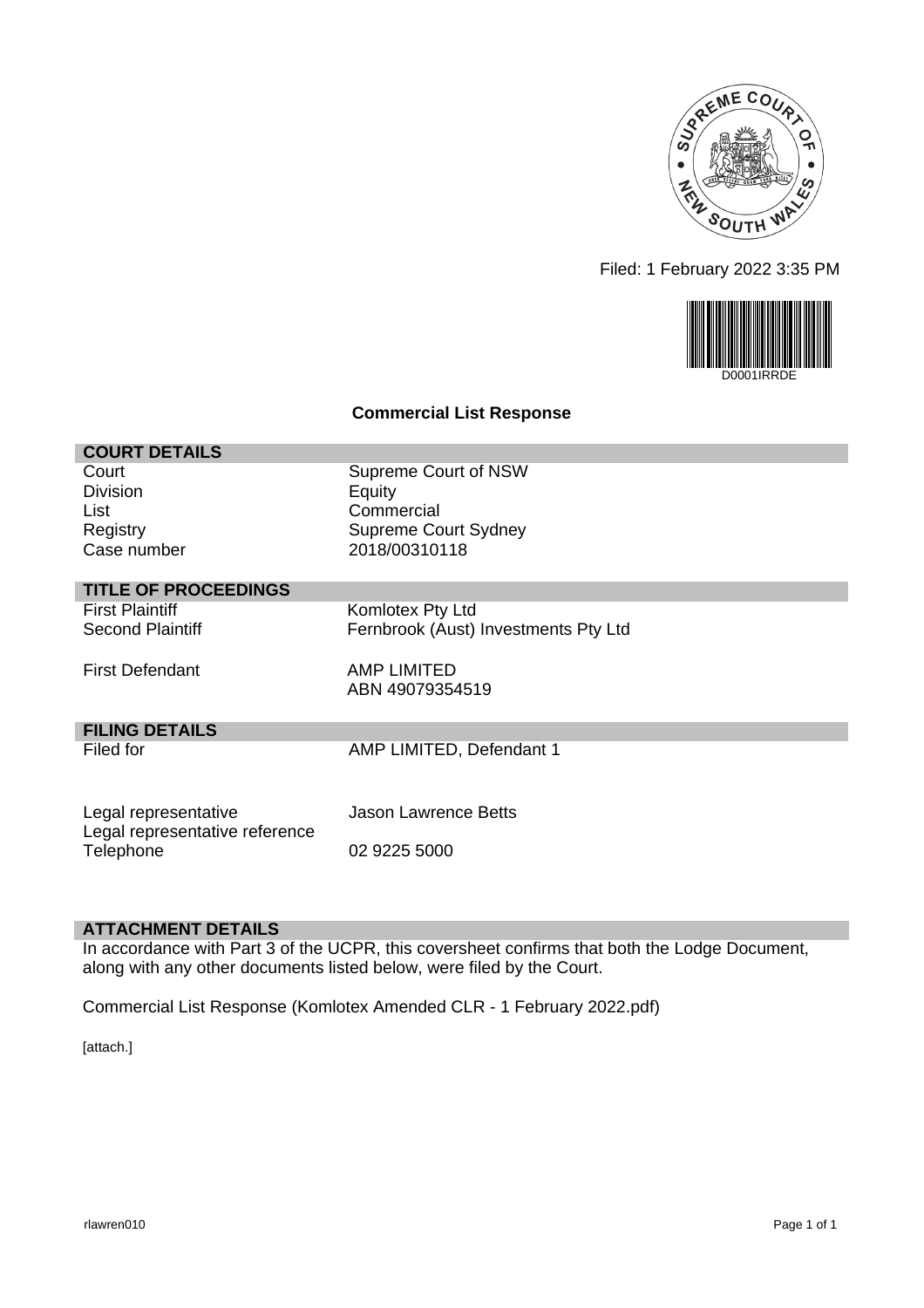Filed: 1 February 2022 3:35 PM

D0001IRRDE

## Commercial List Response

| COURT DETAILS | |
|---|---|
| Court | Supreme Court of NSW |
| Division | Equity |
| List | Commercial |
| Registry | Supreme Court Sydney |
| Case number | 2018/00310118 |

| TITLE OF PROCEEDINGS | |
|---|---|
| First Plaintiff | Komlotex Pty Ltd |
| Second Plaintiff | Fernbrook (Aust) Investments Pty Ltd |
| First Defendant | AMP LIMITED<br>ABN 49079354519 |

| FILING DETAILS | |
|---|---|
| Filed for | AMP LIMITED, Defendant 1 |
| Legal representative | Jason Lawrence Betts |
| Legal representative reference | |
| Telephone | 02 9225 5000 |

**ATTACHMENT DETAILS**

In accordance with Part 3 of the UCPR, this coversheet confirms that both the Lodge Document, along with any other documents listed below, were filed by the Court.

Commercial List Response (Komlotex Amended CLR - 1 February 2022.pdf)

[attach.]

rlawren010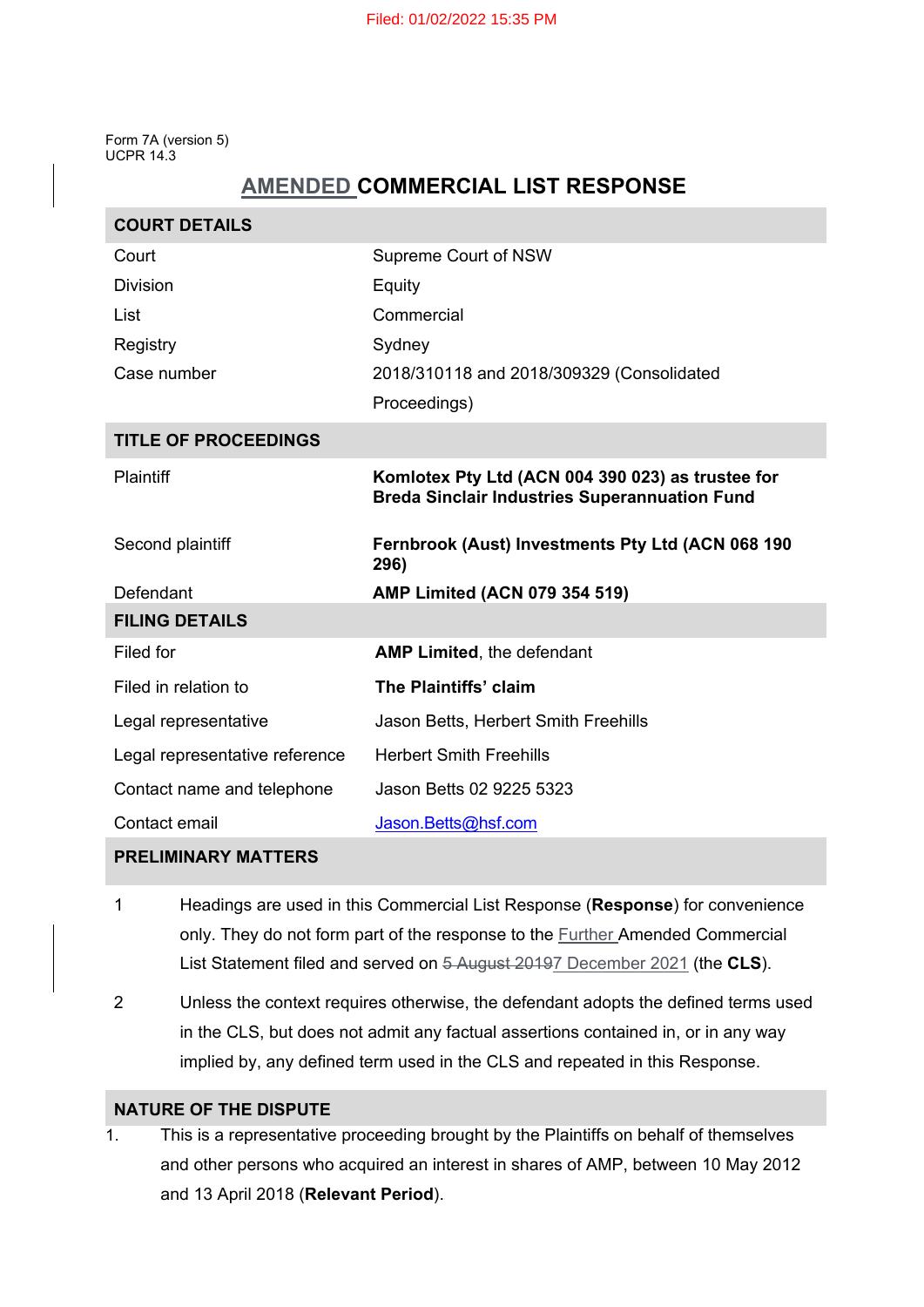Filed: 01/02/2022 15:35 PM

Form 7A (version 5)
UCPR 14.3

# AMENDED COMMERCIAL LIST RESPONSE

| COURT DETAILS | |
|---|---|
| Court | Supreme Court of NSW |
| Division | Equity |
| List | Commercial |
| Registry | Sydney |
| Case number | 2018/310118 and 2018/309329 (Consolidated Proceedings) |

| TITLE OF PROCEEDINGS | |
|---|---|
| Plaintiff | **Komlotex Pty Ltd (ACN 004 390 023) as trustee for Breda Sinclair Industries Superannuation Fund** |
| Second plaintiff | **Fernbrook (Aust) Investments Pty Ltd (ACN 068 190 296)** |
| Defendant | **AMP Limited (ACN 079 354 519)** |

| FILING DETAILS | |
|---|---|
| Filed for | **AMP Limited**, the defendant |
| Filed in relation to | **The Plaintiffs' claim** |
| Legal representative | Jason Betts, Herbert Smith Freehills |
| Legal representative reference | Herbert Smith Freehills |
| Contact name and telephone | Jason Betts 02 9225 5323 |
| Contact email | Jason.Betts@hsf.com |

## PRELIMINARY MATTERS

1. Headings are used in this Commercial List Response (**Response**) for convenience only. They do not form part of the response to the Further Amended Commercial List Statement filed and served on ~~5 August 2019~~7 December 2021 (the **CLS**).

2. Unless the context requires otherwise, the defendant adopts the defined terms used in the CLS, but does not admit any factual assertions contained in, or in any way implied by, any defined term used in the CLS and repeated in this Response.

## NATURE OF THE DISPUTE

1. This is a representative proceeding brought by the Plaintiffs on behalf of themselves and other persons who acquired an interest in shares of AMP, between 10 May 2012 and 13 April 2018 (**Relevant Period**).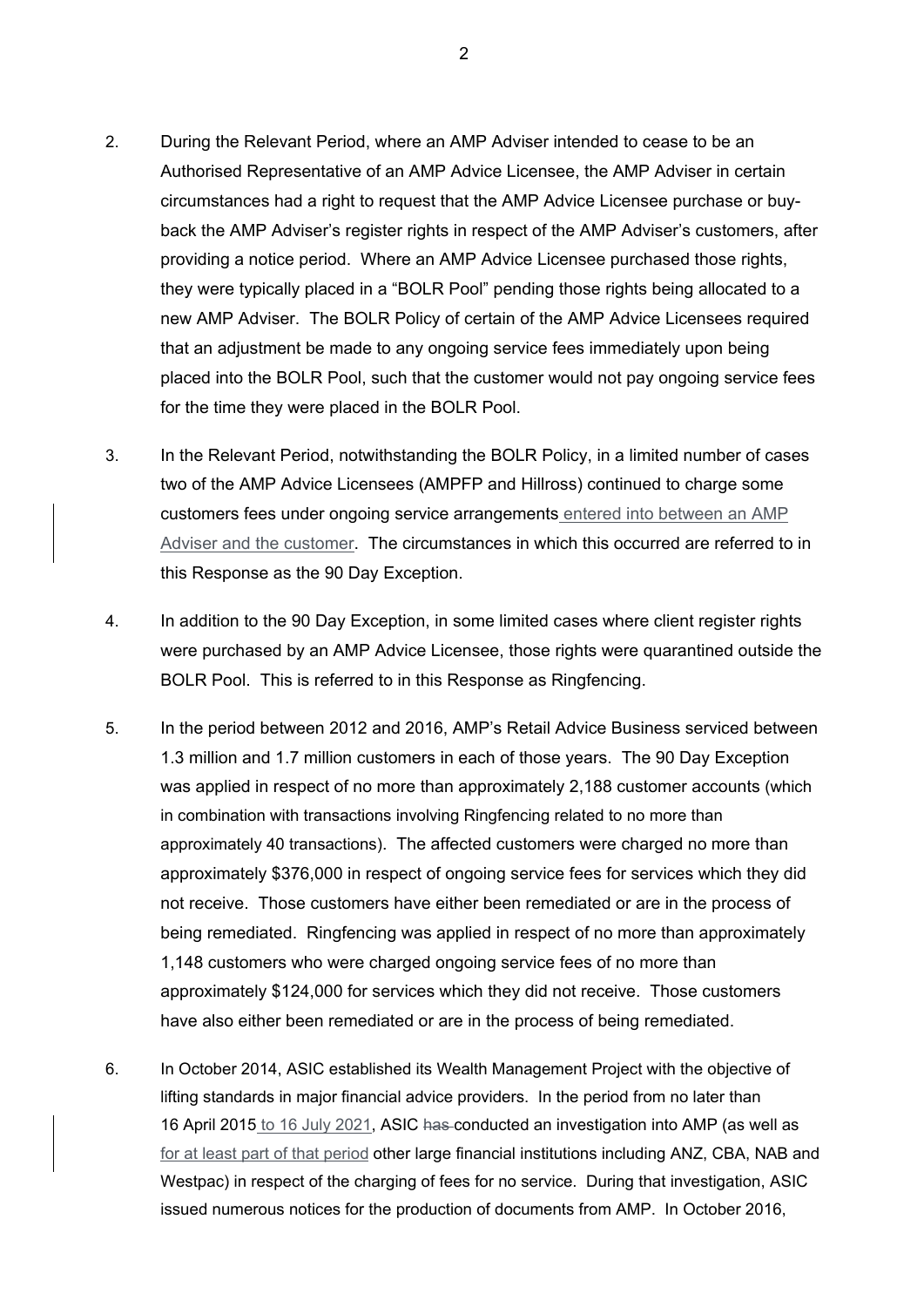2. During the Relevant Period, where an AMP Adviser intended to cease to be an Authorised Representative of an AMP Advice Licensee, the AMP Adviser in certain circumstances had a right to request that the AMP Advice Licensee purchase or buy-back the AMP Adviser's register rights in respect of the AMP Adviser's customers, after providing a notice period. Where an AMP Advice Licensee purchased those rights, they were typically placed in a "BOLR Pool" pending those rights being allocated to a new AMP Adviser. The BOLR Policy of certain of the AMP Advice Licensees required that an adjustment be made to any ongoing service fees immediately upon being placed into the BOLR Pool, such that the customer would not pay ongoing service fees for the time they were placed in the BOLR Pool.

3. In the Relevant Period, notwithstanding the BOLR Policy, in a limited number of cases two of the AMP Advice Licensees (AMPFP and Hillross) continued to charge some customers fees under ongoing service arrangements entered into between an AMP Adviser and the customer. The circumstances in which this occurred are referred to in this Response as the 90 Day Exception.

4. In addition to the 90 Day Exception, in some limited cases where client register rights were purchased by an AMP Advice Licensee, those rights were quarantined outside the BOLR Pool. This is referred to in this Response as Ringfencing.

5. In the period between 2012 and 2016, AMP's Retail Advice Business serviced between 1.3 million and 1.7 million customers in each of those years. The 90 Day Exception was applied in respect of no more than approximately 2,188 customer accounts (which in combination with transactions involving Ringfencing related to no more than approximately 40 transactions). The affected customers were charged no more than approximately $376,000 in respect of ongoing service fees for services which they did not receive. Those customers have either been remediated or are in the process of being remediated. Ringfencing was applied in respect of no more than approximately 1,148 customers who were charged ongoing service fees of no more than approximately $124,000 for services which they did not receive. Those customers have also either been remediated or are in the process of being remediated.

6. In October 2014, ASIC established its Wealth Management Project with the objective of lifting standards in major financial advice providers. In the period from no later than 16 April 2015 to 16 July 2021, ASIC ~~has~~ conducted an investigation into AMP (as well as for at least part of that period other large financial institutions including ANZ, CBA, NAB and Westpac) in respect of the charging of fees for no service. During that investigation, ASIC issued numerous notices for the production of documents from AMP. In October 2016,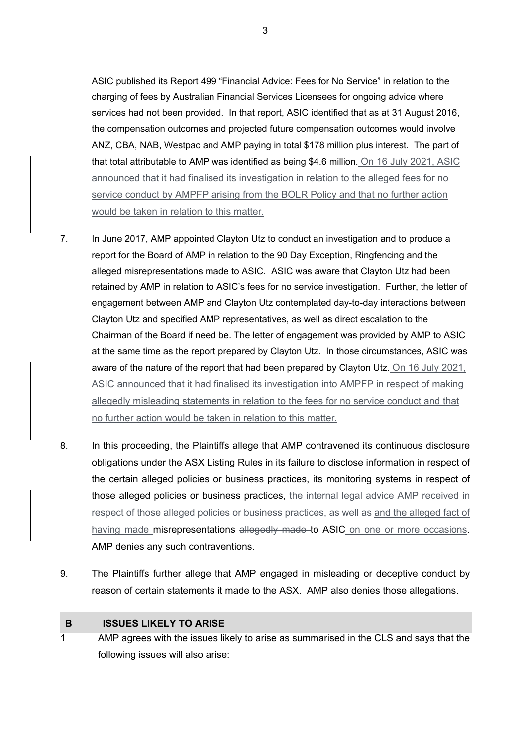ASIC published its Report 499 "Financial Advice: Fees for No Service" in relation to the charging of fees by Australian Financial Services Licensees for ongoing advice where services had not been provided. In that report, ASIC identified that as at 31 August 2016, the compensation outcomes and projected future compensation outcomes would involve ANZ, CBA, NAB, Westpac and AMP paying in total $178 million plus interest. The part of that total attributable to AMP was identified as being $4.6 million. <u>On 16 July 2021, ASIC announced that it had finalised its investigation in relation to the alleged fees for no service conduct by AMPFP arising from the BOLR Policy and that no further action would be taken in relation to this matter.</u>

7. In June 2017, AMP appointed Clayton Utz to conduct an investigation and to produce a report for the Board of AMP in relation to the 90 Day Exception, Ringfencing and the alleged misrepresentations made to ASIC. ASIC was aware that Clayton Utz had been retained by AMP in relation to ASIC's fees for no service investigation. Further, the letter of engagement between AMP and Clayton Utz contemplated day-to-day interactions between Clayton Utz and specified AMP representatives, as well as direct escalation to the Chairman of the Board if need be. The letter of engagement was provided by AMP to ASIC at the same time as the report prepared by Clayton Utz. In those circumstances, ASIC was aware of the nature of the report that had been prepared by Clayton Utz. <u>On 16 July 2021, ASIC announced that it had finalised its investigation into AMPFP in respect of making allegedly misleading statements in relation to the fees for no service conduct and that no further action would be taken in relation to this matter.</u>

8. In this proceeding, the Plaintiffs allege that AMP contravened its continuous disclosure obligations under the ASX Listing Rules in its failure to disclose information in respect of the certain alleged policies or business practices, its monitoring systems in respect of those alleged policies or business practices, ~~the internal legal advice AMP received in respect of those alleged policies or business practices, as well as~~ <u>and the alleged fact of having made</u> misrepresentations ~~allegedly made~~ to ASIC <u>on one or more occasions</u>. AMP denies any such contraventions.

9. The Plaintiffs further allege that AMP engaged in misleading or deceptive conduct by reason of certain statements it made to the ASX. AMP also denies those allegations.

## B ISSUES LIKELY TO ARISE

1 AMP agrees with the issues likely to arise as summarised in the CLS and says that the following issues will also arise: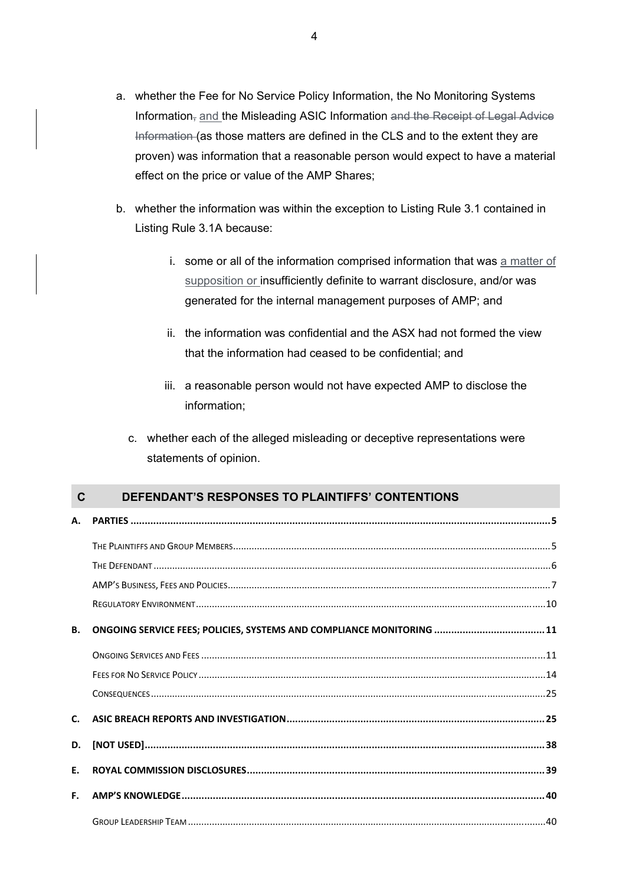a. whether the Fee for No Service Policy Information, the No Monitoring Systems Information~~,~~ and the Misleading ASIC Information ~~and the Receipt of Legal Advice Information~~ (as those matters are defined in the CLS and to the extent they are proven) was information that a reasonable person would expect to have a material effect on the price or value of the AMP Shares;

b. whether the information was within the exception to Listing Rule 3.1 contained in Listing Rule 3.1A because:

   i. some or all of the information comprised information that was a matter of supposition or insufficiently definite to warrant disclosure, and/or was generated for the internal management purposes of AMP; and

   ii. the information was confidential and the ASX had not formed the view that the information had ceased to be confidential; and

   iii. a reasonable person would not have expected AMP to disclose the information;

c. whether each of the alleged misleading or deceptive representations were statements of opinion.

## C DEFENDANT'S RESPONSES TO PLAINTIFFS' CONTENTIONS

**A. PARTIES** ..... 5

- The Plaintiffs and Group Members ..... 5
- The Defendant ..... 6
- AMP's Business, Fees and Policies ..... 7
- Regulatory Environment ..... 10

**B. ONGOING SERVICE FEES; POLICIES, SYSTEMS AND COMPLIANCE MONITORING** ..... 11

- Ongoing Services and Fees ..... 11
- Fees for No Service Policy ..... 14
- Consequences ..... 25

**C. ASIC BREACH REPORTS AND INVESTIGATION** ..... 25

**D. [NOT USED]** ..... 38

**E. ROYAL COMMISSION DISCLOSURES** ..... 39

**F. AMP'S KNOWLEDGE** ..... 40

- Group Leadership Team ..... 40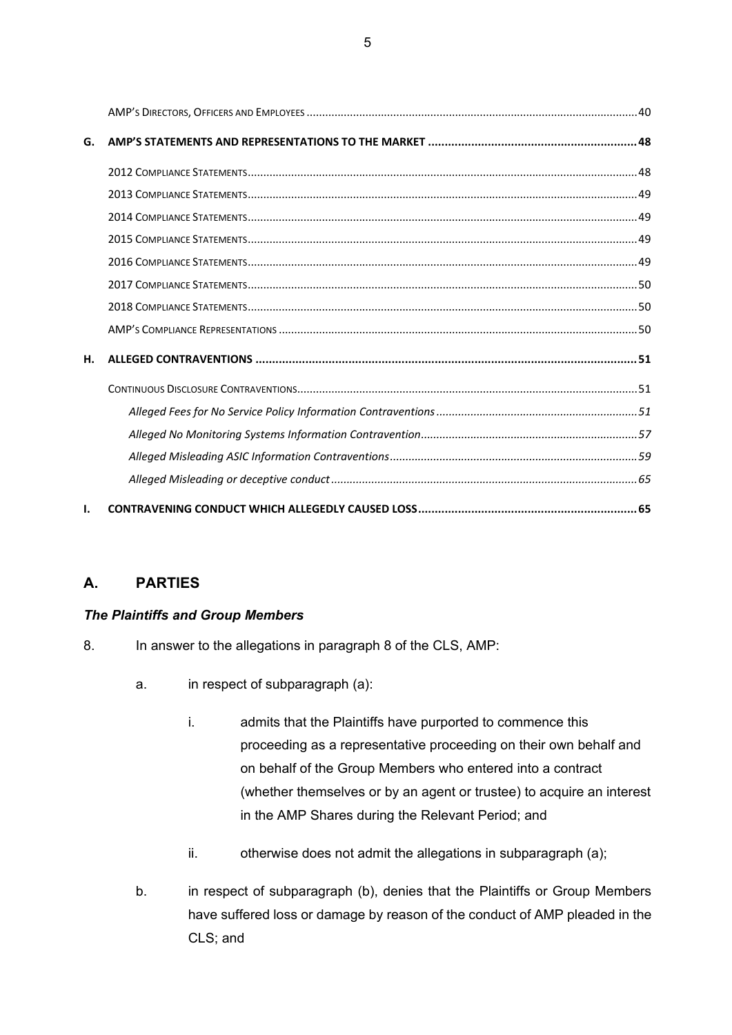| | | |
|---|---|---|
| | AMP's Directors, Officers and Employees | 40 |
| **G.** | **AMP's STATEMENTS AND REPRESENTATIONS TO THE MARKET** | **48** |
| | 2012 Compliance Statements | 48 |
| | 2013 Compliance Statements | 49 |
| | 2014 Compliance Statements | 49 |
| | 2015 Compliance Statements | 49 |
| | 2016 Compliance Statements | 49 |
| | 2017 Compliance Statements | 50 |
| | 2018 Compliance Statements | 50 |
| | AMP's Compliance Representations | 50 |
| **H.** | **ALLEGED CONTRAVENTIONS** | **51** |
| | Continuous Disclosure Contraventions | 51 |
| | *Alleged Fees for No Service Policy Information Contraventions* | *51* |
| | *Alleged No Monitoring Systems Information Contravention* | *57* |
| | *Alleged Misleading ASIC Information Contraventions* | *59* |
| | *Alleged Misleading or deceptive conduct* | *65* |
| **I.** | **CONTRAVENING CONDUCT WHICH ALLEGEDLY CAUSED LOSS** | **65** |

## A. PARTIES

### *The Plaintiffs and Group Members*

8. In answer to the allegations in paragraph 8 of the CLS, AMP:

   a. in respect of subparagraph (a):

      i. admits that the Plaintiffs have purported to commence this proceeding as a representative proceeding on their own behalf and on behalf of the Group Members who entered into a contract (whether themselves or by an agent or trustee) to acquire an interest in the AMP Shares during the Relevant Period; and

      ii. otherwise does not admit the allegations in subparagraph (a);

   b. in respect of subparagraph (b), denies that the Plaintiffs or Group Members have suffered loss or damage by reason of the conduct of AMP pleaded in the CLS; and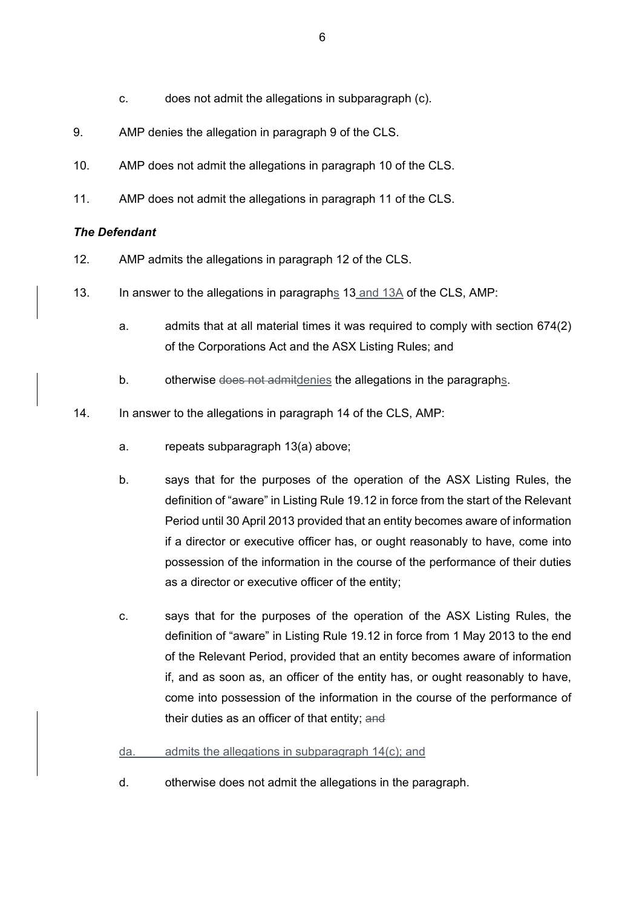c. does not admit the allegations in subparagraph (c).

9. AMP denies the allegation in paragraph 9 of the CLS.

10. AMP does not admit the allegations in paragraph 10 of the CLS.

11. AMP does not admit the allegations in paragraph 11 of the CLS.

### *The Defendant*

12. AMP admits the allegations in paragraph 12 of the CLS.

13. In answer to the allegations in paragraphs 13 and 13A of the CLS, AMP:

    a. admits that at all material times it was required to comply with section 674(2) of the Corporations Act and the ASX Listing Rules; and

    b. otherwise ~~does not admit~~denies the allegations in the paragraphs.

14. In answer to the allegations in paragraph 14 of the CLS, AMP:

    a. repeats subparagraph 13(a) above;

    b. says that for the purposes of the operation of the ASX Listing Rules, the definition of "aware" in Listing Rule 19.12 in force from the start of the Relevant Period until 30 April 2013 provided that an entity becomes aware of information if a director or executive officer has, or ought reasonably to have, come into possession of the information in the course of the performance of their duties as a director or executive officer of the entity;

    c. says that for the purposes of the operation of the ASX Listing Rules, the definition of "aware" in Listing Rule 19.12 in force from 1 May 2013 to the end of the Relevant Period, provided that an entity becomes aware of information if, and as soon as, an officer of the entity has, or ought reasonably to have, come into possession of the information in the course of the performance of their duties as an officer of that entity; ~~and~~

    da. admits the allegations in subparagraph 14(c); and

    d. otherwise does not admit the allegations in the paragraph.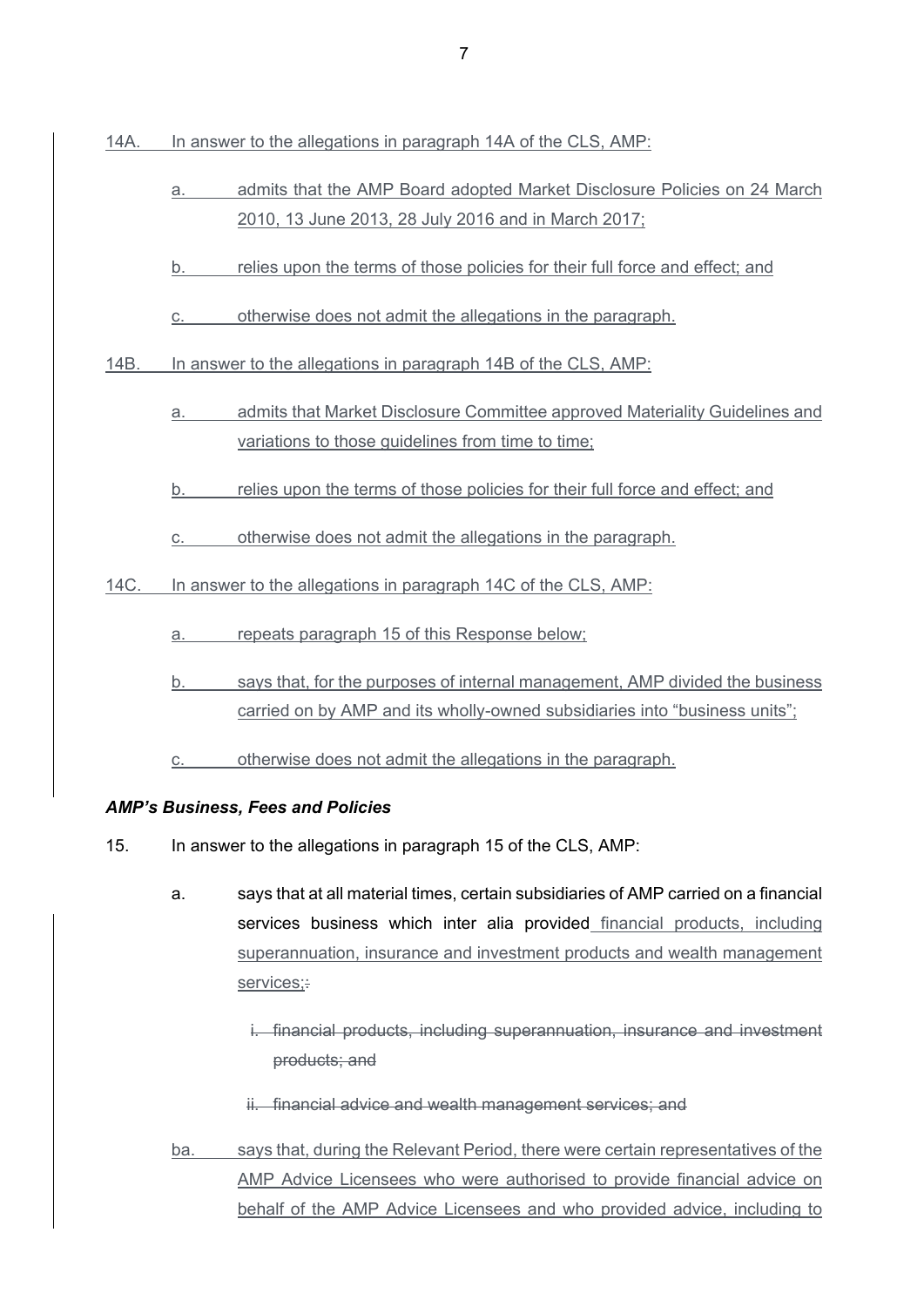14A. In answer to the allegations in paragraph 14A of the CLS, AMP:

a. admits that the AMP Board adopted Market Disclosure Policies on 24 March 2010, 13 June 2013, 28 July 2016 and in March 2017;

b. relies upon the terms of those policies for their full force and effect; and

c. otherwise does not admit the allegations in the paragraph.

14B. In answer to the allegations in paragraph 14B of the CLS, AMP:

a. admits that Market Disclosure Committee approved Materiality Guidelines and variations to those guidelines from time to time;

b. relies upon the terms of those policies for their full force and effect; and

c. otherwise does not admit the allegations in the paragraph.

14C. In answer to the allegations in paragraph 14C of the CLS, AMP:

a. repeats paragraph 15 of this Response below;

b. says that, for the purposes of internal management, AMP divided the business carried on by AMP and its wholly-owned subsidiaries into "business units";

c. otherwise does not admit the allegations in the paragraph.

### *AMP's Business, Fees and Policies*

15. In answer to the allegations in paragraph 15 of the CLS, AMP:

a. says that at all material times, certain subsidiaries of AMP carried on a financial services business which inter alia provided financial products, including superannuation, insurance and investment products and wealth management services;~~:~~

~~i. financial products, including superannuation, insurance and investment products; and~~

~~ii. financial advice and wealth management services; and~~

ba. says that, during the Relevant Period, there were certain representatives of the AMP Advice Licensees who were authorised to provide financial advice on behalf of the AMP Advice Licensees and who provided advice, including to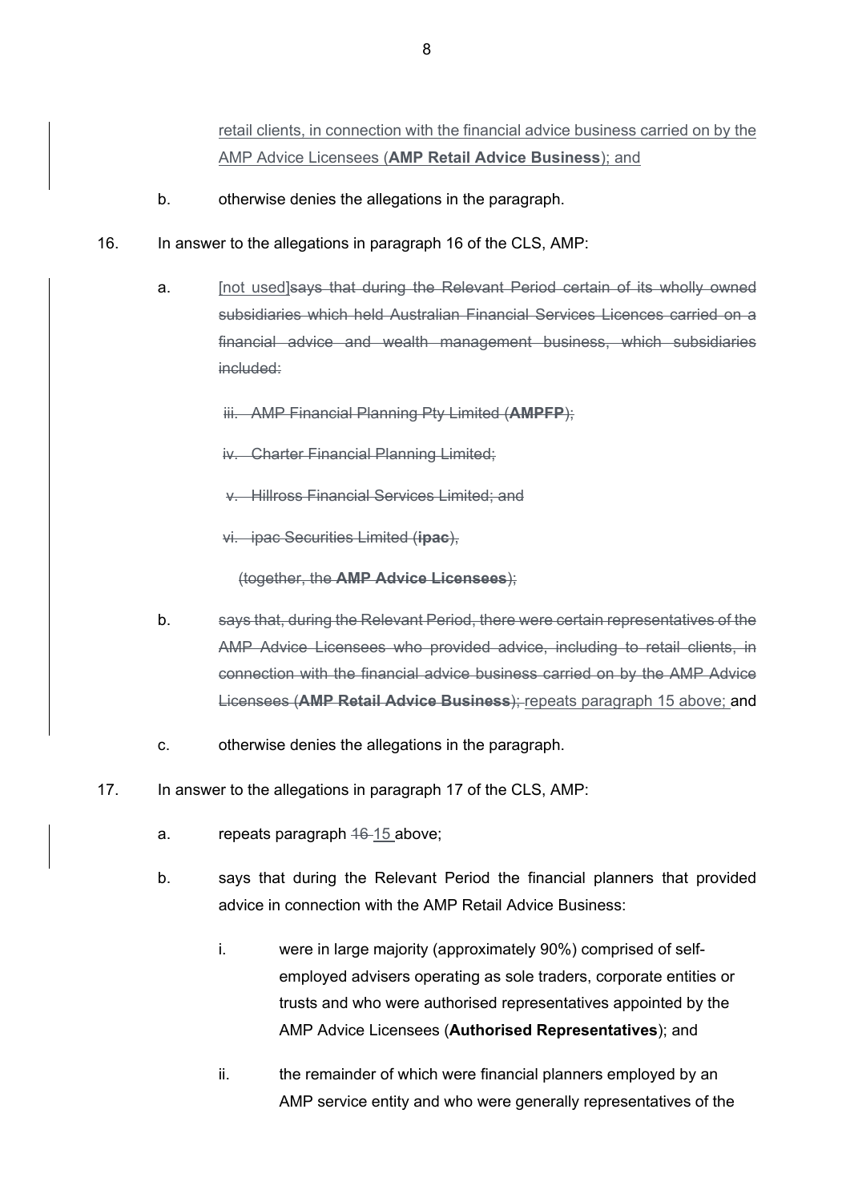retail clients, in connection with the financial advice business carried on by the AMP Advice Licensees (**AMP Retail Advice Business**); and

b. otherwise denies the allegations in the paragraph.

16. In answer to the allegations in paragraph 16 of the CLS, AMP:

a. [not used]~~says that during the Relevant Period certain of its wholly owned subsidiaries which held Australian Financial Services Licences carried on a financial advice and wealth management business, which subsidiaries included:~~

~~iii. AMP Financial Planning Pty Limited (**AMPFP**);~~

~~iv. Charter Financial Planning Limited;~~

~~v. Hillross Financial Services Limited; and~~

~~vi. ipac Securities Limited (**ipac**),~~

~~(together, the **AMP Advice Licensees**);~~

b. ~~says that, during the Relevant Period, there were certain representatives of the AMP Advice Licensees who provided advice, including to retail clients, in connection with the financial advice business carried on by the AMP Advice Licensees (**AMP Retail Advice Business**);~~ repeats paragraph 15 above; and

c. otherwise denies the allegations in the paragraph.

17. In answer to the allegations in paragraph 17 of the CLS, AMP:

a. repeats paragraph ~~16~~ 15 above;

b. says that during the Relevant Period the financial planners that provided advice in connection with the AMP Retail Advice Business:

i. were in large majority (approximately 90%) comprised of self-employed advisers operating as sole traders, corporate entities or trusts and who were authorised representatives appointed by the AMP Advice Licensees (**Authorised Representatives**); and

ii. the remainder of which were financial planners employed by an AMP service entity and who were generally representatives of the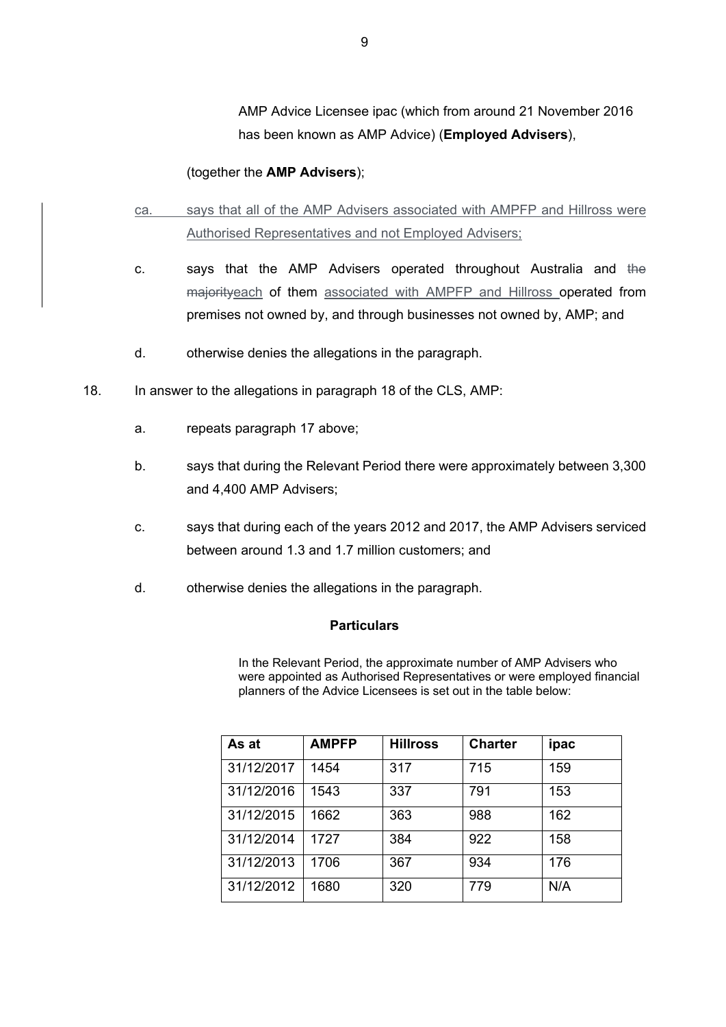AMP Advice Licensee ipac (which from around 21 November 2016 has been known as AMP Advice) (**Employed Advisers**),

(together the **AMP Advisers**);

ca. says that all of the AMP Advisers associated with AMPFP and Hillross were Authorised Representatives and not Employed Advisers;

c. says that the AMP Advisers operated throughout Australia and ~~the majority~~each of them associated with AMPFP and Hillross operated from premises not owned by, and through businesses not owned by, AMP; and

d. otherwise denies the allegations in the paragraph.

18. In answer to the allegations in paragraph 18 of the CLS, AMP:

a. repeats paragraph 17 above;

b. says that during the Relevant Period there were approximately between 3,300 and 4,400 AMP Advisers;

c. says that during each of the years 2012 and 2017, the AMP Advisers serviced between around 1.3 and 1.7 million customers; and

d. otherwise denies the allegations in the paragraph.

**Particulars**

In the Relevant Period, the approximate number of AMP Advisers who were appointed as Authorised Representatives or were employed financial planners of the Advice Licensees is set out in the table below:

| As at | AMPFP | Hillross | Charter | ipac |
|---|---|---|---|---|
| 31/12/2017 | 1454 | 317 | 715 | 159 |
| 31/12/2016 | 1543 | 337 | 791 | 153 |
| 31/12/2015 | 1662 | 363 | 988 | 162 |
| 31/12/2014 | 1727 | 384 | 922 | 158 |
| 31/12/2013 | 1706 | 367 | 934 | 176 |
| 31/12/2012 | 1680 | 320 | 779 | N/A |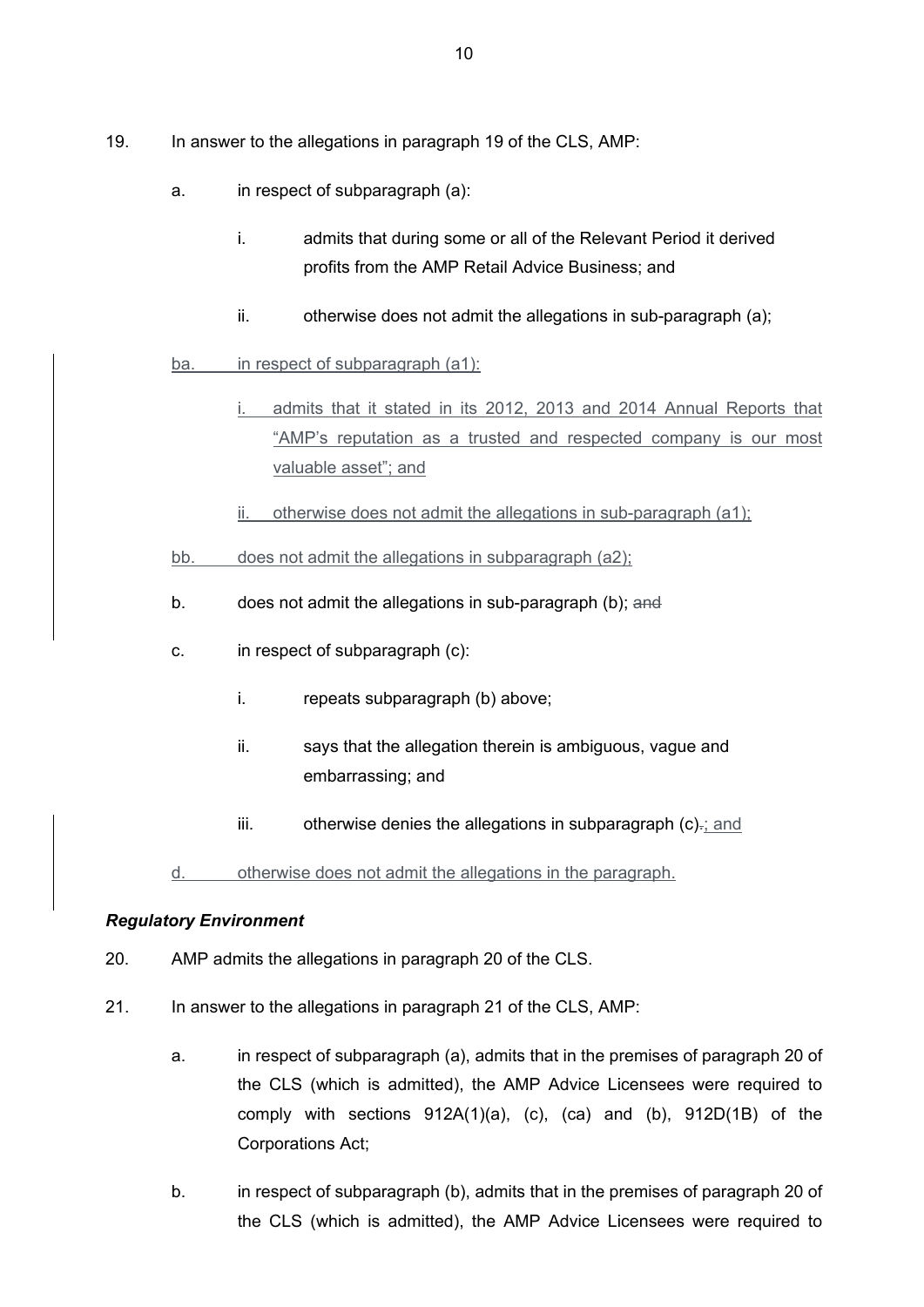19. In answer to the allegations in paragraph 19 of the CLS, AMP:

    a. in respect of subparagraph (a):

        i. admits that during some or all of the Relevant Period it derived profits from the AMP Retail Advice Business; and

        ii. otherwise does not admit the allegations in sub-paragraph (a);

    ba. in respect of subparagraph (a1):

        i. admits that it stated in its 2012, 2013 and 2014 Annual Reports that "AMP's reputation as a trusted and respected company is our most valuable asset"; and

        ii. otherwise does not admit the allegations in sub-paragraph (a1);

    bb. does not admit the allegations in subparagraph (a2);

    b. does not admit the allegations in sub-paragraph (b); ~~and~~

    c. in respect of subparagraph (c):

        i. repeats subparagraph (b) above;

        ii. says that the allegation therein is ambiguous, vague and embarrassing; and

        iii. otherwise denies the allegations in subparagraph (c)~~.~~; and

    d. otherwise does not admit the allegations in the paragraph.

***Regulatory Environment***

20. AMP admits the allegations in paragraph 20 of the CLS.

21. In answer to the allegations in paragraph 21 of the CLS, AMP:

    a. in respect of subparagraph (a), admits that in the premises of paragraph 20 of the CLS (which is admitted), the AMP Advice Licensees were required to comply with sections 912A(1)(a), (c), (ca) and (b), 912D(1B) of the Corporations Act;

    b. in respect of subparagraph (b), admits that in the premises of paragraph 20 of the CLS (which is admitted), the AMP Advice Licensees were required to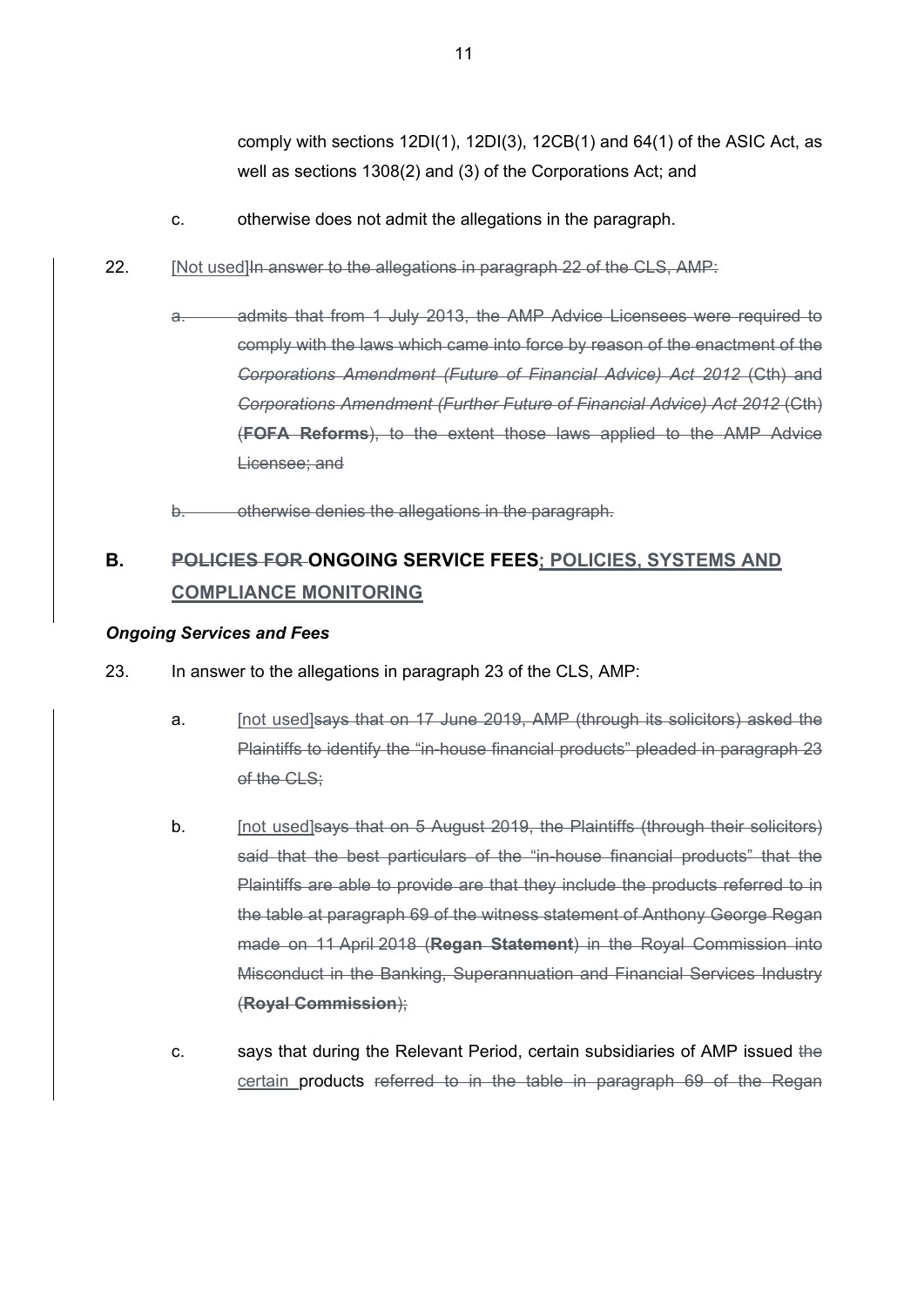comply with sections 12DI(1), 12DI(3), 12CB(1) and 64(1) of the ASIC Act, as well as sections 1308(2) and (3) of the Corporations Act; and

c. otherwise does not admit the allegations in the paragraph.

22. [Not used]~~In answer to the allegations in paragraph 22 of the CLS, AMP:~~

~~a. admits that from 1 July 2013, the AMP Advice Licensees were required to comply with the laws which came into force by reason of the enactment of the *Corporations Amendment (Future of Financial Advice) Act 2012* (Cth) and *Corporations Amendment (Further Future of Financial Advice) Act 2012* (Cth) (**FOFA Reforms**), to the extent those laws applied to the AMP Advice Licensee; and~~

~~b. otherwise denies the allegations in the paragraph.~~

## B. ~~POLICIES FOR~~ ONGOING SERVICE FEES<u>; POLICIES, SYSTEMS AND COMPLIANCE MONITORING</u>

### *Ongoing Services and Fees*

23. In answer to the allegations in paragraph 23 of the CLS, AMP:

a. [not used]~~says that on 17 June 2019, AMP (through its solicitors) asked the Plaintiffs to identify the "in-house financial products" pleaded in paragraph 23 of the CLS;~~

b. [not used]~~says that on 5 August 2019, the Plaintiffs (through their solicitors) said that the best particulars of the "in-house financial products" that the Plaintiffs are able to provide are that they include the products referred to in the table at paragraph 69 of the witness statement of Anthony George Regan made on 11 April 2018 (**Regan Statement**) in the Royal Commission into Misconduct in the Banking, Superannuation and Financial Services Industry (**Royal Commission**);~~

c. says that during the Relevant Period, certain subsidiaries of AMP issued ~~the~~ <u>certain</u> products ~~referred to in the table in paragraph 69 of the Regan~~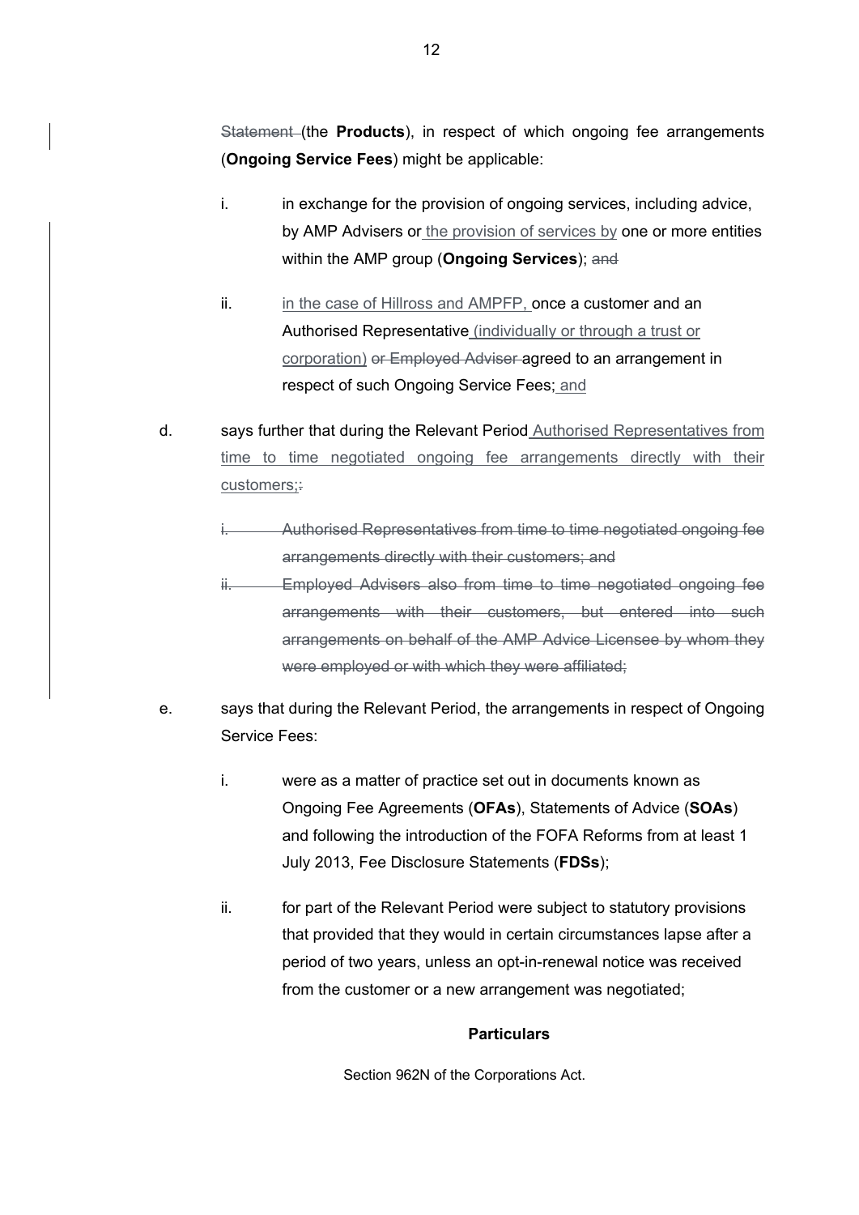~~Statement~~ (the **Products**), in respect of which ongoing fee arrangements (**Ongoing Service Fees**) might be applicable:

i. in exchange for the provision of ongoing services, including advice, by AMP Advisers or the provision of services by one or more entities within the AMP group (**Ongoing Services**); ~~and~~

ii. in the case of Hillross and AMPFP, once a customer and an Authorised Representative (individually or through a trust or corporation) ~~or Employed Adviser~~ agreed to an arrangement in respect of such Ongoing Service Fees; and

d. says further that during the Relevant Period Authorised Representatives from time to time negotiated ongoing fee arrangements directly with their customers;~~:~~

~~i. Authorised Representatives from time to time negotiated ongoing fee arrangements directly with their customers; and~~

~~ii. Employed Advisers also from time to time negotiated ongoing fee arrangements with their customers, but entered into such arrangements on behalf of the AMP Advice Licensee by whom they were employed or with which they were affiliated;~~

e. says that during the Relevant Period, the arrangements in respect of Ongoing Service Fees:

i. were as a matter of practice set out in documents known as Ongoing Fee Agreements (**OFAs**), Statements of Advice (**SOAs**) and following the introduction of the FOFA Reforms from at least 1 July 2013, Fee Disclosure Statements (**FDSs**);

ii. for part of the Relevant Period were subject to statutory provisions that provided that they would in certain circumstances lapse after a period of two years, unless an opt-in-renewal notice was received from the customer or a new arrangement was negotiated;

**Particulars**

Section 962N of the Corporations Act.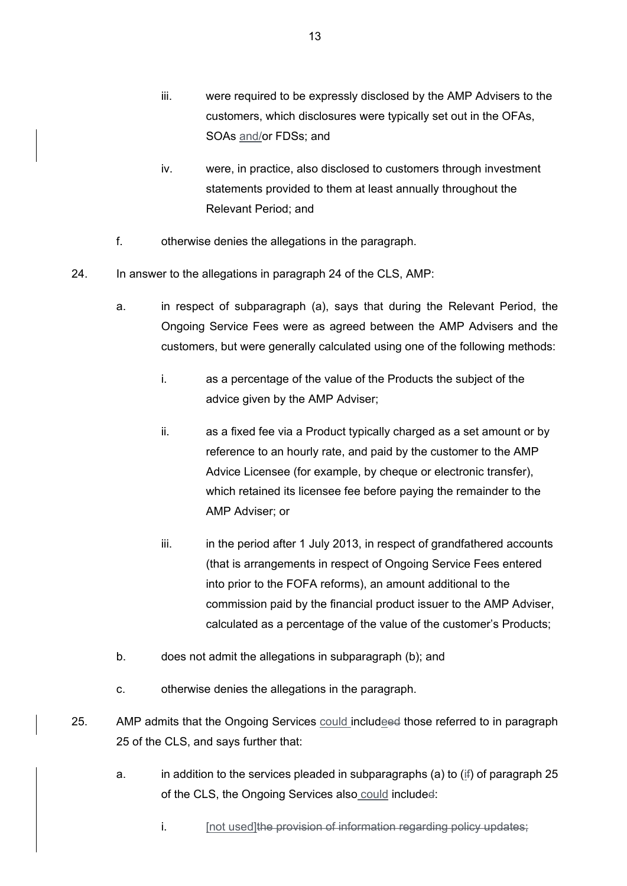iii. were required to be expressly disclosed by the AMP Advisers to the customers, which disclosures were typically set out in the OFAs, SOAs and/or FDSs; and

iv. were, in practice, also disclosed to customers through investment statements provided to them at least annually throughout the Relevant Period; and

f. otherwise denies the allegations in the paragraph.

24. In answer to the allegations in paragraph 24 of the CLS, AMP:

a. in respect of subparagraph (a), says that during the Relevant Period, the Ongoing Service Fees were as agreed between the AMP Advisers and the customers, but were generally calculated using one of the following methods:

i. as a percentage of the value of the Products the subject of the advice given by the AMP Adviser;

ii. as a fixed fee via a Product typically charged as a set amount or by reference to an hourly rate, and paid by the customer to the AMP Advice Licensee (for example, by cheque or electronic transfer), which retained its licensee fee before paying the remainder to the AMP Adviser; or

iii. in the period after 1 July 2013, in respect of grandfathered accounts (that is arrangements in respect of Ongoing Service Fees entered into prior to the FOFA reforms), an amount additional to the commission paid by the financial product issuer to the AMP Adviser, calculated as a percentage of the value of the customer's Products;

b. does not admit the allegations in subparagraph (b); and

c. otherwise denies the allegations in the paragraph.

25. AMP admits that the Ongoing Services could includeed those referred to in paragraph 25 of the CLS, and says further that:

a. in addition to the services pleaded in subparagraphs (a) to (if) of paragraph 25 of the CLS, the Ongoing Services also could included:

i. [not used]~~the provision of information regarding policy updates;~~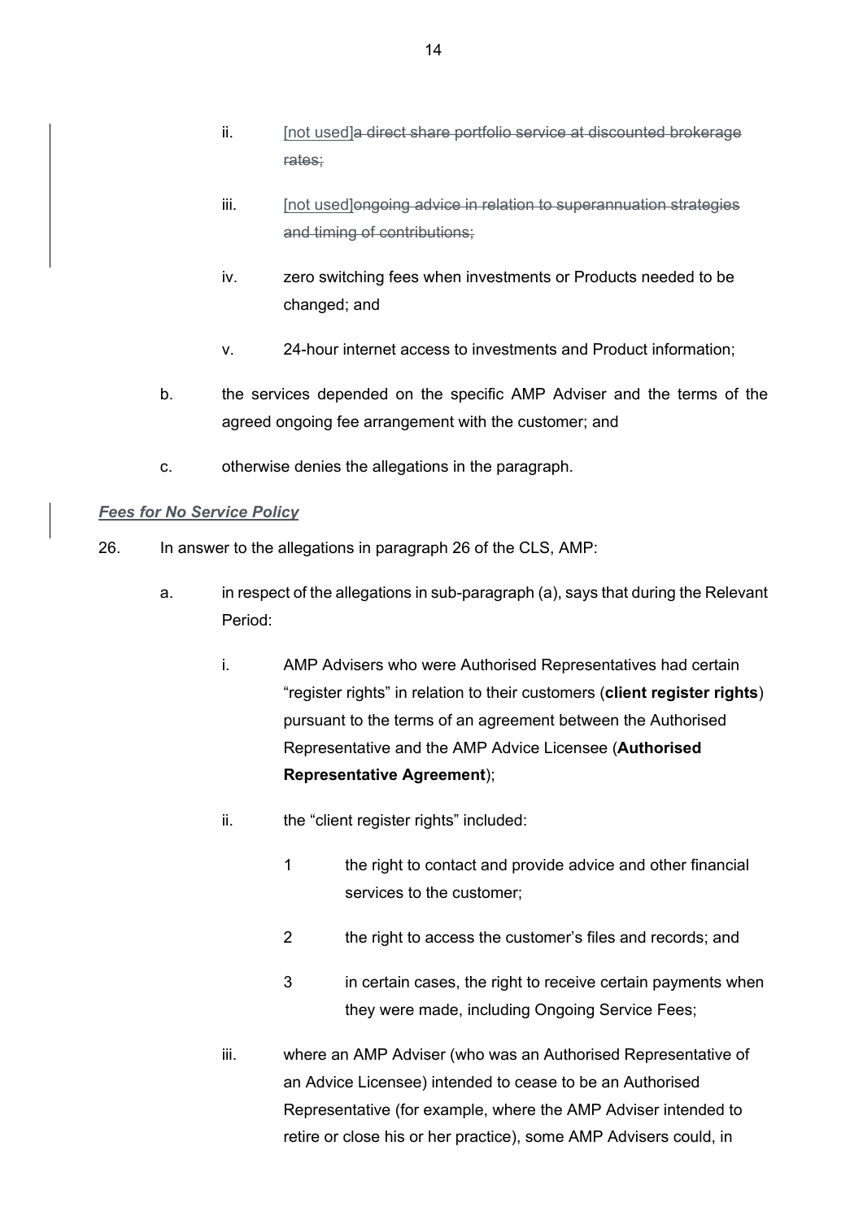ii. [not used]~~a direct share portfolio service at discounted brokerage rates;~~

iii. [not used]~~ongoing advice in relation to superannuation strategies and timing of contributions;~~

iv. zero switching fees when investments or Products needed to be changed; and

v. 24-hour internet access to investments and Product information;

b. the services depended on the specific AMP Adviser and the terms of the agreed ongoing fee arrangement with the customer; and

c. otherwise denies the allegations in the paragraph.

***Fees for No Service Policy***

26. In answer to the allegations in paragraph 26 of the CLS, AMP:

a. in respect of the allegations in sub-paragraph (a), says that during the Relevant Period:

i. AMP Advisers who were Authorised Representatives had certain "register rights" in relation to their customers (**client register rights**) pursuant to the terms of an agreement between the Authorised Representative and the AMP Advice Licensee (**Authorised Representative Agreement**);

ii. the "client register rights" included:

1 the right to contact and provide advice and other financial services to the customer;

2 the right to access the customer's files and records; and

3 in certain cases, the right to receive certain payments when they were made, including Ongoing Service Fees;

iii. where an AMP Adviser (who was an Authorised Representative of an Advice Licensee) intended to cease to be an Authorised Representative (for example, where the AMP Adviser intended to retire or close his or her practice), some AMP Advisers could, in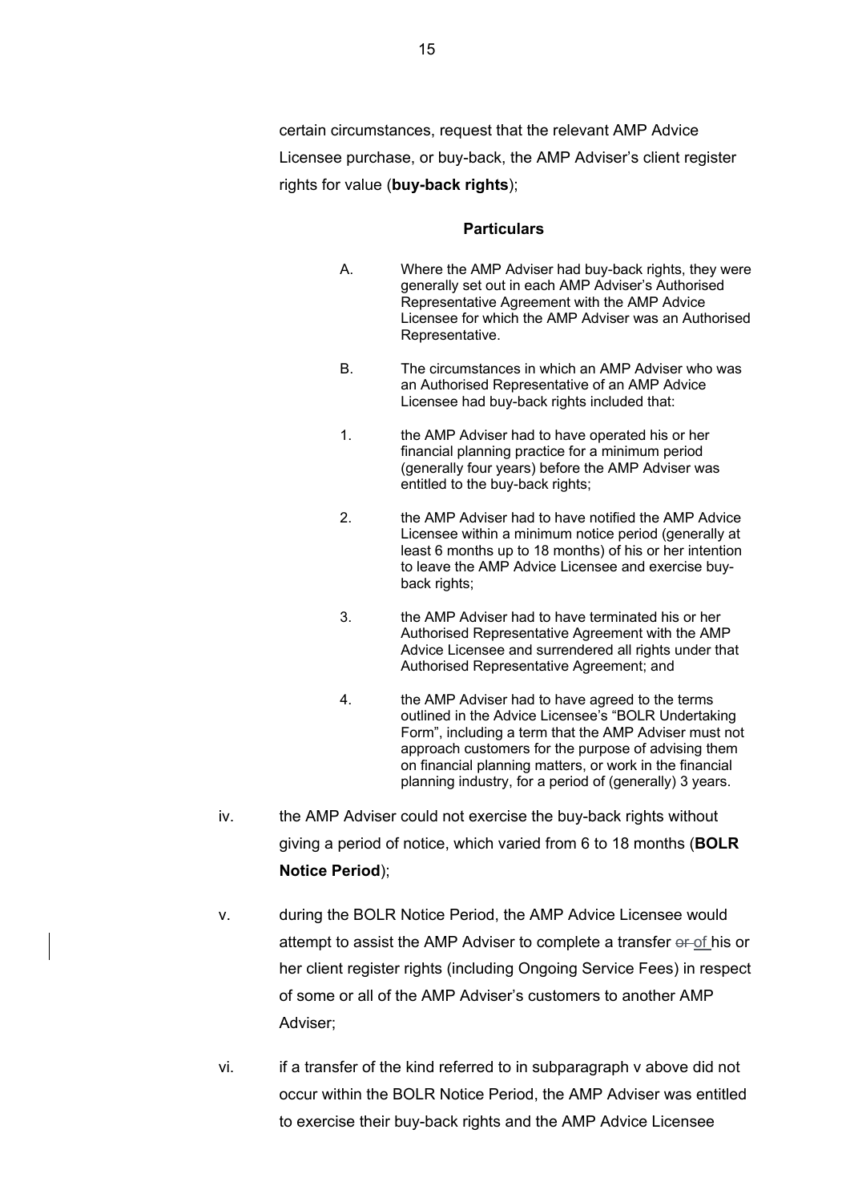certain circumstances, request that the relevant AMP Advice Licensee purchase, or buy-back, the AMP Adviser's client register rights for value (**buy-back rights**);

**Particulars**

A. Where the AMP Adviser had buy-back rights, they were generally set out in each AMP Adviser's Authorised Representative Agreement with the AMP Advice Licensee for which the AMP Adviser was an Authorised Representative.

B. The circumstances in which an AMP Adviser who was an Authorised Representative of an AMP Advice Licensee had buy-back rights included that:

1. the AMP Adviser had to have operated his or her financial planning practice for a minimum period (generally four years) before the AMP Adviser was entitled to the buy-back rights;

2. the AMP Adviser had to have notified the AMP Advice Licensee within a minimum notice period (generally at least 6 months up to 18 months) of his or her intention to leave the AMP Advice Licensee and exercise buy-back rights;

3. the AMP Adviser had to have terminated his or her Authorised Representative Agreement with the AMP Advice Licensee and surrendered all rights under that Authorised Representative Agreement; and

4. the AMP Adviser had to have agreed to the terms outlined in the Advice Licensee's "BOLR Undertaking Form", including a term that the AMP Adviser must not approach customers for the purpose of advising them on financial planning matters, or work in the financial planning industry, for a period of (generally) 3 years.

iv. the AMP Adviser could not exercise the buy-back rights without giving a period of notice, which varied from 6 to 18 months (**BOLR Notice Period**);

v. during the BOLR Notice Period, the AMP Advice Licensee would attempt to assist the AMP Adviser to complete a transfer ~~or~~ of his or her client register rights (including Ongoing Service Fees) in respect of some or all of the AMP Adviser's customers to another AMP Adviser;

vi. if a transfer of the kind referred to in subparagraph v above did not occur within the BOLR Notice Period, the AMP Adviser was entitled to exercise their buy-back rights and the AMP Advice Licensee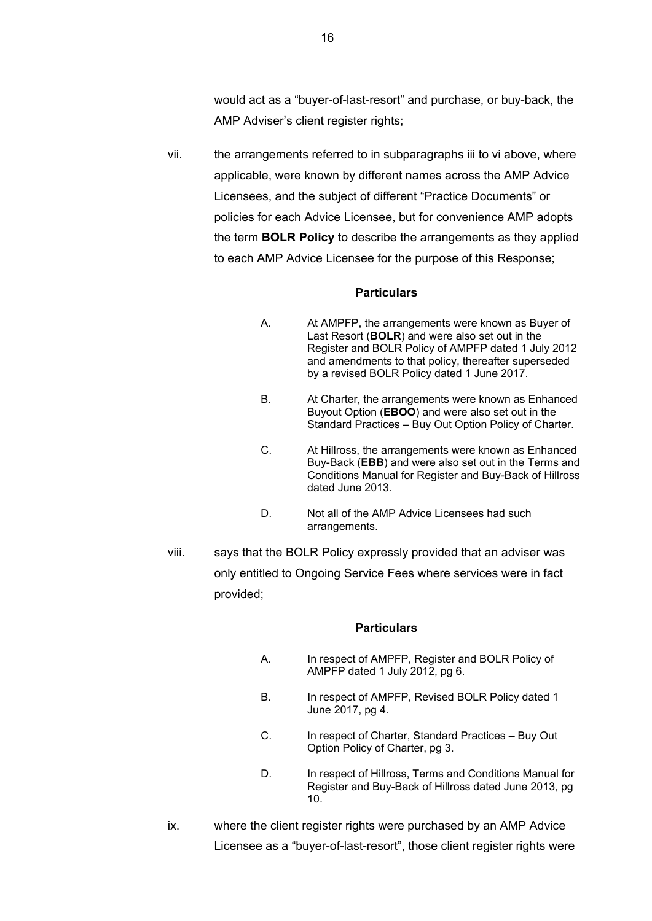would act as a "buyer-of-last-resort" and purchase, or buy-back, the AMP Adviser's client register rights;

vii. the arrangements referred to in subparagraphs iii to vi above, where applicable, were known by different names across the AMP Advice Licensees, and the subject of different "Practice Documents" or policies for each Advice Licensee, but for convenience AMP adopts the term **BOLR Policy** to describe the arrangements as they applied to each AMP Advice Licensee for the purpose of this Response;

**Particulars**

A. At AMPFP, the arrangements were known as Buyer of Last Resort (**BOLR**) and were also set out in the Register and BOLR Policy of AMPFP dated 1 July 2012 and amendments to that policy, thereafter superseded by a revised BOLR Policy dated 1 June 2017.

B. At Charter, the arrangements were known as Enhanced Buyout Option (**EBOO**) and were also set out in the Standard Practices – Buy Out Option Policy of Charter.

C. At Hillross, the arrangements were known as Enhanced Buy-Back (**EBB**) and were also set out in the Terms and Conditions Manual for Register and Buy-Back of Hillross dated June 2013.

D. Not all of the AMP Advice Licensees had such arrangements.

viii. says that the BOLR Policy expressly provided that an adviser was only entitled to Ongoing Service Fees where services were in fact provided;

**Particulars**

A. In respect of AMPFP, Register and BOLR Policy of AMPFP dated 1 July 2012, pg 6.

B. In respect of AMPFP, Revised BOLR Policy dated 1 June 2017, pg 4.

C. In respect of Charter, Standard Practices – Buy Out Option Policy of Charter, pg 3.

D. In respect of Hillross, Terms and Conditions Manual for Register and Buy-Back of Hillross dated June 2013, pg 10.

ix. where the client register rights were purchased by an AMP Advice Licensee as a "buyer-of-last-resort", those client register rights were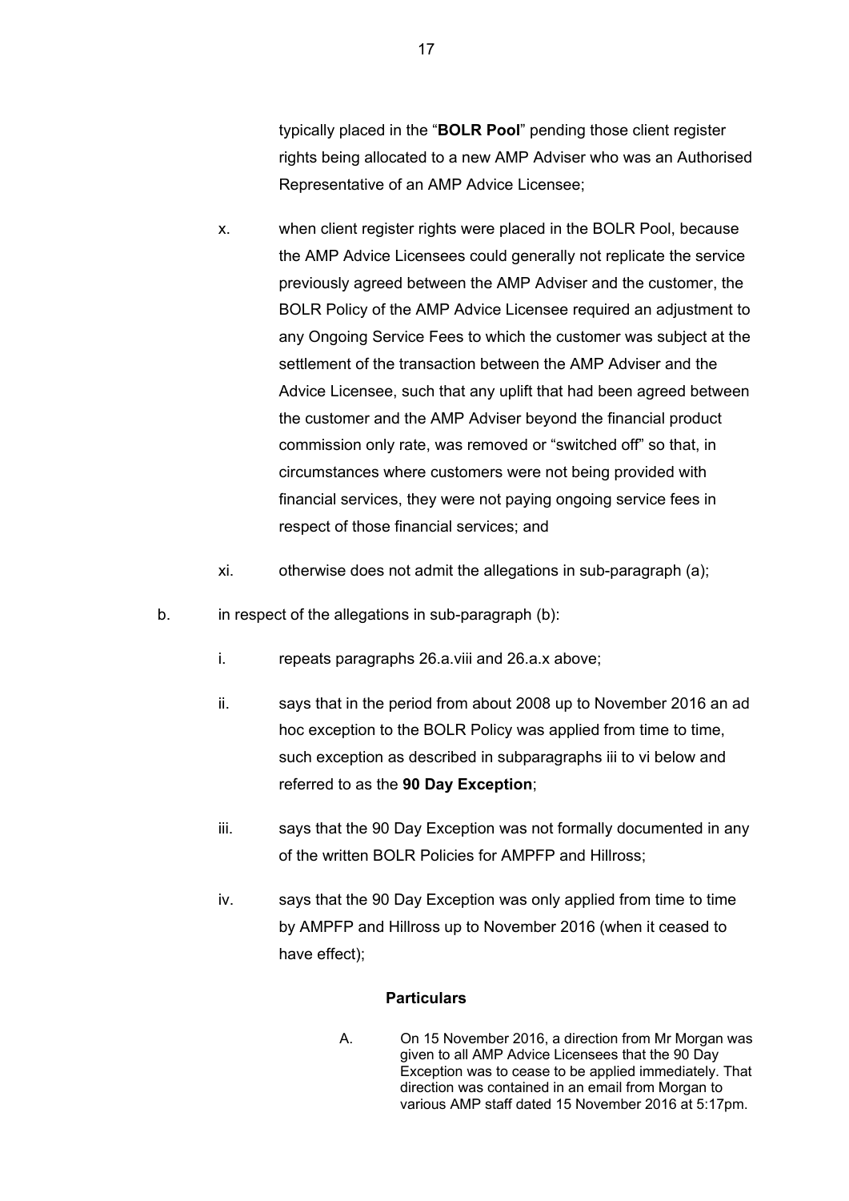typically placed in the "**BOLR Pool**" pending those client register rights being allocated to a new AMP Adviser who was an Authorised Representative of an AMP Advice Licensee;

x. when client register rights were placed in the BOLR Pool, because the AMP Advice Licensees could generally not replicate the service previously agreed between the AMP Adviser and the customer, the BOLR Policy of the AMP Advice Licensee required an adjustment to any Ongoing Service Fees to which the customer was subject at the settlement of the transaction between the AMP Adviser and the Advice Licensee, such that any uplift that had been agreed between the customer and the AMP Adviser beyond the financial product commission only rate, was removed or "switched off" so that, in circumstances where customers were not being provided with financial services, they were not paying ongoing service fees in respect of those financial services; and

xi. otherwise does not admit the allegations in sub-paragraph (a);

b. in respect of the allegations in sub-paragraph (b):

i. repeats paragraphs 26.a.viii and 26.a.x above;

ii. says that in the period from about 2008 up to November 2016 an ad hoc exception to the BOLR Policy was applied from time to time, such exception as described in subparagraphs iii to vi below and referred to as the **90 Day Exception**;

iii. says that the 90 Day Exception was not formally documented in any of the written BOLR Policies for AMPFP and Hillross;

iv. says that the 90 Day Exception was only applied from time to time by AMPFP and Hillross up to November 2016 (when it ceased to have effect);

**Particulars**

A. On 15 November 2016, a direction from Mr Morgan was given to all AMP Advice Licensees that the 90 Day Exception was to cease to be applied immediately. That direction was contained in an email from Morgan to various AMP staff dated 15 November 2016 at 5:17pm.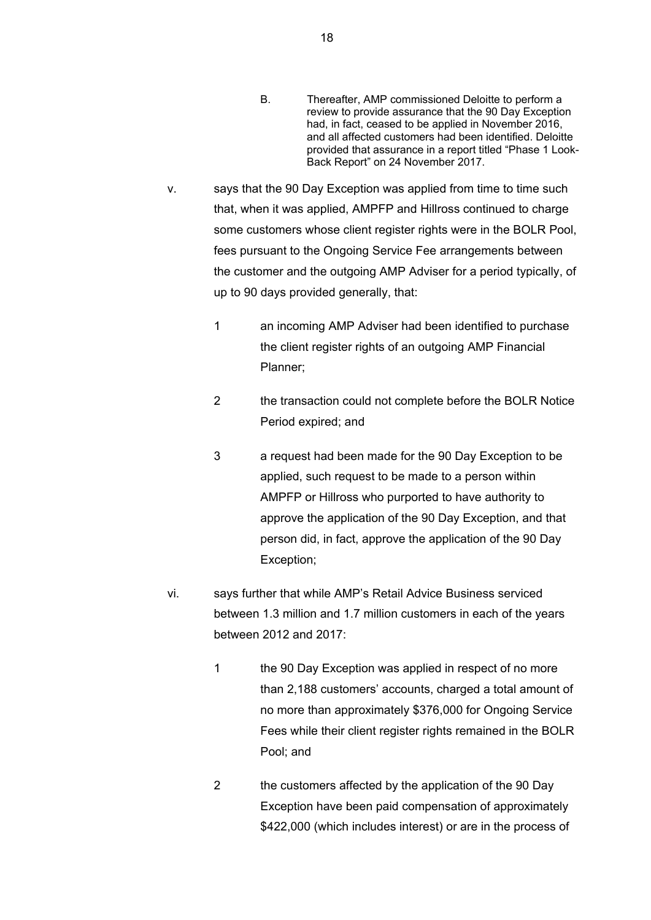B. Thereafter, AMP commissioned Deloitte to perform a review to provide assurance that the 90 Day Exception had, in fact, ceased to be applied in November 2016, and all affected customers had been identified. Deloitte provided that assurance in a report titled "Phase 1 Look-Back Report" on 24 November 2017.

v. says that the 90 Day Exception was applied from time to time such that, when it was applied, AMPFP and Hillross continued to charge some customers whose client register rights were in the BOLR Pool, fees pursuant to the Ongoing Service Fee arrangements between the customer and the outgoing AMP Adviser for a period typically, of up to 90 days provided generally, that:

1 an incoming AMP Adviser had been identified to purchase the client register rights of an outgoing AMP Financial Planner;

2 the transaction could not complete before the BOLR Notice Period expired; and

3 a request had been made for the 90 Day Exception to be applied, such request to be made to a person within AMPFP or Hillross who purported to have authority to approve the application of the 90 Day Exception, and that person did, in fact, approve the application of the 90 Day Exception;

vi. says further that while AMP's Retail Advice Business serviced between 1.3 million and 1.7 million customers in each of the years between 2012 and 2017:

1 the 90 Day Exception was applied in respect of no more than 2,188 customers' accounts, charged a total amount of no more than approximately $376,000 for Ongoing Service Fees while their client register rights remained in the BOLR Pool; and

2 the customers affected by the application of the 90 Day Exception have been paid compensation of approximately $422,000 (which includes interest) or are in the process of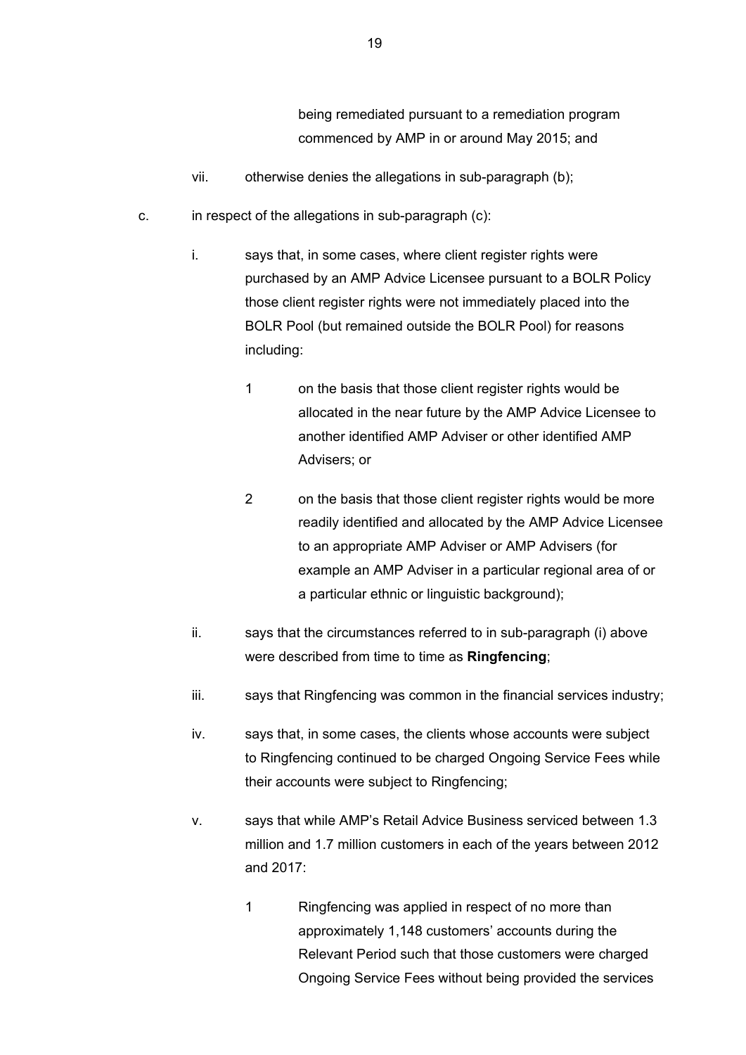being remediated pursuant to a remediation program commenced by AMP in or around May 2015; and

vii. otherwise denies the allegations in sub-paragraph (b);

c. in respect of the allegations in sub-paragraph (c):

i. says that, in some cases, where client register rights were purchased by an AMP Advice Licensee pursuant to a BOLR Policy those client register rights were not immediately placed into the BOLR Pool (but remained outside the BOLR Pool) for reasons including:

1 on the basis that those client register rights would be allocated in the near future by the AMP Advice Licensee to another identified AMP Adviser or other identified AMP Advisers; or

2 on the basis that those client register rights would be more readily identified and allocated by the AMP Advice Licensee to an appropriate AMP Adviser or AMP Advisers (for example an AMP Adviser in a particular regional area of or a particular ethnic or linguistic background);

ii. says that the circumstances referred to in sub-paragraph (i) above were described from time to time as **Ringfencing**;

iii. says that Ringfencing was common in the financial services industry;

iv. says that, in some cases, the clients whose accounts were subject to Ringfencing continued to be charged Ongoing Service Fees while their accounts were subject to Ringfencing;

v. says that while AMP's Retail Advice Business serviced between 1.3 million and 1.7 million customers in each of the years between 2012 and 2017:

1 Ringfencing was applied in respect of no more than approximately 1,148 customers' accounts during the Relevant Period such that those customers were charged Ongoing Service Fees without being provided the services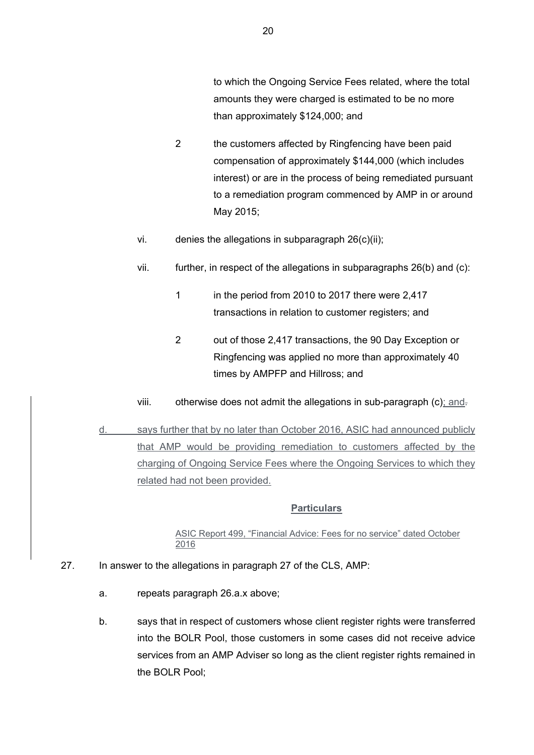to which the Ongoing Service Fees related, where the total amounts they were charged is estimated to be no more than approximately $124,000; and

2 the customers affected by Ringfencing have been paid compensation of approximately $144,000 (which includes interest) or are in the process of being remediated pursuant to a remediation program commenced by AMP in or around May 2015;

vi. denies the allegations in subparagraph 26(c)(ii);

vii. further, in respect of the allegations in subparagraphs 26(b) and (c):

1 in the period from 2010 to 2017 there were 2,417 transactions in relation to customer registers; and

2 out of those 2,417 transactions, the 90 Day Exception or Ringfencing was applied no more than approximately 40 times by AMPFP and Hillross; and

viii. otherwise does not admit the allegations in sub-paragraph (c); and

d. says further that by no later than October 2016, ASIC had announced publicly that AMP would be providing remediation to customers affected by the charging of Ongoing Service Fees where the Ongoing Services to which they related had not been provided.

**Particulars**

ASIC Report 499, "Financial Advice: Fees for no service" dated October 2016

27. In answer to the allegations in paragraph 27 of the CLS, AMP:

a. repeats paragraph 26.a.x above;

b. says that in respect of customers whose client register rights were transferred into the BOLR Pool, those customers in some cases did not receive advice services from an AMP Adviser so long as the client register rights remained in the BOLR Pool;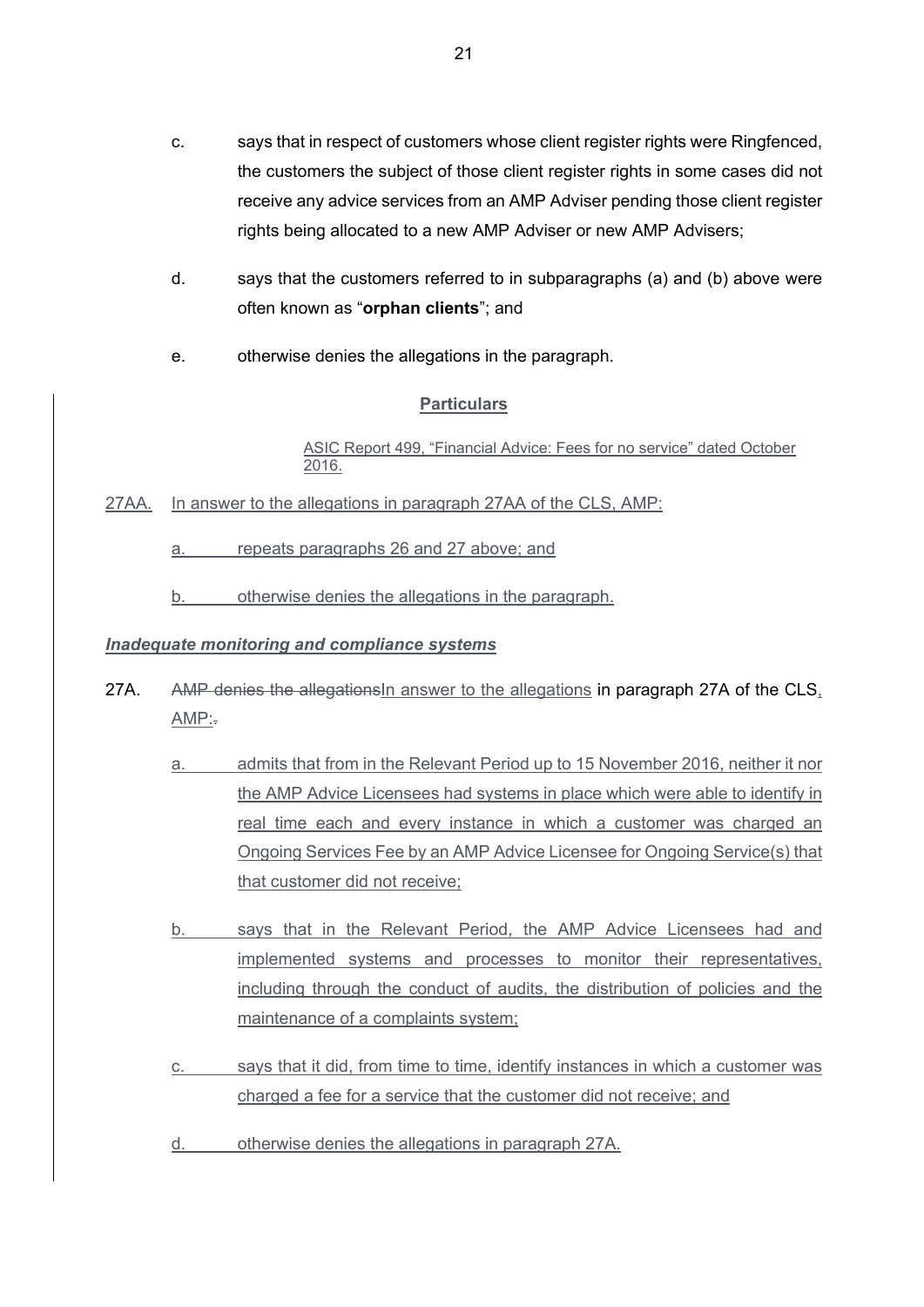c. says that in respect of customers whose client register rights were Ringfenced, the customers the subject of those client register rights in some cases did not receive any advice services from an AMP Adviser pending those client register rights being allocated to a new AMP Adviser or new AMP Advisers;

d. says that the customers referred to in subparagraphs (a) and (b) above were often known as "**orphan clients**"; and

e. otherwise denies the allegations in the paragraph.

**Particulars**

ASIC Report 499, "Financial Advice: Fees for no service" dated October 2016.

27AA. In answer to the allegations in paragraph 27AA of the CLS, AMP:

a. repeats paragraphs 26 and 27 above; and

b. otherwise denies the allegations in the paragraph.

***Inadequate monitoring and compliance systems***

27A. ~~AMP denies the allegations~~In answer to the allegations in paragraph 27A of the CLS, AMP:~~.~~

a. admits that from in the Relevant Period up to 15 November 2016, neither it nor the AMP Advice Licensees had systems in place which were able to identify in real time each and every instance in which a customer was charged an Ongoing Services Fee by an AMP Advice Licensee for Ongoing Service(s) that that customer did not receive;

b. says that in the Relevant Period, the AMP Advice Licensees had and implemented systems and processes to monitor their representatives, including through the conduct of audits, the distribution of policies and the maintenance of a complaints system;

c. says that it did, from time to time, identify instances in which a customer was charged a fee for a service that the customer did not receive; and

d. otherwise denies the allegations in paragraph 27A.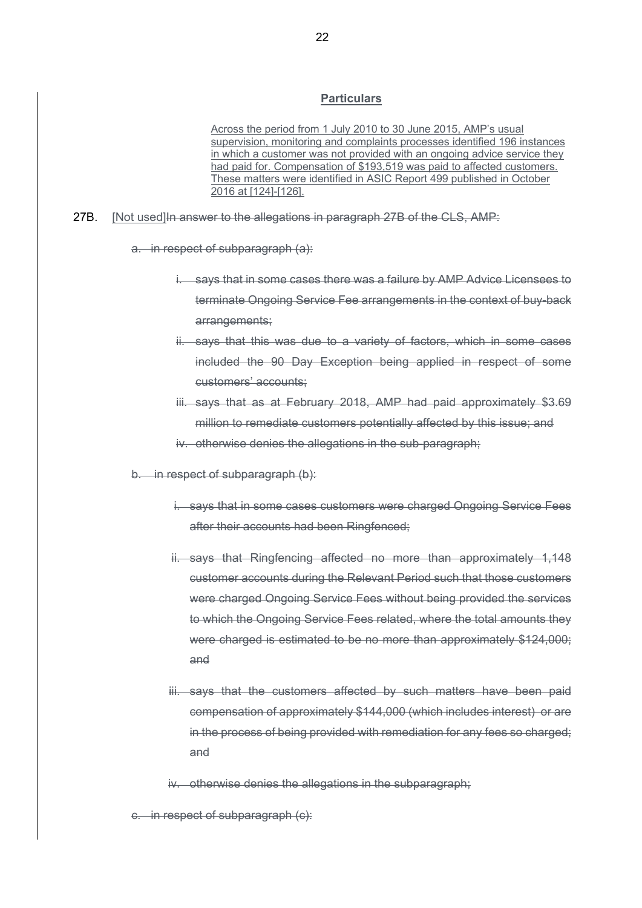**Particulars**

Across the period from 1 July 2010 to 30 June 2015, AMP's usual supervision, monitoring and complaints processes identified 196 instances in which a customer was not provided with an ongoing advice service they had paid for. Compensation of $193,519 was paid to affected customers. These matters were identified in ASIC Report 499 published in October 2016 at [124]-[126].

27B. [Not used]~~In answer to the allegations in paragraph 27B of the CLS, AMP:~~

~~a. in respect of subparagraph (a):~~

~~i. says that in some cases there was a failure by AMP Advice Licensees to terminate Ongoing Service Fee arrangements in the context of buy-back arrangements;~~

~~ii. says that this was due to a variety of factors, which in some cases included the 90 Day Exception being applied in respect of some customers' accounts;~~

~~iii. says that as at February 2018, AMP had paid approximately $3.69 million to remediate customers potentially affected by this issue; and~~

~~iv. otherwise denies the allegations in the sub-paragraph;~~

~~b. in respect of subparagraph (b):~~

~~i. says that in some cases customers were charged Ongoing Service Fees after their accounts had been Ringfenced;~~

~~ii. says that Ringfencing affected no more than approximately 1,148 customer accounts during the Relevant Period such that those customers were charged Ongoing Service Fees without being provided the services to which the Ongoing Service Fees related, where the total amounts they were charged is estimated to be no more than approximately $124,000; and~~

~~iii. says that the customers affected by such matters have been paid compensation of approximately $144,000 (which includes interest) or are in the process of being provided with remediation for any fees so charged; and~~

~~iv. otherwise denies the allegations in the subparagraph;~~

~~c. in respect of subparagraph (c):~~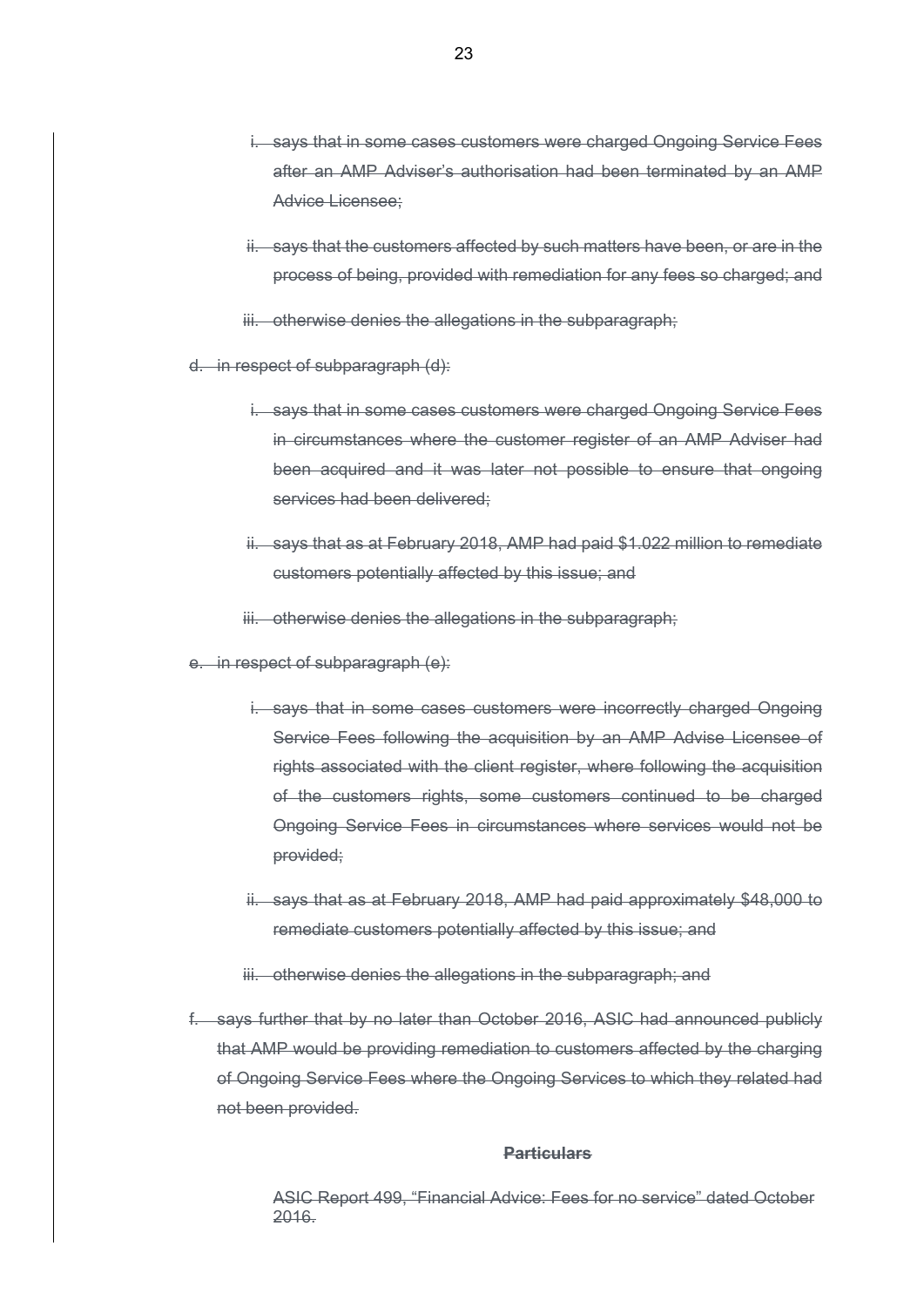~~i. says that in some cases customers were charged Ongoing Service Fees after an AMP Adviser's authorisation had been terminated by an AMP Advice Licensee;~~

~~ii. says that the customers affected by such matters have been, or are in the process of being, provided with remediation for any fees so charged; and~~

~~iii. otherwise denies the allegations in the subparagraph;~~

~~d. in respect of subparagraph (d):~~

~~i. says that in some cases customers were charged Ongoing Service Fees in circumstances where the customer register of an AMP Adviser had been acquired and it was later not possible to ensure that ongoing services had been delivered;~~

~~ii. says that as at February 2018, AMP had paid $1.022 million to remediate customers potentially affected by this issue; and~~

~~iii. otherwise denies the allegations in the subparagraph;~~

~~e. in respect of subparagraph (e):~~

~~i. says that in some cases customers were incorrectly charged Ongoing Service Fees following the acquisition by an AMP Advise Licensee of rights associated with the client register, where following the acquisition of the customers rights, some customers continued to be charged Ongoing Service Fees in circumstances where services would not be provided;~~

~~ii. says that as at February 2018, AMP had paid approximately $48,000 to remediate customers potentially affected by this issue; and~~

~~iii. otherwise denies the allegations in the subparagraph; and~~

~~f. says further that by no later than October 2016, ASIC had announced publicly that AMP would be providing remediation to customers affected by the charging of Ongoing Service Fees where the Ongoing Services to which they related had not been provided.~~

~~**Particulars**~~

~~ASIC Report 499, "Financial Advice: Fees for no service" dated October 2016.~~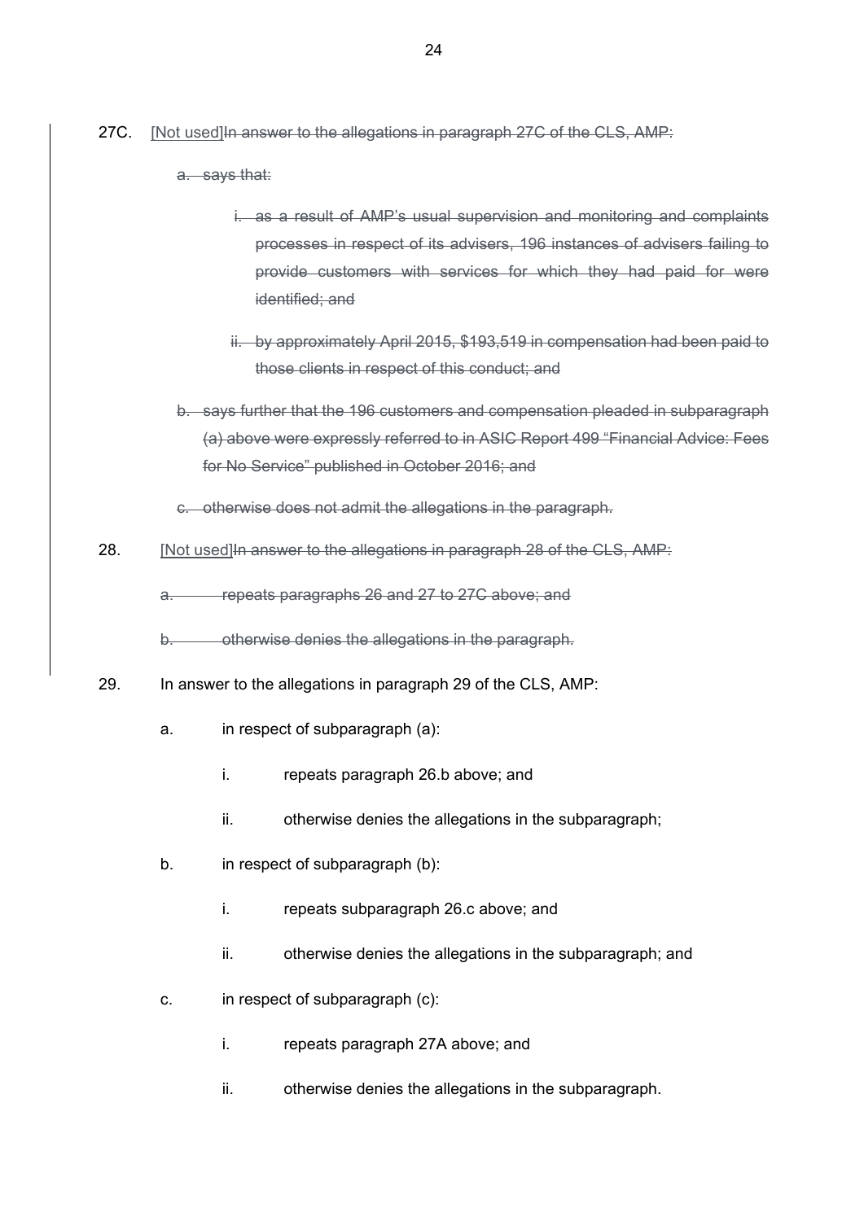27C. [Not used]~~In answer to the allegations in paragraph 27C of the CLS, AMP:~~

~~a. says that:~~

~~i. as a result of AMP's usual supervision and monitoring and complaints processes in respect of its advisers, 196 instances of advisers failing to provide customers with services for which they had paid for were identified; and~~

~~ii. by approximately April 2015, $193,519 in compensation had been paid to those clients in respect of this conduct; and~~

~~b. says further that the 196 customers and compensation pleaded in subparagraph (a) above were expressly referred to in ASIC Report 499 "Financial Advice: Fees for No Service" published in October 2016; and~~

~~c. otherwise does not admit the allegations in the paragraph.~~

28. [Not used]~~In answer to the allegations in paragraph 28 of the CLS, AMP:~~

~~a. repeats paragraphs 26 and 27 to 27C above; and~~

~~b. otherwise denies the allegations in the paragraph.~~

29. In answer to the allegations in paragraph 29 of the CLS, AMP:

a. in respect of subparagraph (a):

i. repeats paragraph 26.b above; and

ii. otherwise denies the allegations in the subparagraph;

b. in respect of subparagraph (b):

i. repeats subparagraph 26.c above; and

ii. otherwise denies the allegations in the subparagraph; and

c. in respect of subparagraph (c):

i. repeats paragraph 27A above; and

ii. otherwise denies the allegations in the subparagraph.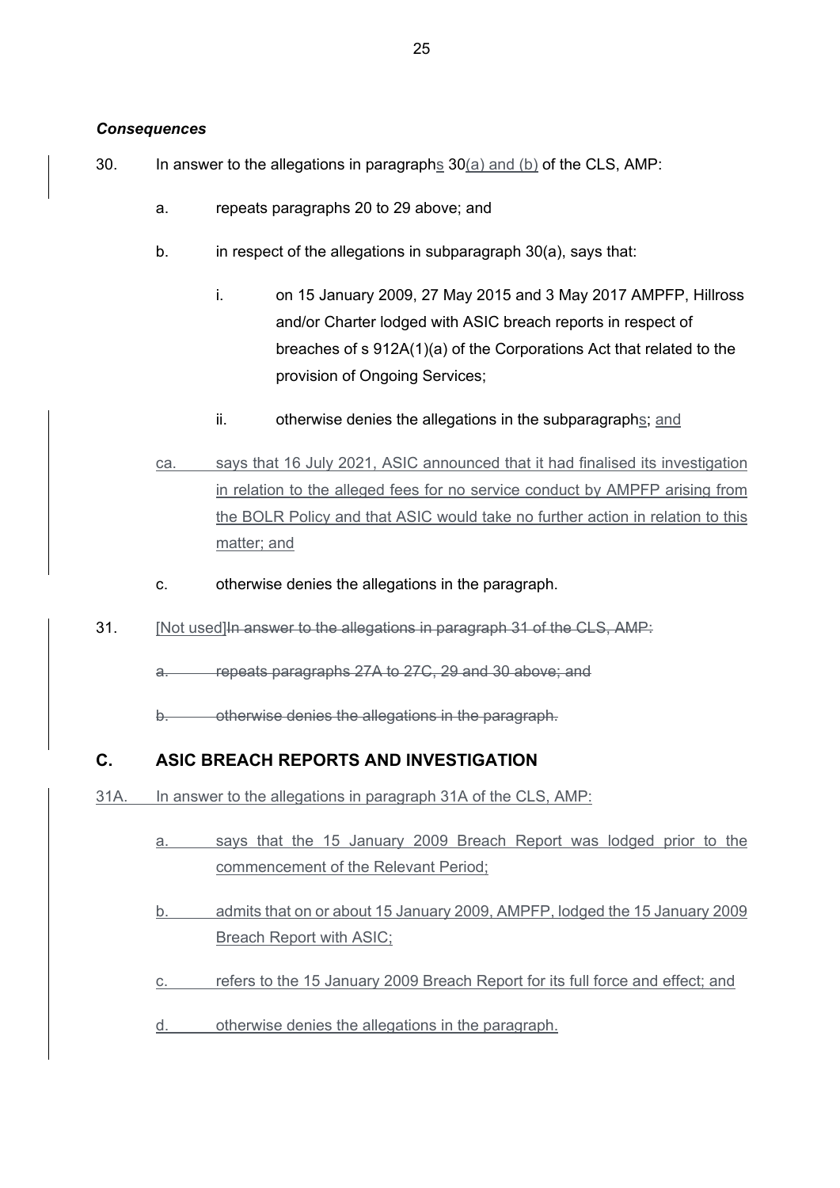### *Consequences*

30. In answer to the allegations in paragraphs 30(a) and (b) of the CLS, AMP:

    a. repeats paragraphs 20 to 29 above; and

    b. in respect of the allegations in subparagraph 30(a), says that:

        i. on 15 January 2009, 27 May 2015 and 3 May 2017 AMPFP, Hillross and/or Charter lodged with ASIC breach reports in respect of breaches of s 912A(1)(a) of the Corporations Act that related to the provision of Ongoing Services;

        ii. otherwise denies the allegations in the subparagraphs; and

    ca. says that 16 July 2021, ASIC announced that it had finalised its investigation in relation to the alleged fees for no service conduct by AMPFP arising from the BOLR Policy and that ASIC would take no further action in relation to this matter; and

    c. otherwise denies the allegations in the paragraph.

31. [Not used]~~In answer to the allegations in paragraph 31 of the CLS, AMP:~~

    ~~a. repeats paragraphs 27A to 27C, 29 and 30 above; and~~

    ~~b. otherwise denies the allegations in the paragraph.~~

## C. ASIC BREACH REPORTS AND INVESTIGATION

31A. In answer to the allegations in paragraph 31A of the CLS, AMP:

    a. says that the 15 January 2009 Breach Report was lodged prior to the commencement of the Relevant Period;

    b. admits that on or about 15 January 2009, AMPFP, lodged the 15 January 2009 Breach Report with ASIC;

    c. refers to the 15 January 2009 Breach Report for its full force and effect; and

    d. otherwise denies the allegations in the paragraph.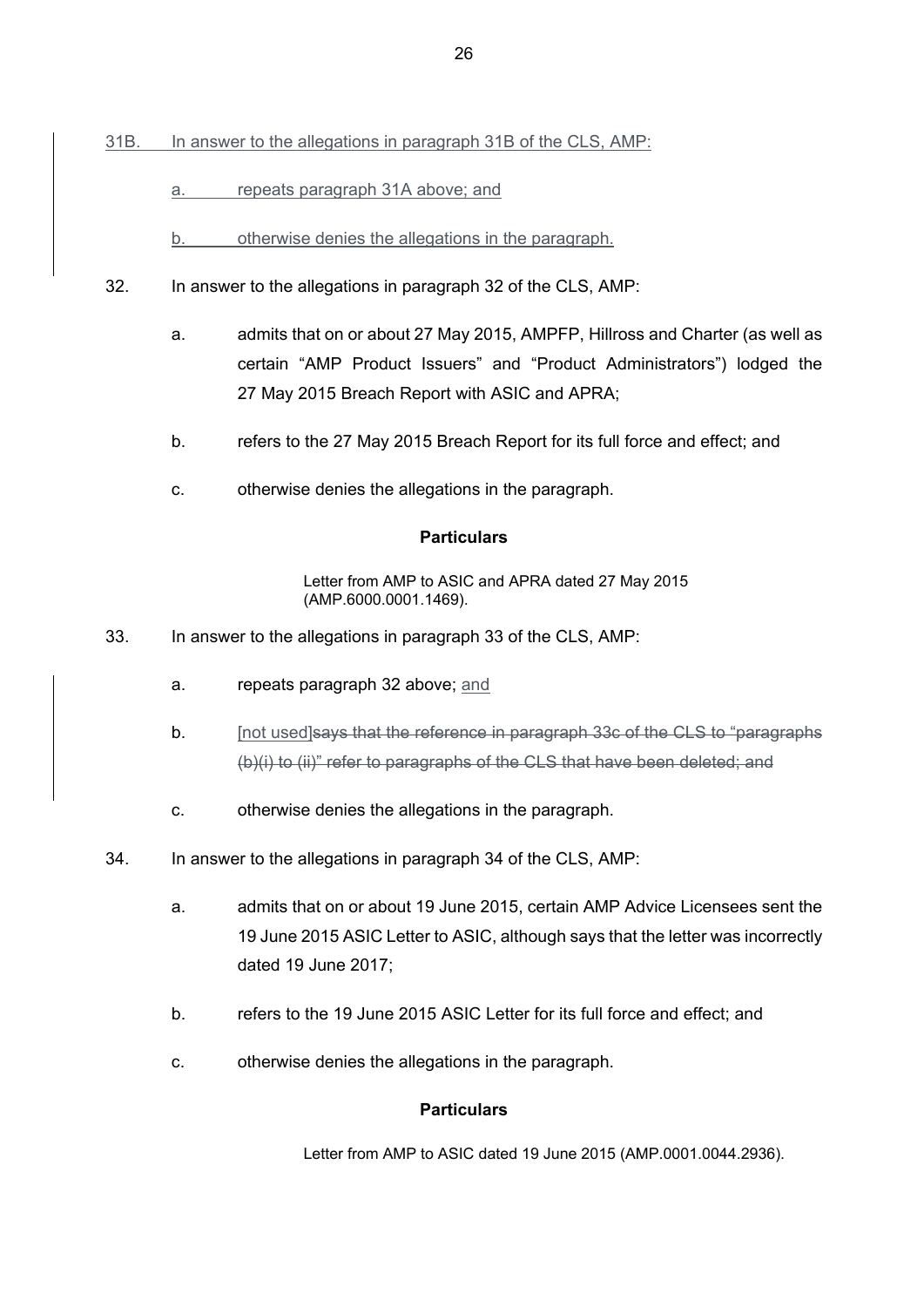31B. In answer to the allegations in paragraph 31B of the CLS, AMP:

a. repeats paragraph 31A above; and

b. otherwise denies the allegations in the paragraph.

32. In answer to the allegations in paragraph 32 of the CLS, AMP:

a. admits that on or about 27 May 2015, AMPFP, Hillross and Charter (as well as certain "AMP Product Issuers" and "Product Administrators") lodged the 27 May 2015 Breach Report with ASIC and APRA;

b. refers to the 27 May 2015 Breach Report for its full force and effect; and

c. otherwise denies the allegations in the paragraph.

**Particulars**

Letter from AMP to ASIC and APRA dated 27 May 2015 (AMP.6000.0001.1469).

33. In answer to the allegations in paragraph 33 of the CLS, AMP:

a. repeats paragraph 32 above; and

b. [not used]~~says that the reference in paragraph 33c of the CLS to "paragraphs (b)(i) to (ii)" refer to paragraphs of the CLS that have been deleted; and~~

c. otherwise denies the allegations in the paragraph.

34. In answer to the allegations in paragraph 34 of the CLS, AMP:

a. admits that on or about 19 June 2015, certain AMP Advice Licensees sent the 19 June 2015 ASIC Letter to ASIC, although says that the letter was incorrectly dated 19 June 2017;

b. refers to the 19 June 2015 ASIC Letter for its full force and effect; and

c. otherwise denies the allegations in the paragraph.

**Particulars**

Letter from AMP to ASIC dated 19 June 2015 (AMP.0001.0044.2936).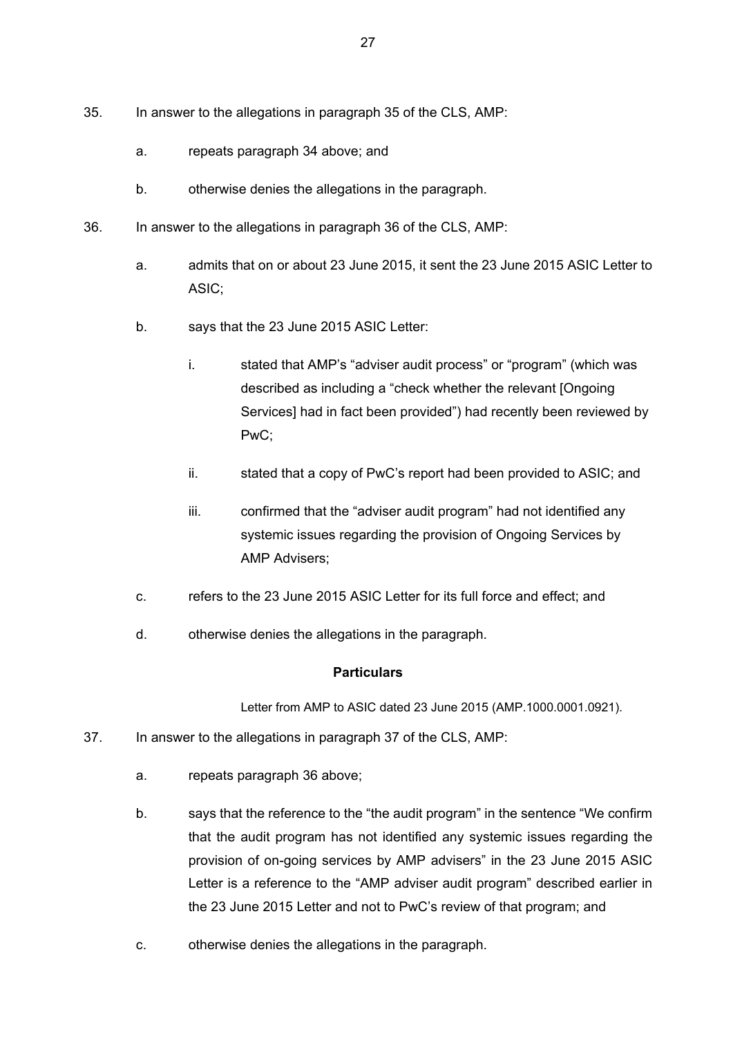35. In answer to the allegations in paragraph 35 of the CLS, AMP:

    a. repeats paragraph 34 above; and

    b. otherwise denies the allegations in the paragraph.

36. In answer to the allegations in paragraph 36 of the CLS, AMP:

    a. admits that on or about 23 June 2015, it sent the 23 June 2015 ASIC Letter to ASIC;

    b. says that the 23 June 2015 ASIC Letter:

        i. stated that AMP's "adviser audit process" or "program" (which was described as including a "check whether the relevant [Ongoing Services] had in fact been provided") had recently been reviewed by PwC;

        ii. stated that a copy of PwC's report had been provided to ASIC; and

        iii. confirmed that the "adviser audit program" had not identified any systemic issues regarding the provision of Ongoing Services by AMP Advisers;

    c. refers to the 23 June 2015 ASIC Letter for its full force and effect; and

    d. otherwise denies the allegations in the paragraph.

**Particulars**

Letter from AMP to ASIC dated 23 June 2015 (AMP.1000.0001.0921).

37. In answer to the allegations in paragraph 37 of the CLS, AMP:

    a. repeats paragraph 36 above;

    b. says that the reference to the "the audit program" in the sentence "We confirm that the audit program has not identified any systemic issues regarding the provision of on-going services by AMP advisers" in the 23 June 2015 ASIC Letter is a reference to the "AMP adviser audit program" described earlier in the 23 June 2015 Letter and not to PwC's review of that program; and

    c. otherwise denies the allegations in the paragraph.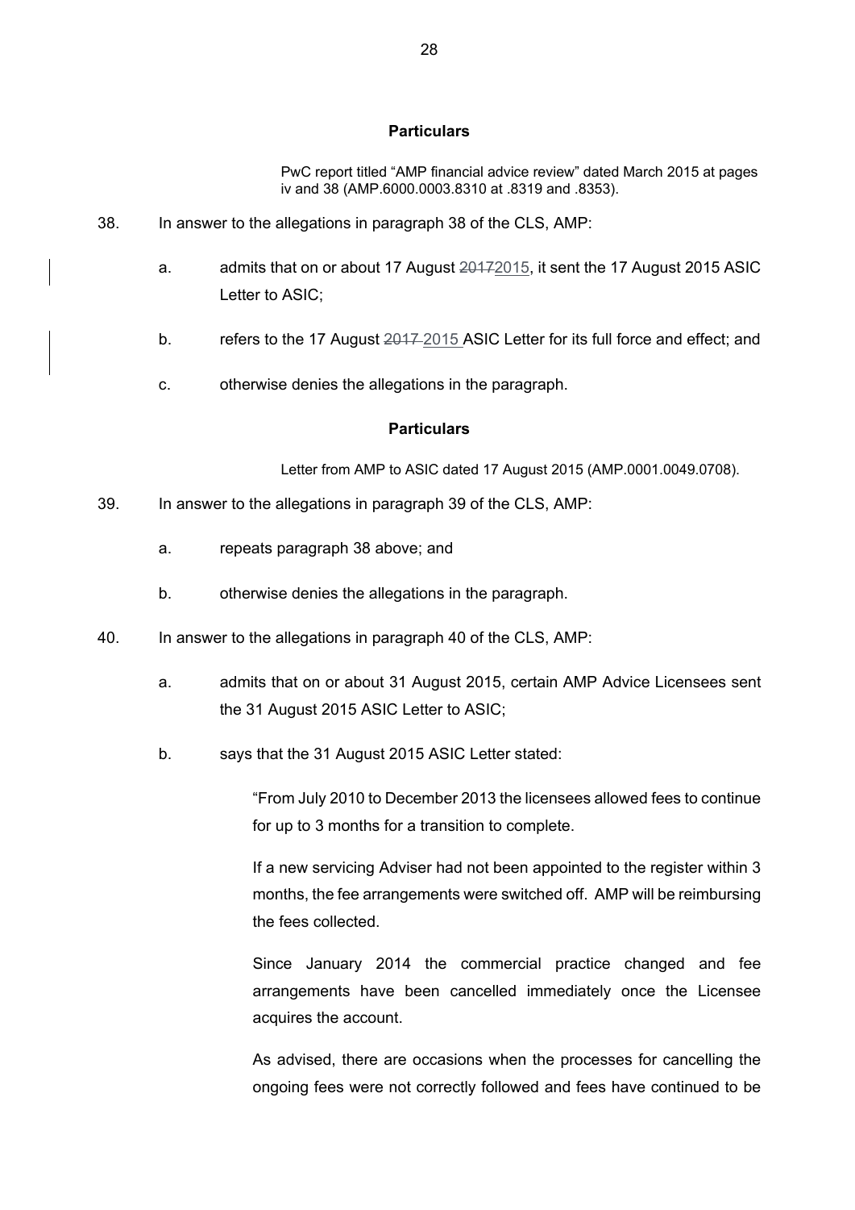**Particulars**

PwC report titled "AMP financial advice review" dated March 2015 at pages iv and 38 (AMP.6000.0003.8310 at .8319 and .8353).

38. In answer to the allegations in paragraph 38 of the CLS, AMP:

   a. admits that on or about 17 August ~~2017~~2015, it sent the 17 August 2015 ASIC Letter to ASIC;

   b. refers to the 17 August ~~2017~~ 2015 ASIC Letter for its full force and effect; and

   c. otherwise denies the allegations in the paragraph.

**Particulars**

Letter from AMP to ASIC dated 17 August 2015 (AMP.0001.0049.0708).

39. In answer to the allegations in paragraph 39 of the CLS, AMP:

   a. repeats paragraph 38 above; and

   b. otherwise denies the allegations in the paragraph.

40. In answer to the allegations in paragraph 40 of the CLS, AMP:

   a. admits that on or about 31 August 2015, certain AMP Advice Licensees sent the 31 August 2015 ASIC Letter to ASIC;

   b. says that the 31 August 2015 ASIC Letter stated:

      "From July 2010 to December 2013 the licensees allowed fees to continue for up to 3 months for a transition to complete.

      If a new servicing Adviser had not been appointed to the register within 3 months, the fee arrangements were switched off. AMP will be reimbursing the fees collected.

      Since January 2014 the commercial practice changed and fee arrangements have been cancelled immediately once the Licensee acquires the account.

      As advised, there are occasions when the processes for cancelling the ongoing fees were not correctly followed and fees have continued to be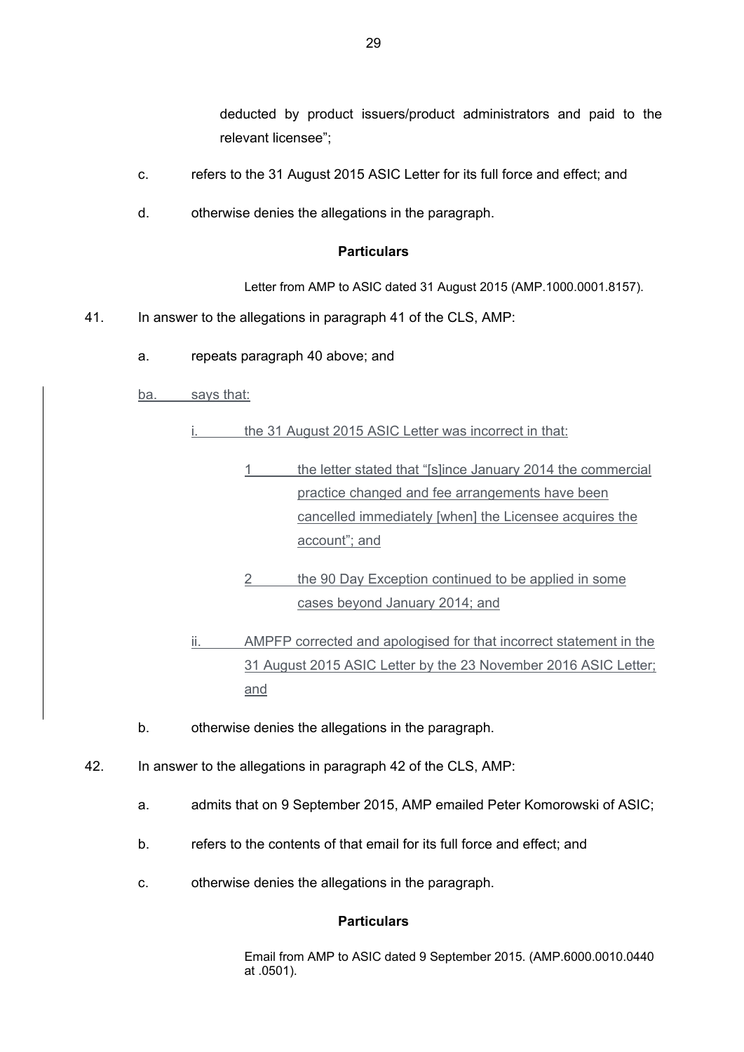deducted by product issuers/product administrators and paid to the relevant licensee";

c. refers to the 31 August 2015 ASIC Letter for its full force and effect; and

d. otherwise denies the allegations in the paragraph.

**Particulars**

Letter from AMP to ASIC dated 31 August 2015 (AMP.1000.0001.8157).

41. In answer to the allegations in paragraph 41 of the CLS, AMP:

   a. repeats paragraph 40 above; and

   ba. says that:

      i. the 31 August 2015 ASIC Letter was incorrect in that:

         1 the letter stated that "[s]ince January 2014 the commercial practice changed and fee arrangements have been cancelled immediately [when] the Licensee acquires the account"; and

         2 the 90 Day Exception continued to be applied in some cases beyond January 2014; and

      ii. AMPFP corrected and apologised for that incorrect statement in the 31 August 2015 ASIC Letter by the 23 November 2016 ASIC Letter; and

   b. otherwise denies the allegations in the paragraph.

42. In answer to the allegations in paragraph 42 of the CLS, AMP:

   a. admits that on 9 September 2015, AMP emailed Peter Komorowski of ASIC;

   b. refers to the contents of that email for its full force and effect; and

   c. otherwise denies the allegations in the paragraph.

**Particulars**

Email from AMP to ASIC dated 9 September 2015. (AMP.6000.0010.0440 at .0501).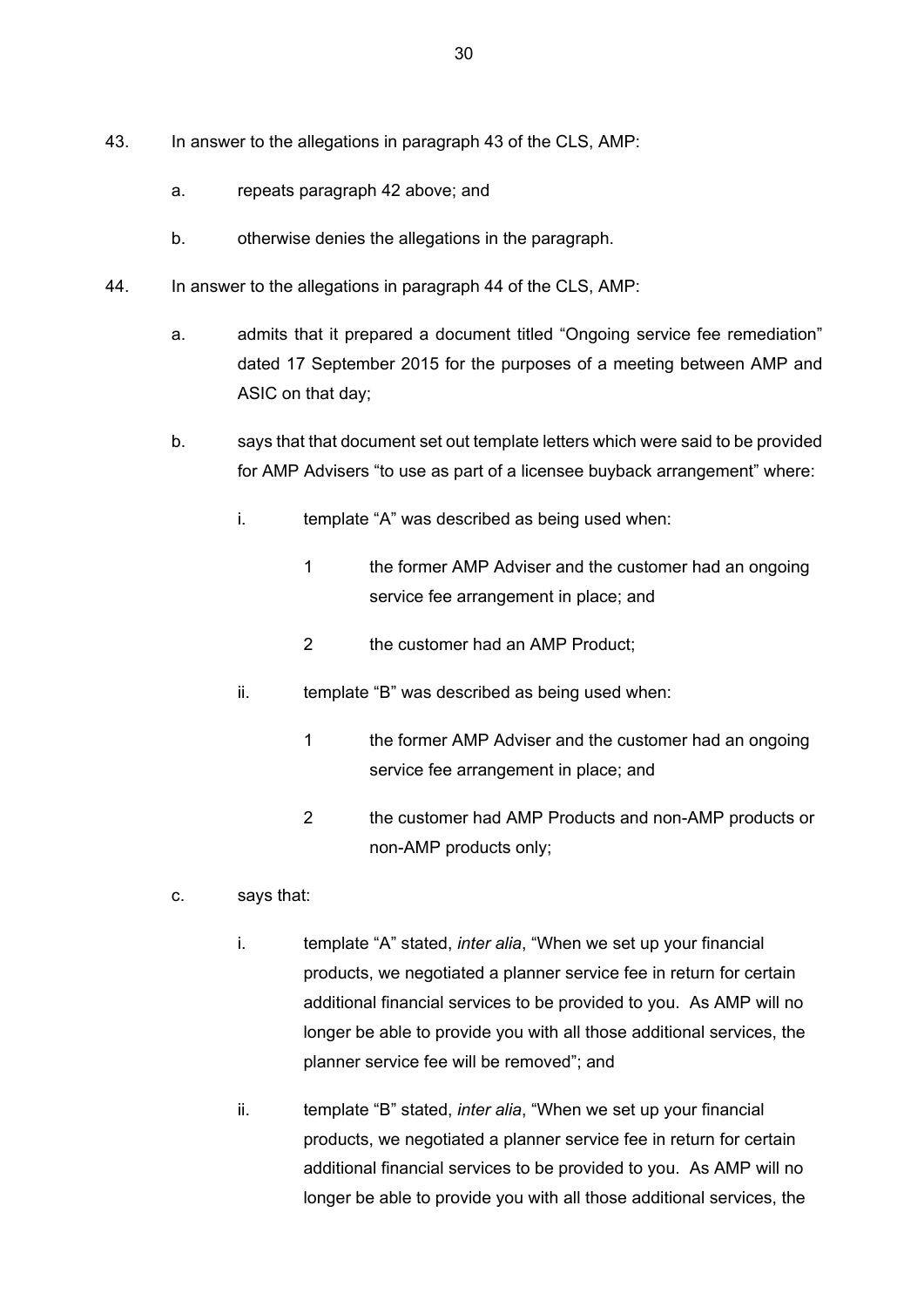43. In answer to the allegations in paragraph 43 of the CLS, AMP:

    a. repeats paragraph 42 above; and

    b. otherwise denies the allegations in the paragraph.

44. In answer to the allegations in paragraph 44 of the CLS, AMP:

    a. admits that it prepared a document titled "Ongoing service fee remediation" dated 17 September 2015 for the purposes of a meeting between AMP and ASIC on that day;

    b. says that that document set out template letters which were said to be provided for AMP Advisers "to use as part of a licensee buyback arrangement" where:

        i. template "A" was described as being used when:

            1 the former AMP Adviser and the customer had an ongoing service fee arrangement in place; and

            2 the customer had an AMP Product;

        ii. template "B" was described as being used when:

            1 the former AMP Adviser and the customer had an ongoing service fee arrangement in place; and

            2 the customer had AMP Products and non-AMP products or non-AMP products only;

    c. says that:

        i. template "A" stated, *inter alia*, "When we set up your financial products, we negotiated a planner service fee in return for certain additional financial services to be provided to you. As AMP will no longer be able to provide you with all those additional services, the planner service fee will be removed"; and

        ii. template "B" stated, *inter alia*, "When we set up your financial products, we negotiated a planner service fee in return for certain additional financial services to be provided to you. As AMP will no longer be able to provide you with all those additional services, the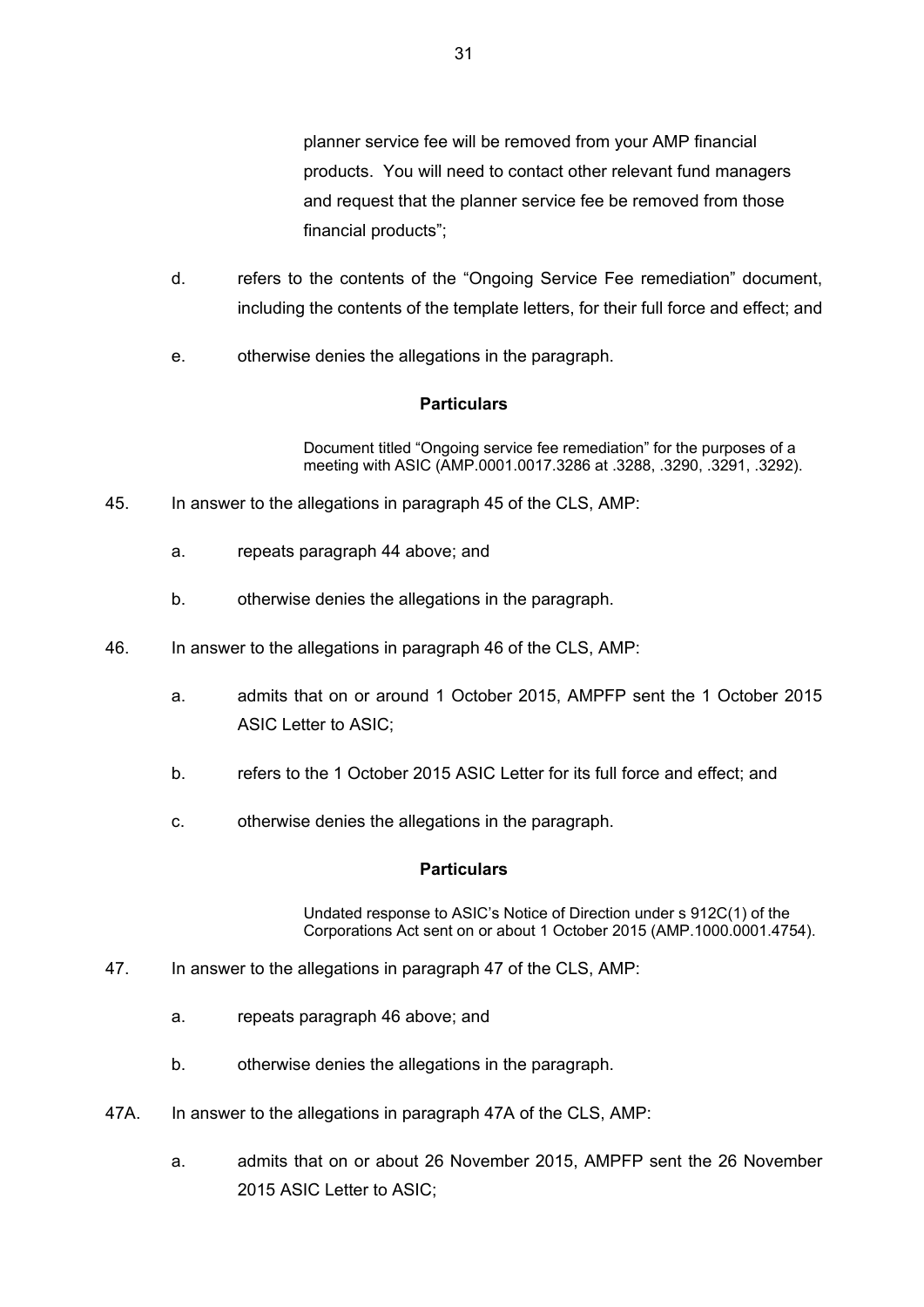planner service fee will be removed from your AMP financial products. You will need to contact other relevant fund managers and request that the planner service fee be removed from those financial products";

d. refers to the contents of the "Ongoing Service Fee remediation" document, including the contents of the template letters, for their full force and effect; and

e. otherwise denies the allegations in the paragraph.

**Particulars**

Document titled "Ongoing service fee remediation" for the purposes of a meeting with ASIC (AMP.0001.0017.3286 at .3288, .3290, .3291, .3292).

45. In answer to the allegations in paragraph 45 of the CLS, AMP:

a. repeats paragraph 44 above; and

b. otherwise denies the allegations in the paragraph.

46. In answer to the allegations in paragraph 46 of the CLS, AMP:

a. admits that on or around 1 October 2015, AMPFP sent the 1 October 2015 ASIC Letter to ASIC;

b. refers to the 1 October 2015 ASIC Letter for its full force and effect; and

c. otherwise denies the allegations in the paragraph.

**Particulars**

Undated response to ASIC's Notice of Direction under s 912C(1) of the Corporations Act sent on or about 1 October 2015 (AMP.1000.0001.4754).

47. In answer to the allegations in paragraph 47 of the CLS, AMP:

a. repeats paragraph 46 above; and

b. otherwise denies the allegations in the paragraph.

47A. In answer to the allegations in paragraph 47A of the CLS, AMP:

a. admits that on or about 26 November 2015, AMPFP sent the 26 November 2015 ASIC Letter to ASIC;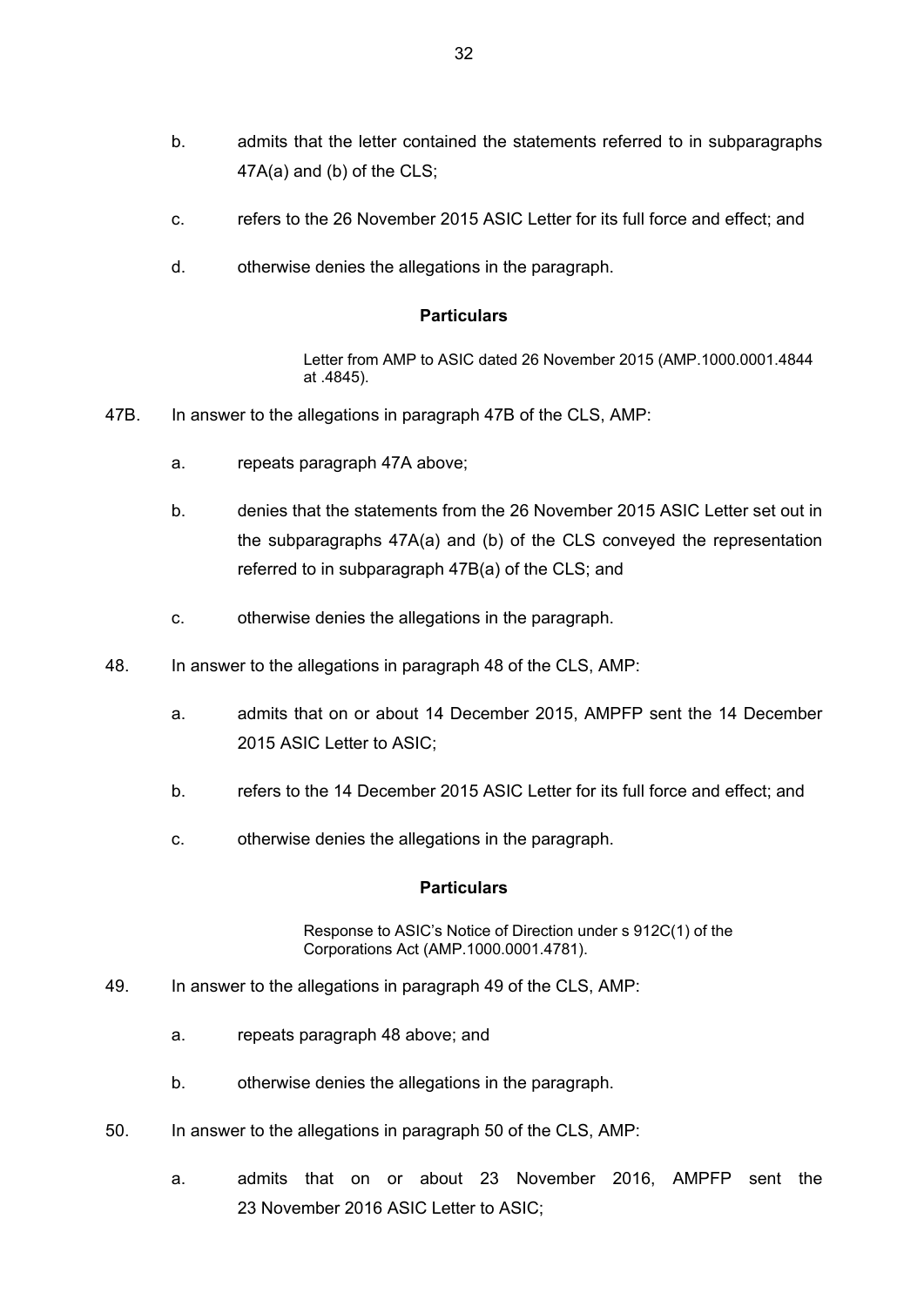b. admits that the letter contained the statements referred to in subparagraphs 47A(a) and (b) of the CLS;

c. refers to the 26 November 2015 ASIC Letter for its full force and effect; and

d. otherwise denies the allegations in the paragraph.

**Particulars**

> Letter from AMP to ASIC dated 26 November 2015 (AMP.1000.0001.4844 at .4845).

47B. In answer to the allegations in paragraph 47B of the CLS, AMP:

a. repeats paragraph 47A above;

b. denies that the statements from the 26 November 2015 ASIC Letter set out in the subparagraphs 47A(a) and (b) of the CLS conveyed the representation referred to in subparagraph 47B(a) of the CLS; and

c. otherwise denies the allegations in the paragraph.

48. In answer to the allegations in paragraph 48 of the CLS, AMP:

a. admits that on or about 14 December 2015, AMPFP sent the 14 December 2015 ASIC Letter to ASIC;

b. refers to the 14 December 2015 ASIC Letter for its full force and effect; and

c. otherwise denies the allegations in the paragraph.

**Particulars**

> Response to ASIC's Notice of Direction under s 912C(1) of the Corporations Act (AMP.1000.0001.4781).

49. In answer to the allegations in paragraph 49 of the CLS, AMP:

a. repeats paragraph 48 above; and

b. otherwise denies the allegations in the paragraph.

50. In answer to the allegations in paragraph 50 of the CLS, AMP:

a. admits that on or about 23 November 2016, AMPFP sent the 23 November 2016 ASIC Letter to ASIC;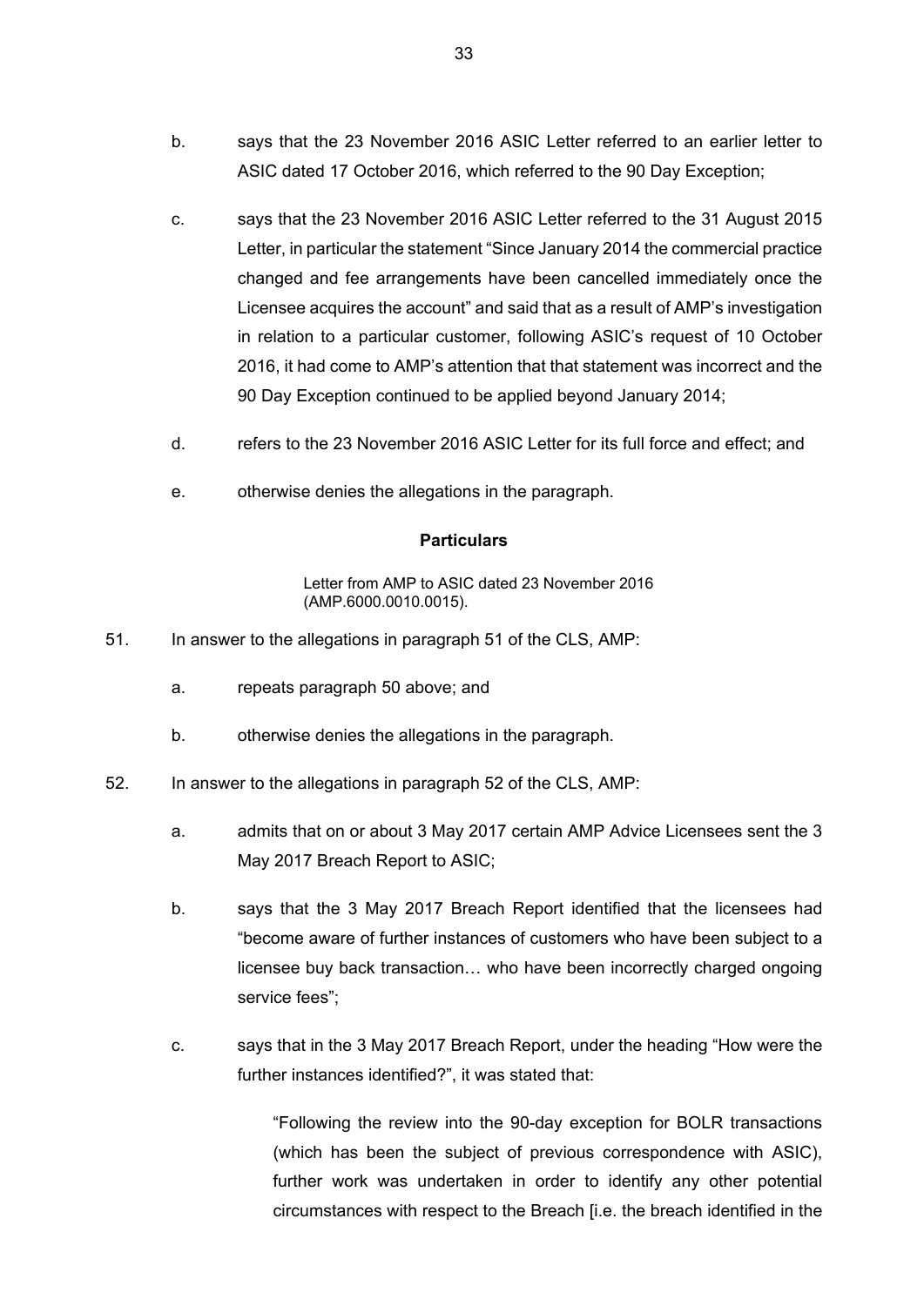b. says that the 23 November 2016 ASIC Letter referred to an earlier letter to ASIC dated 17 October 2016, which referred to the 90 Day Exception;

c. says that the 23 November 2016 ASIC Letter referred to the 31 August 2015 Letter, in particular the statement "Since January 2014 the commercial practice changed and fee arrangements have been cancelled immediately once the Licensee acquires the account" and said that as a result of AMP's investigation in relation to a particular customer, following ASIC's request of 10 October 2016, it had come to AMP's attention that that statement was incorrect and the 90 Day Exception continued to be applied beyond January 2014;

d. refers to the 23 November 2016 ASIC Letter for its full force and effect; and

e. otherwise denies the allegations in the paragraph.

**Particulars**

Letter from AMP to ASIC dated 23 November 2016 (AMP.6000.0010.0015).

51. In answer to the allegations in paragraph 51 of the CLS, AMP:

a. repeats paragraph 50 above; and

b. otherwise denies the allegations in the paragraph.

52. In answer to the allegations in paragraph 52 of the CLS, AMP:

a. admits that on or about 3 May 2017 certain AMP Advice Licensees sent the 3 May 2017 Breach Report to ASIC;

b. says that the 3 May 2017 Breach Report identified that the licensees had "become aware of further instances of customers who have been subject to a licensee buy back transaction… who have been incorrectly charged ongoing service fees";

c. says that in the 3 May 2017 Breach Report, under the heading "How were the further instances identified?", it was stated that:

> "Following the review into the 90-day exception for BOLR transactions (which has been the subject of previous correspondence with ASIC), further work was undertaken in order to identify any other potential circumstances with respect to the Breach [i.e. the breach identified in the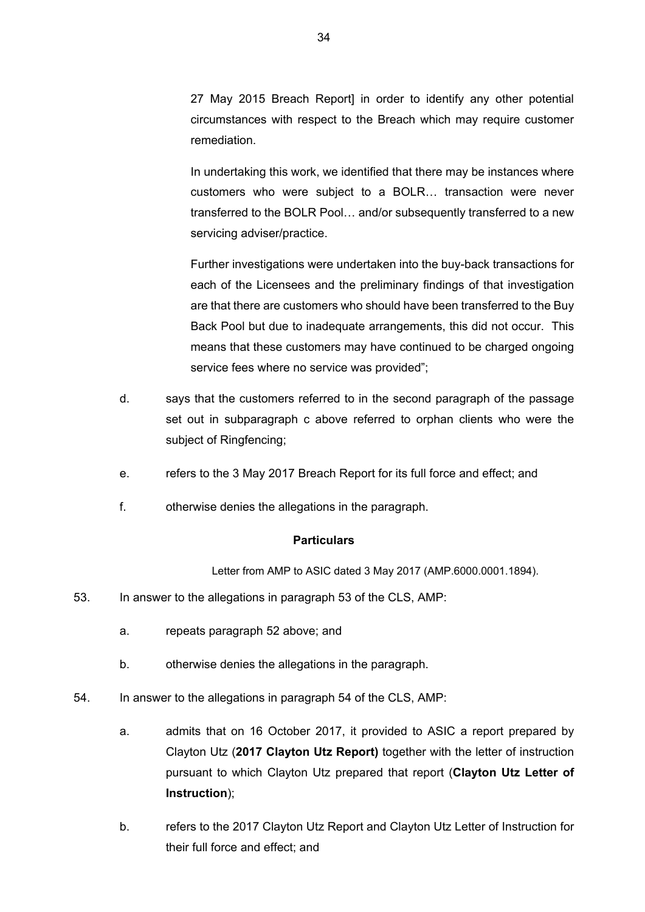27 May 2015 Breach Report] in order to identify any other potential circumstances with respect to the Breach which may require customer remediation.

In undertaking this work, we identified that there may be instances where customers who were subject to a BOLR… transaction were never transferred to the BOLR Pool… and/or subsequently transferred to a new servicing adviser/practice.

Further investigations were undertaken into the buy-back transactions for each of the Licensees and the preliminary findings of that investigation are that there are customers who should have been transferred to the Buy Back Pool but due to inadequate arrangements, this did not occur. This means that these customers may have continued to be charged ongoing service fees where no service was provided";

d. says that the customers referred to in the second paragraph of the passage set out in subparagraph c above referred to orphan clients who were the subject of Ringfencing;

e. refers to the 3 May 2017 Breach Report for its full force and effect; and

f. otherwise denies the allegations in the paragraph.

**Particulars**

Letter from AMP to ASIC dated 3 May 2017 (AMP.6000.0001.1894).

53. In answer to the allegations in paragraph 53 of the CLS, AMP:

a. repeats paragraph 52 above; and

b. otherwise denies the allegations in the paragraph.

54. In answer to the allegations in paragraph 54 of the CLS, AMP:

a. admits that on 16 October 2017, it provided to ASIC a report prepared by Clayton Utz (**2017 Clayton Utz Report)** together with the letter of instruction pursuant to which Clayton Utz prepared that report (**Clayton Utz Letter of Instruction**);

b. refers to the 2017 Clayton Utz Report and Clayton Utz Letter of Instruction for their full force and effect; and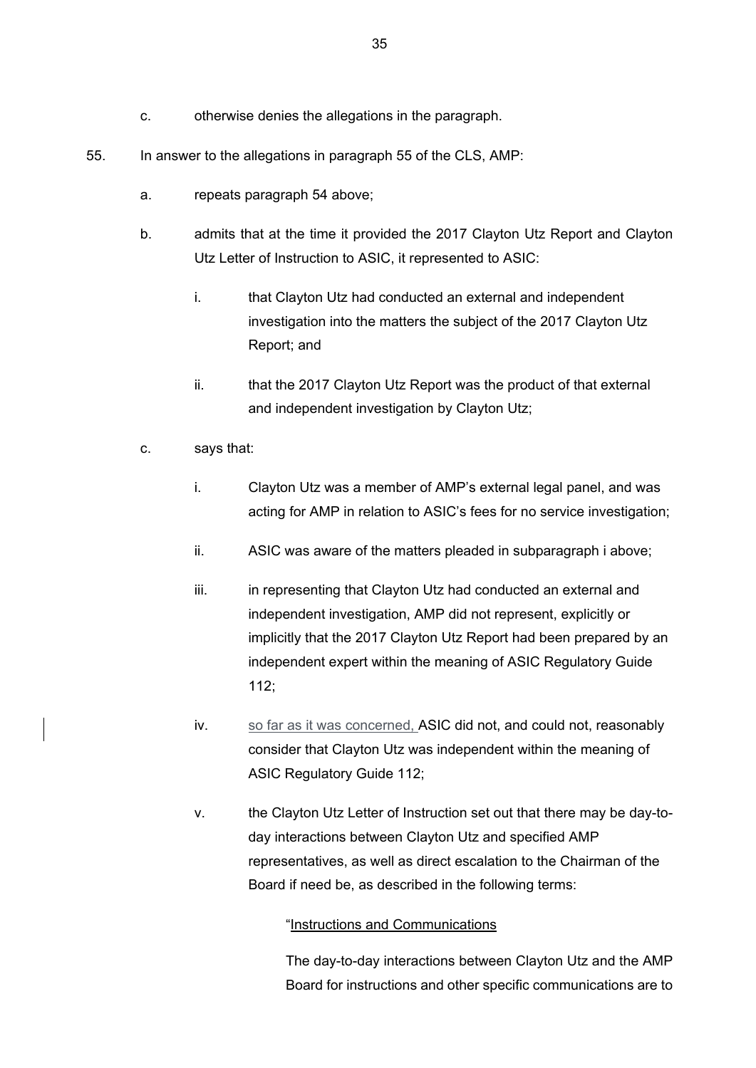c. otherwise denies the allegations in the paragraph.

55. In answer to the allegations in paragraph 55 of the CLS, AMP:

  a. repeats paragraph 54 above;

  b. admits that at the time it provided the 2017 Clayton Utz Report and Clayton Utz Letter of Instruction to ASIC, it represented to ASIC:

    i. that Clayton Utz had conducted an external and independent investigation into the matters the subject of the 2017 Clayton Utz Report; and

    ii. that the 2017 Clayton Utz Report was the product of that external and independent investigation by Clayton Utz;

  c. says that:

    i. Clayton Utz was a member of AMP's external legal panel, and was acting for AMP in relation to ASIC's fees for no service investigation;

    ii. ASIC was aware of the matters pleaded in subparagraph i above;

    iii. in representing that Clayton Utz had conducted an external and independent investigation, AMP did not represent, explicitly or implicitly that the 2017 Clayton Utz Report had been prepared by an independent expert within the meaning of ASIC Regulatory Guide 112;

    iv. so far as it was concerned, ASIC did not, and could not, reasonably consider that Clayton Utz was independent within the meaning of ASIC Regulatory Guide 112;

    v. the Clayton Utz Letter of Instruction set out that there may be day-to-day interactions between Clayton Utz and specified AMP representatives, as well as direct escalation to the Chairman of the Board if need be, as described in the following terms:

      "Instructions and Communications

      The day-to-day interactions between Clayton Utz and the AMP Board for instructions and other specific communications are to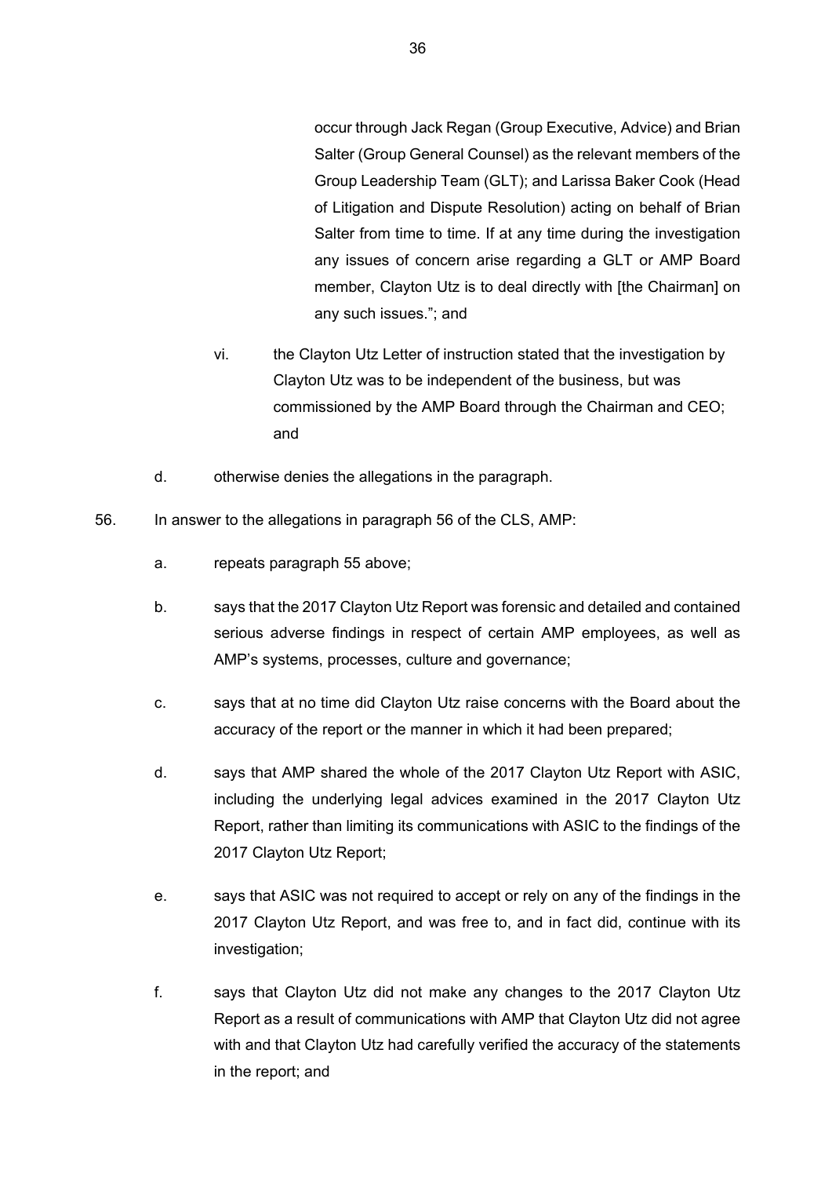occur through Jack Regan (Group Executive, Advice) and Brian Salter (Group General Counsel) as the relevant members of the Group Leadership Team (GLT); and Larissa Baker Cook (Head of Litigation and Dispute Resolution) acting on behalf of Brian Salter from time to time. If at any time during the investigation any issues of concern arise regarding a GLT or AMP Board member, Clayton Utz is to deal directly with [the Chairman] on any such issues."; and

vi. the Clayton Utz Letter of instruction stated that the investigation by Clayton Utz was to be independent of the business, but was commissioned by the AMP Board through the Chairman and CEO; and

d. otherwise denies the allegations in the paragraph.

56. In answer to the allegations in paragraph 56 of the CLS, AMP:

a. repeats paragraph 55 above;

b. says that the 2017 Clayton Utz Report was forensic and detailed and contained serious adverse findings in respect of certain AMP employees, as well as AMP's systems, processes, culture and governance;

c. says that at no time did Clayton Utz raise concerns with the Board about the accuracy of the report or the manner in which it had been prepared;

d. says that AMP shared the whole of the 2017 Clayton Utz Report with ASIC, including the underlying legal advices examined in the 2017 Clayton Utz Report, rather than limiting its communications with ASIC to the findings of the 2017 Clayton Utz Report;

e. says that ASIC was not required to accept or rely on any of the findings in the 2017 Clayton Utz Report, and was free to, and in fact did, continue with its investigation;

f. says that Clayton Utz did not make any changes to the 2017 Clayton Utz Report as a result of communications with AMP that Clayton Utz did not agree with and that Clayton Utz had carefully verified the accuracy of the statements in the report; and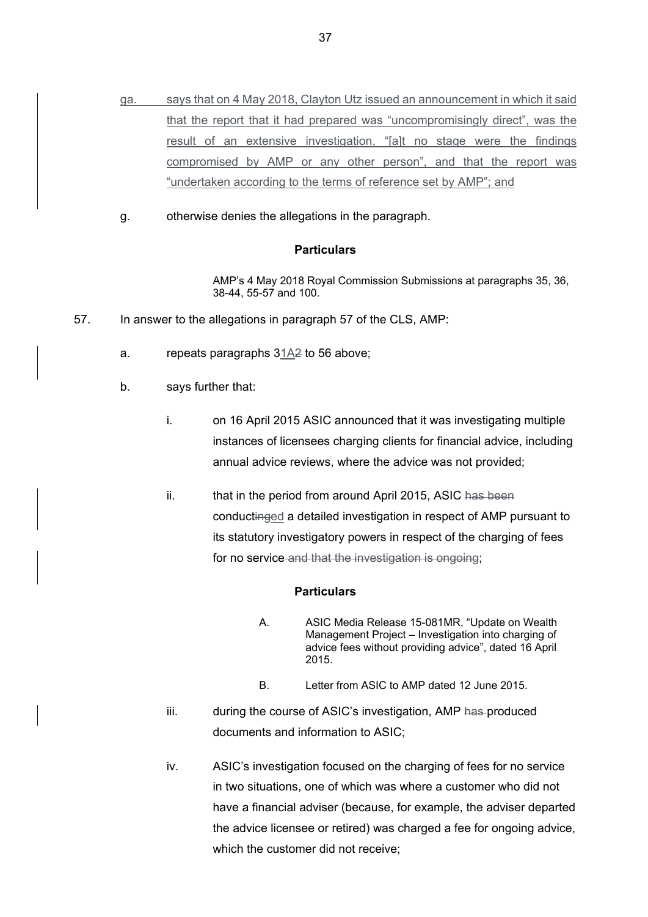ga. says that on 4 May 2018, Clayton Utz issued an announcement in which it said that the report that it had prepared was "uncompromisingly direct", was the result of an extensive investigation, "[a]t no stage were the findings compromised by AMP or any other person", and that the report was "undertaken according to the terms of reference set by AMP"; and

g. otherwise denies the allegations in the paragraph.

**Particulars**

> AMP's 4 May 2018 Royal Commission Submissions at paragraphs 35, 36, 38-44, 55-57 and 100.

57. In answer to the allegations in paragraph 57 of the CLS, AMP:

a. repeats paragraphs 3~~1A2~~ to 56 above;

b. says further that:

i. on 16 April 2015 ASIC announced that it was investigating multiple instances of licensees charging clients for financial advice, including annual advice reviews, where the advice was not provided;

ii. that in the period from around April 2015, ASIC ~~has been~~ conduct~~ing~~ed a detailed investigation in respect of AMP pursuant to its statutory investigatory powers in respect of the charging of fees for no service ~~and that the investigation is ongoing~~;

**Particulars**

> A. ASIC Media Release 15-081MR, "Update on Wealth Management Project – Investigation into charging of advice fees without providing advice", dated 16 April 2015.
>
> B. Letter from ASIC to AMP dated 12 June 2015.

iii. during the course of ASIC's investigation, AMP ~~has~~ produced documents and information to ASIC;

iv. ASIC's investigation focused on the charging of fees for no service in two situations, one of which was where a customer who did not have a financial adviser (because, for example, the adviser departed the advice licensee or retired) was charged a fee for ongoing advice, which the customer did not receive;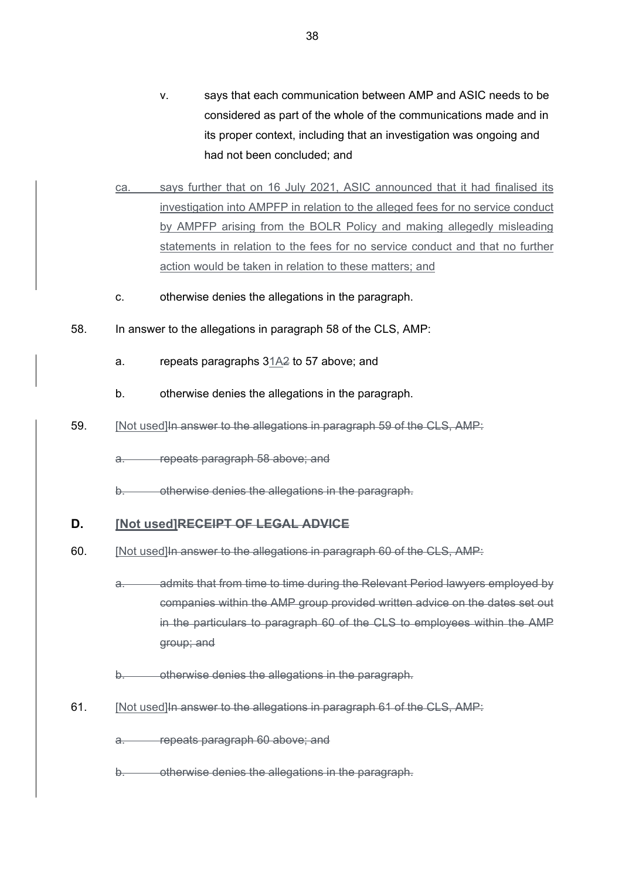v. says that each communication between AMP and ASIC needs to be considered as part of the whole of the communications made and in its proper context, including that an investigation was ongoing and had not been concluded; and

<u>ca. says further that on 16 July 2021, ASIC announced that it had finalised its investigation into AMPFP in relation to the alleged fees for no service conduct by AMPFP arising from the BOLR Policy and making allegedly misleading statements in relation to the fees for no service conduct and that no further action would be taken in relation to these matters; and</u>

c. otherwise denies the allegations in the paragraph.

58. In answer to the allegations in paragraph 58 of the CLS, AMP:

a. repeats paragraphs 3<u>1A</u>~~2~~ to 57 above; and

b. otherwise denies the allegations in the paragraph.

59. <u>[Not used]</u>~~In answer to the allegations in paragraph 59 of the CLS, AMP:~~

~~a. repeats paragraph 58 above; and~~

~~b. otherwise denies the allegations in the paragraph.~~

## D. <u>[Not used]</u>~~RECEIPT OF LEGAL ADVICE~~

60. <u>[Not used]</u>~~In answer to the allegations in paragraph 60 of the CLS, AMP:~~

~~a. admits that from time to time during the Relevant Period lawyers employed by companies within the AMP group provided written advice on the dates set out in the particulars to paragraph 60 of the CLS to employees within the AMP group; and~~

~~b. otherwise denies the allegations in the paragraph.~~

61. <u>[Not used]</u>~~In answer to the allegations in paragraph 61 of the CLS, AMP:~~

~~a. repeats paragraph 60 above; and~~

~~b. otherwise denies the allegations in the paragraph.~~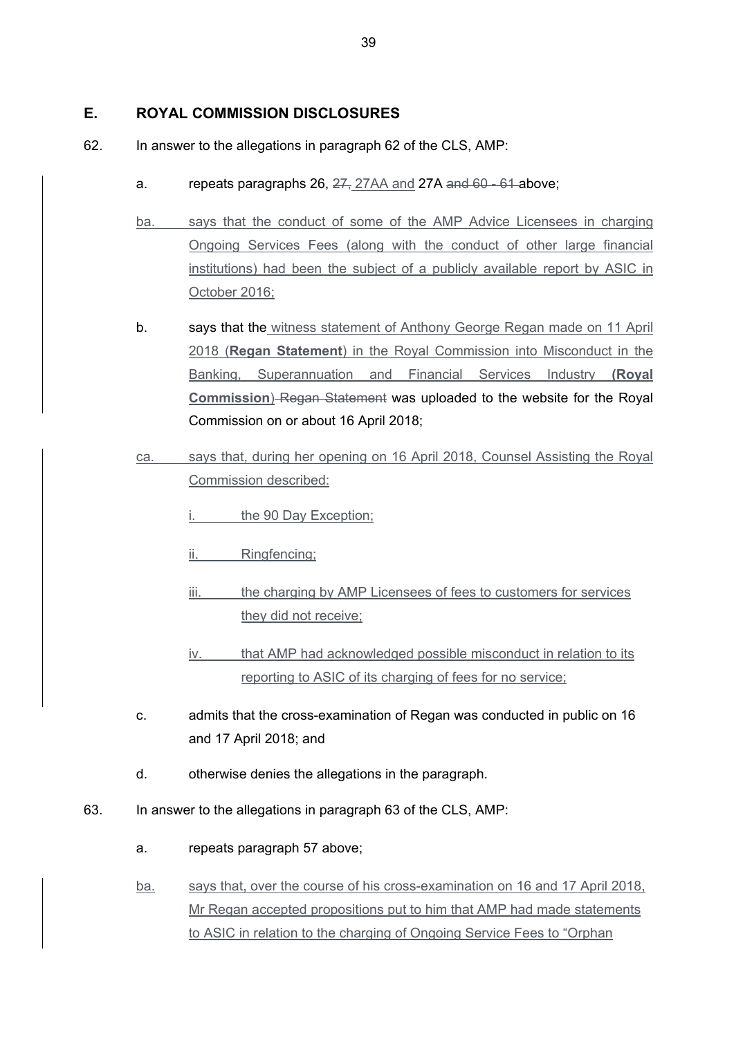## E. ROYAL COMMISSION DISCLOSURES

62. In answer to the allegations in paragraph 62 of the CLS, AMP:

    a. repeats paragraphs 26, ~~27,~~ 27AA and 27A ~~and 60 - 61~~ above;

    ba. says that the conduct of some of the AMP Advice Licensees in charging Ongoing Services Fees (along with the conduct of other large financial institutions) had been the subject of a publicly available report by ASIC in October 2016;

    b. says that the witness statement of Anthony George Regan made on 11 April 2018 (**Regan Statement**) in the Royal Commission into Misconduct in the Banking, Superannuation and Financial Services Industry **(Royal Commission**) ~~Regan Statement~~ was uploaded to the website for the Royal Commission on or about 16 April 2018;

    ca. says that, during her opening on 16 April 2018, Counsel Assisting the Royal Commission described:

    i. the 90 Day Exception;

    ii. Ringfencing;

    iii. the charging by AMP Licensees of fees to customers for services they did not receive;

    iv. that AMP had acknowledged possible misconduct in relation to its reporting to ASIC of its charging of fees for no service;

    c. admits that the cross-examination of Regan was conducted in public on 16 and 17 April 2018; and

    d. otherwise denies the allegations in the paragraph.

63. In answer to the allegations in paragraph 63 of the CLS, AMP:

    a. repeats paragraph 57 above;

    ba. says that, over the course of his cross-examination on 16 and 17 April 2018, Mr Regan accepted propositions put to him that AMP had made statements to ASIC in relation to the charging of Ongoing Service Fees to "Orphan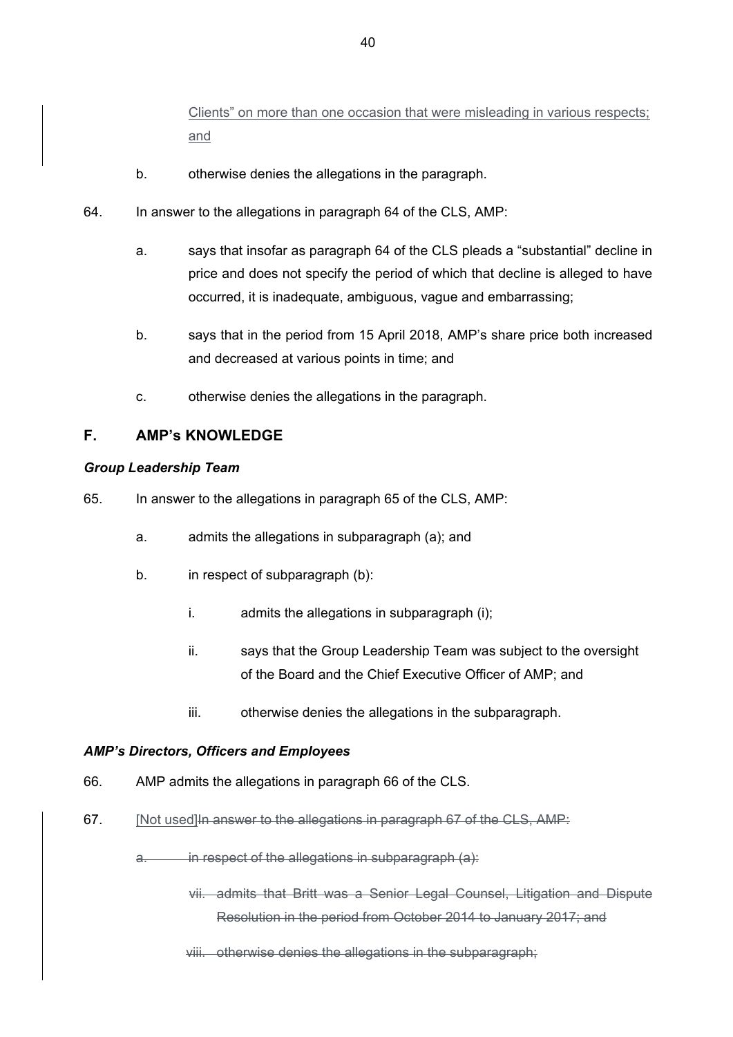Clients" on more than one occasion that were misleading in various respects; and

b. otherwise denies the allegations in the paragraph.

64. In answer to the allegations in paragraph 64 of the CLS, AMP:

a. says that insofar as paragraph 64 of the CLS pleads a "substantial" decline in price and does not specify the period of which that decline is alleged to have occurred, it is inadequate, ambiguous, vague and embarrassing;

b. says that in the period from 15 April 2018, AMP's share price both increased and decreased at various points in time; and

c. otherwise denies the allegations in the paragraph.

## F. AMP's KNOWLEDGE

### *Group Leadership Team*

65. In answer to the allegations in paragraph 65 of the CLS, AMP:

a. admits the allegations in subparagraph (a); and

b. in respect of subparagraph (b):

i. admits the allegations in subparagraph (i);

ii. says that the Group Leadership Team was subject to the oversight of the Board and the Chief Executive Officer of AMP; and

iii. otherwise denies the allegations in the subparagraph.

### *AMP's Directors, Officers and Employees*

66. AMP admits the allegations in paragraph 66 of the CLS.

67. [Not used]~~In answer to the allegations in paragraph 67 of the CLS, AMP:~~

~~a. in respect of the allegations in subparagraph (a):~~

~~vii. admits that Britt was a Senior Legal Counsel, Litigation and Dispute Resolution in the period from October 2014 to January 2017; and~~

~~viii. otherwise denies the allegations in the subparagraph;~~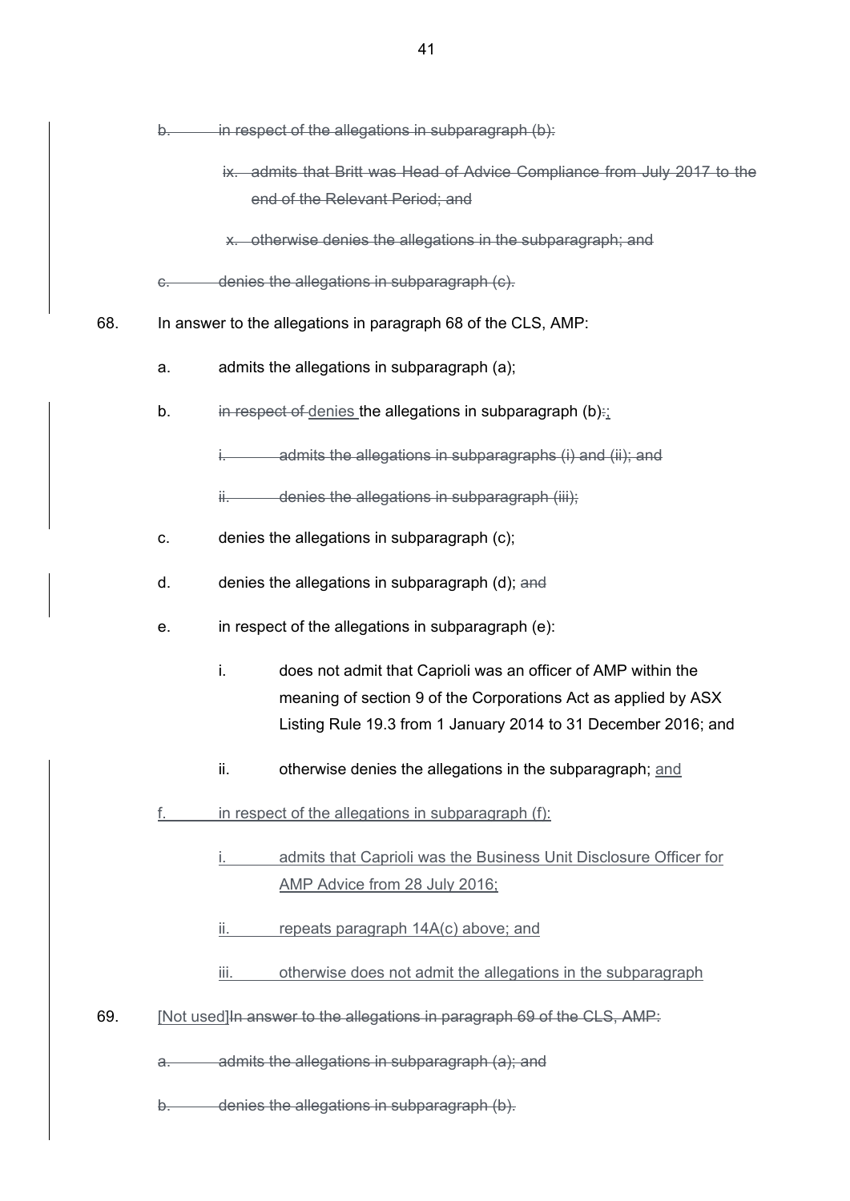b. ~~in respect of the allegations in subparagraph (b):~~

ix. ~~admits that Britt was Head of Advice Compliance from July 2017 to the end of the Relevant Period; and~~

x. ~~otherwise denies the allegations in the subparagraph; and~~

c. ~~denies the allegations in subparagraph (c).~~

68. In answer to the allegations in paragraph 68 of the CLS, AMP:

a. admits the allegations in subparagraph (a);

b. ~~in respect of~~ <u>denies</u> the allegations in subparagraph (b)~~:~~<u>;</u>

i. ~~admits the allegations in subparagraphs (i) and (ii); and~~

ii. ~~denies the allegations in subparagraph (iii);~~

c. denies the allegations in subparagraph (c);

d. denies the allegations in subparagraph (d); ~~and~~

e. in respect of the allegations in subparagraph (e):

i. does not admit that Caprioli was an officer of AMP within the meaning of section 9 of the Corporations Act as applied by ASX Listing Rule 19.3 from 1 January 2014 to 31 December 2016; and

ii. otherwise denies the allegations in the subparagraph; <u>and</u>

<u>f. in respect of the allegations in subparagraph (f):</u>

<u>i. admits that Caprioli was the Business Unit Disclosure Officer for AMP Advice from 28 July 2016;</u>

<u>ii. repeats paragraph 14A(c) above; and</u>

<u>iii. otherwise does not admit the allegations in the subparagraph</u>

69. <u>[Not used]</u>~~In answer to the allegations in paragraph 69 of the CLS, AMP:~~

a. ~~admits the allegations in subparagraph (a); and~~

b. ~~denies the allegations in subparagraph (b).~~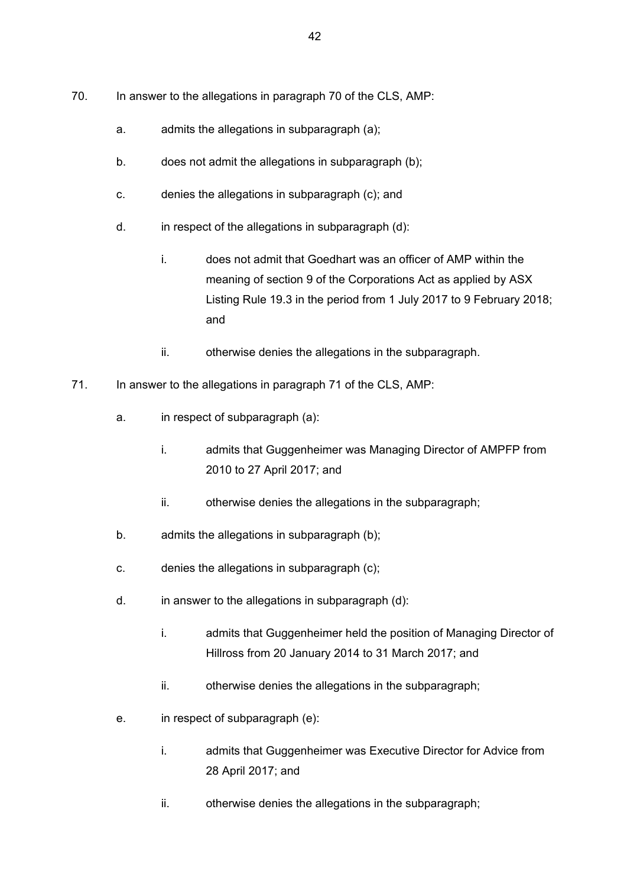70. In answer to the allegations in paragraph 70 of the CLS, AMP:

    a. admits the allegations in subparagraph (a);

    b. does not admit the allegations in subparagraph (b);

    c. denies the allegations in subparagraph (c); and

    d. in respect of the allegations in subparagraph (d):

        i. does not admit that Goedhart was an officer of AMP within the meaning of section 9 of the Corporations Act as applied by ASX Listing Rule 19.3 in the period from 1 July 2017 to 9 February 2018; and

        ii. otherwise denies the allegations in the subparagraph.

71. In answer to the allegations in paragraph 71 of the CLS, AMP:

    a. in respect of subparagraph (a):

        i. admits that Guggenheimer was Managing Director of AMPFP from 2010 to 27 April 2017; and

        ii. otherwise denies the allegations in the subparagraph;

    b. admits the allegations in subparagraph (b);

    c. denies the allegations in subparagraph (c);

    d. in answer to the allegations in subparagraph (d):

        i. admits that Guggenheimer held the position of Managing Director of Hillross from 20 January 2014 to 31 March 2017; and

        ii. otherwise denies the allegations in the subparagraph;

    e. in respect of subparagraph (e):

        i. admits that Guggenheimer was Executive Director for Advice from 28 April 2017; and

        ii. otherwise denies the allegations in the subparagraph;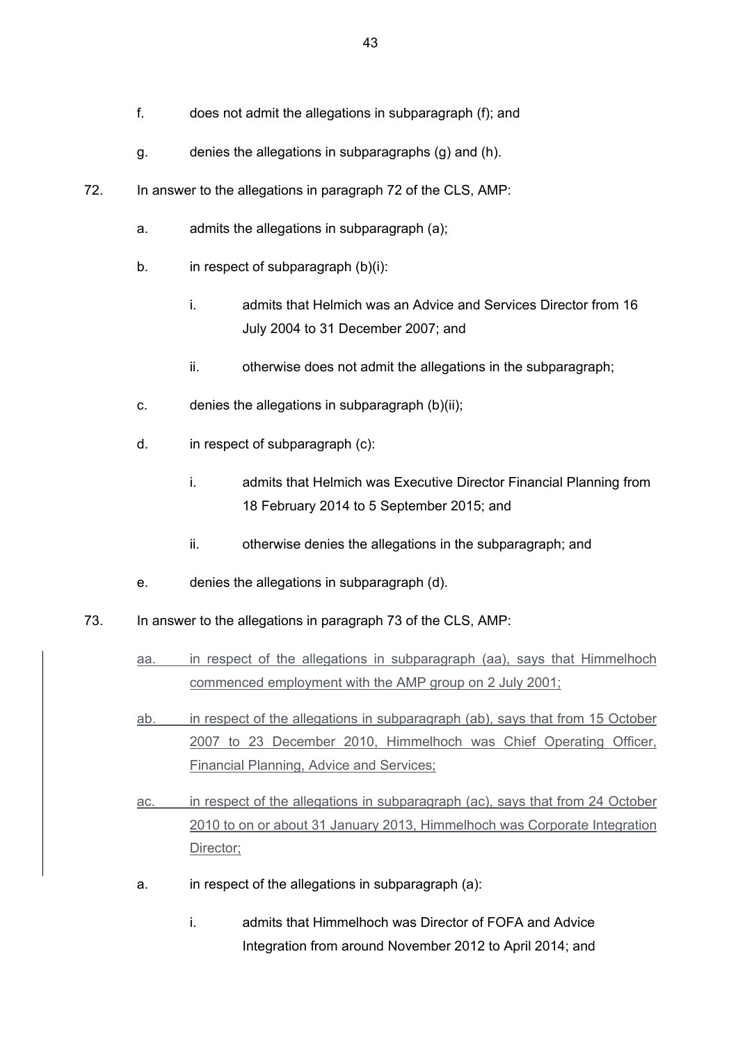f. does not admit the allegations in subparagraph (f); and

g. denies the allegations in subparagraphs (g) and (h).

72. In answer to the allegations in paragraph 72 of the CLS, AMP:

a. admits the allegations in subparagraph (a);

b. in respect of subparagraph (b)(i):

i. admits that Helmich was an Advice and Services Director from 16 July 2004 to 31 December 2007; and

ii. otherwise does not admit the allegations in the subparagraph;

c. denies the allegations in subparagraph (b)(ii);

d. in respect of subparagraph (c):

i. admits that Helmich was Executive Director Financial Planning from 18 February 2014 to 5 September 2015; and

ii. otherwise denies the allegations in the subparagraph; and

e. denies the allegations in subparagraph (d).

73. In answer to the allegations in paragraph 73 of the CLS, AMP:

aa. in respect of the allegations in subparagraph (aa), says that Himmelhoch commenced employment with the AMP group on 2 July 2001;

ab. in respect of the allegations in subparagraph (ab), says that from 15 October 2007 to 23 December 2010, Himmelhoch was Chief Operating Officer, Financial Planning, Advice and Services;

ac. in respect of the allegations in subparagraph (ac), says that from 24 October 2010 to on or about 31 January 2013, Himmelhoch was Corporate Integration Director;

a. in respect of the allegations in subparagraph (a):

i. admits that Himmelhoch was Director of FOFA and Advice Integration from around November 2012 to April 2014; and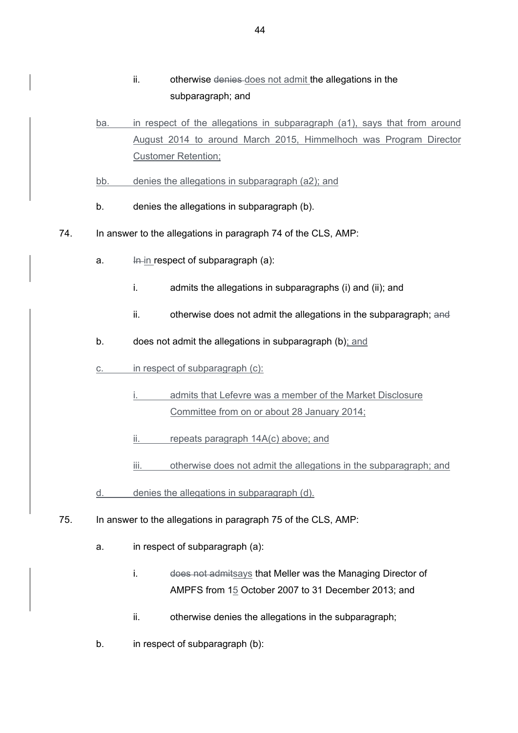ii. otherwise ~~denies~~ does not admit the allegations in the subparagraph; and

ba. in respect of the allegations in subparagraph (a1), says that from around August 2014 to around March 2015, Himmelhoch was Program Director Customer Retention;

bb. denies the allegations in subparagraph (a2); and

b. denies the allegations in subparagraph (b).

74. In answer to the allegations in paragraph 74 of the CLS, AMP:

a. ~~In~~ in respect of subparagraph (a):

i. admits the allegations in subparagraphs (i) and (ii); and

ii. otherwise does not admit the allegations in the subparagraph; ~~and~~

b. does not admit the allegations in subparagraph (b); and

c. in respect of subparagraph (c):

i. admits that Lefevre was a member of the Market Disclosure Committee from on or about 28 January 2014;

ii. repeats paragraph 14A(c) above; and

iii. otherwise does not admit the allegations in the subparagraph; and

d. denies the allegations in subparagraph (d).

75. In answer to the allegations in paragraph 75 of the CLS, AMP:

a. in respect of subparagraph (a):

i. ~~does not admit~~says that Meller was the Managing Director of AMPFS from 15 October 2007 to 31 December 2013; and

ii. otherwise denies the allegations in the subparagraph;

b. in respect of subparagraph (b):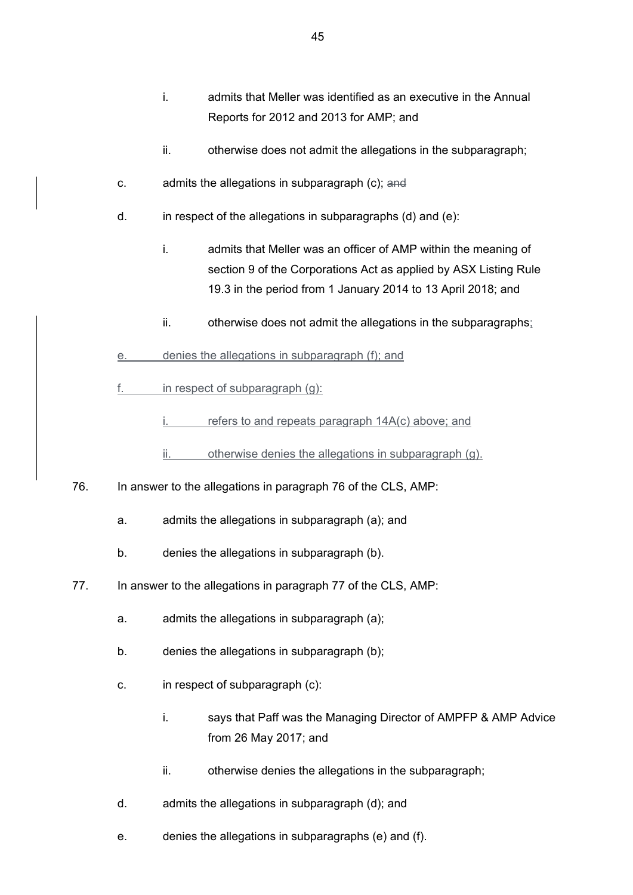i. admits that Meller was identified as an executive in the Annual Reports for 2012 and 2013 for AMP; and

ii. otherwise does not admit the allegations in the subparagraph;

c. admits the allegations in subparagraph (c); ~~and~~

d. in respect of the allegations in subparagraphs (d) and (e):

i. admits that Meller was an officer of AMP within the meaning of section 9 of the Corporations Act as applied by ASX Listing Rule 19.3 in the period from 1 January 2014 to 13 April 2018; and

ii. otherwise does not admit the allegations in the subparagraphs;

e. denies the allegations in subparagraph (f); and

f. in respect of subparagraph (g):

i. refers to and repeats paragraph 14A(c) above; and

ii. otherwise denies the allegations in subparagraph (g).

76. In answer to the allegations in paragraph 76 of the CLS, AMP:

a. admits the allegations in subparagraph (a); and

b. denies the allegations in subparagraph (b).

77. In answer to the allegations in paragraph 77 of the CLS, AMP:

a. admits the allegations in subparagraph (a);

b. denies the allegations in subparagraph (b);

c. in respect of subparagraph (c):

i. says that Paff was the Managing Director of AMPFP & AMP Advice from 26 May 2017; and

ii. otherwise denies the allegations in the subparagraph;

d. admits the allegations in subparagraph (d); and

e. denies the allegations in subparagraphs (e) and (f).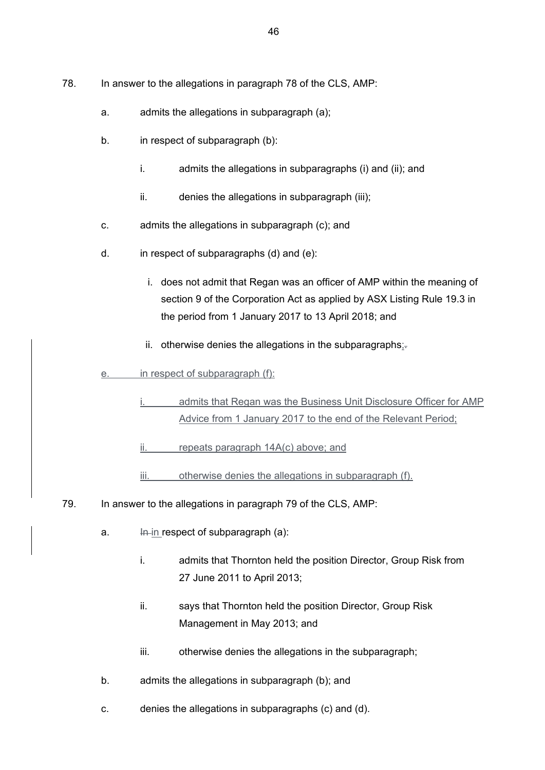78. In answer to the allegations in paragraph 78 of the CLS, AMP:

    a. admits the allegations in subparagraph (a);

    b. in respect of subparagraph (b):

        i. admits the allegations in subparagraphs (i) and (ii); and

        ii. denies the allegations in subparagraph (iii);

    c. admits the allegations in subparagraph (c); and

    d. in respect of subparagraphs (d) and (e):

        i. does not admit that Regan was an officer of AMP within the meaning of section 9 of the Corporation Act as applied by ASX Listing Rule 19.3 in the period from 1 January 2017 to 13 April 2018; and

        ii. otherwise denies the allegations in the subparagraphs;~~.~~

    e. in respect of subparagraph (f):

        i. admits that Regan was the Business Unit Disclosure Officer for AMP Advice from 1 January 2017 to the end of the Relevant Period;

        ii. repeats paragraph 14A(c) above; and

        iii. otherwise denies the allegations in subparagraph (f).

79. In answer to the allegations in paragraph 79 of the CLS, AMP:

    a. ~~In~~ in respect of subparagraph (a):

        i. admits that Thornton held the position Director, Group Risk from 27 June 2011 to April 2013;

        ii. says that Thornton held the position Director, Group Risk Management in May 2013; and

        iii. otherwise denies the allegations in the subparagraph;

    b. admits the allegations in subparagraph (b); and

    c. denies the allegations in subparagraphs (c) and (d).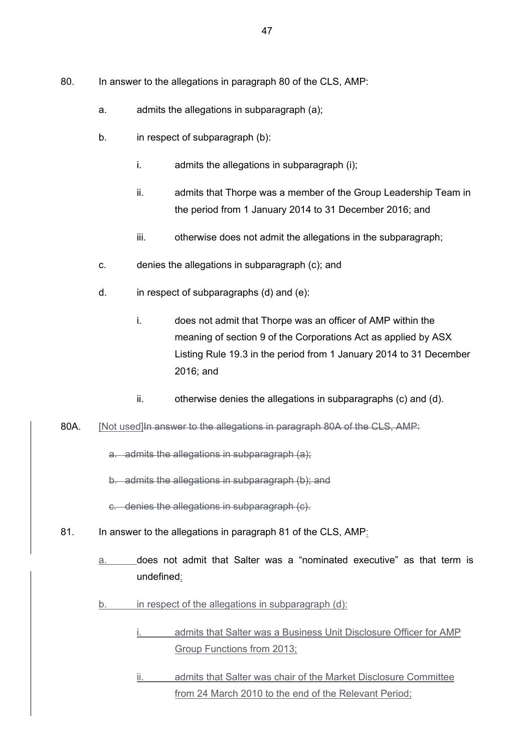80. In answer to the allegations in paragraph 80 of the CLS, AMP:

   a. admits the allegations in subparagraph (a);

   b. in respect of subparagraph (b):

      i. admits the allegations in subparagraph (i);

      ii. admits that Thorpe was a member of the Group Leadership Team in the period from 1 January 2014 to 31 December 2016; and

      iii. otherwise does not admit the allegations in the subparagraph;

   c. denies the allegations in subparagraph (c); and

   d. in respect of subparagraphs (d) and (e):

      i. does not admit that Thorpe was an officer of AMP within the meaning of section 9 of the Corporations Act as applied by ASX Listing Rule 19.3 in the period from 1 January 2014 to 31 December 2016; and

      ii. otherwise denies the allegations in subparagraphs (c) and (d).

80A. [Not used]~~In answer to the allegations in paragraph 80A of the CLS, AMP:~~

   ~~a. admits the allegations in subparagraph (a);~~

   ~~b. admits the allegations in subparagraph (b); and~~

   ~~c. denies the allegations in subparagraph (c).~~

81. In answer to the allegations in paragraph 81 of the CLS, AMP:

   a. does not admit that Salter was a "nominated executive" as that term is undefined;

   b. in respect of the allegations in subparagraph (d):

      i. admits that Salter was a Business Unit Disclosure Officer for AMP Group Functions from 2013;

      ii. admits that Salter was chair of the Market Disclosure Committee from 24 March 2010 to the end of the Relevant Period;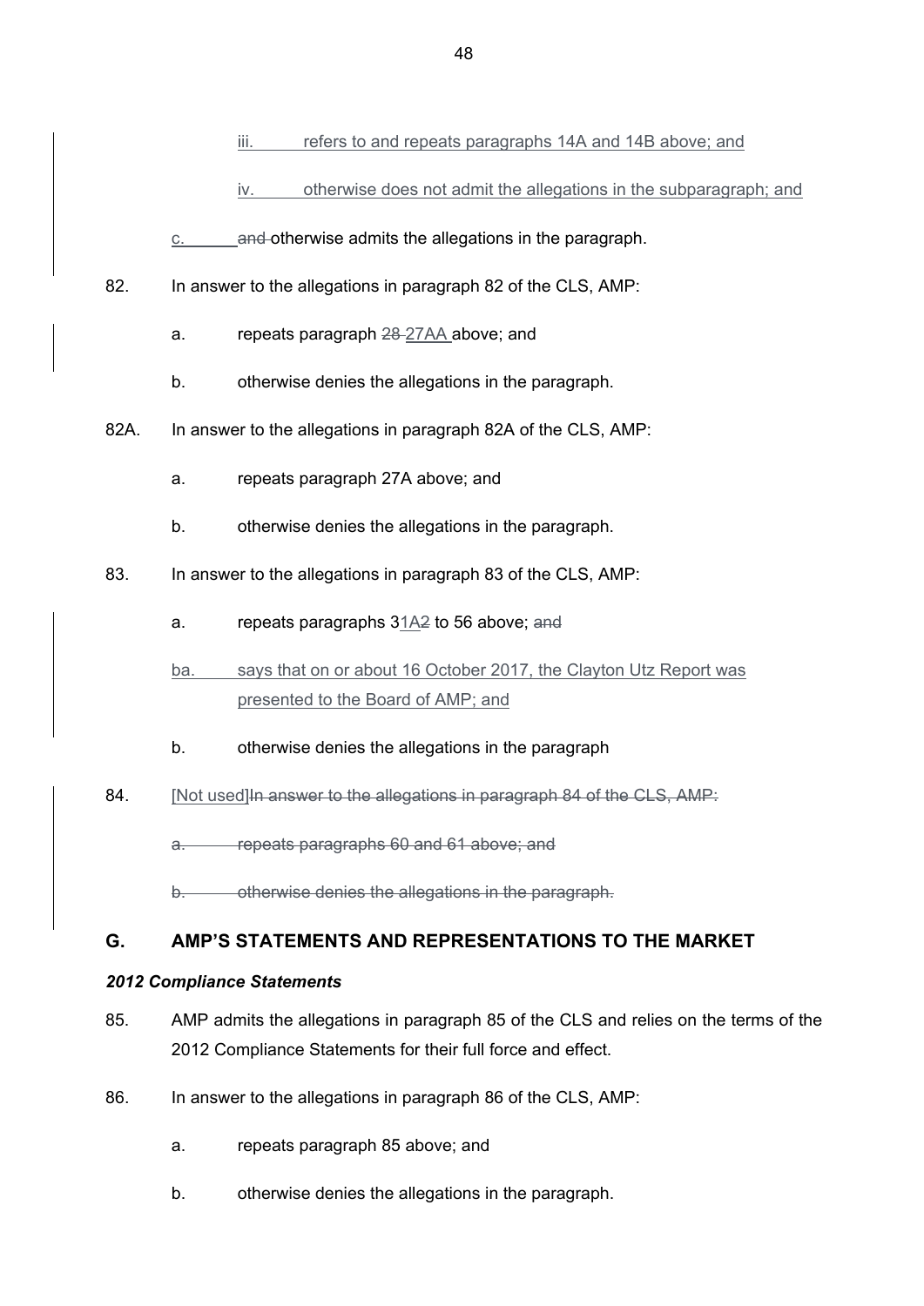iii. refers to and repeats paragraphs 14A and 14B above; and

iv. otherwise does not admit the allegations in the subparagraph; and

c. ~~and~~ otherwise admits the allegations in the paragraph.

82. In answer to the allegations in paragraph 82 of the CLS, AMP:

a. repeats paragraph ~~28~~ 27AA above; and

b. otherwise denies the allegations in the paragraph.

82A. In answer to the allegations in paragraph 82A of the CLS, AMP:

a. repeats paragraph 27A above; and

b. otherwise denies the allegations in the paragraph.

83. In answer to the allegations in paragraph 83 of the CLS, AMP:

a. repeats paragraphs 31A~~2~~ to 56 above; ~~and~~

ba. says that on or about 16 October 2017, the Clayton Utz Report was presented to the Board of AMP; and

b. otherwise denies the allegations in the paragraph

84. [Not used]~~In answer to the allegations in paragraph 84 of the CLS, AMP:~~

~~a. repeats paragraphs 60 and 61 above; and~~

~~b. otherwise denies the allegations in the paragraph.~~

## G. AMP'S STATEMENTS AND REPRESENTATIONS TO THE MARKET

### *2012 Compliance Statements*

85. AMP admits the allegations in paragraph 85 of the CLS and relies on the terms of the 2012 Compliance Statements for their full force and effect.

86. In answer to the allegations in paragraph 86 of the CLS, AMP:

a. repeats paragraph 85 above; and

b. otherwise denies the allegations in the paragraph.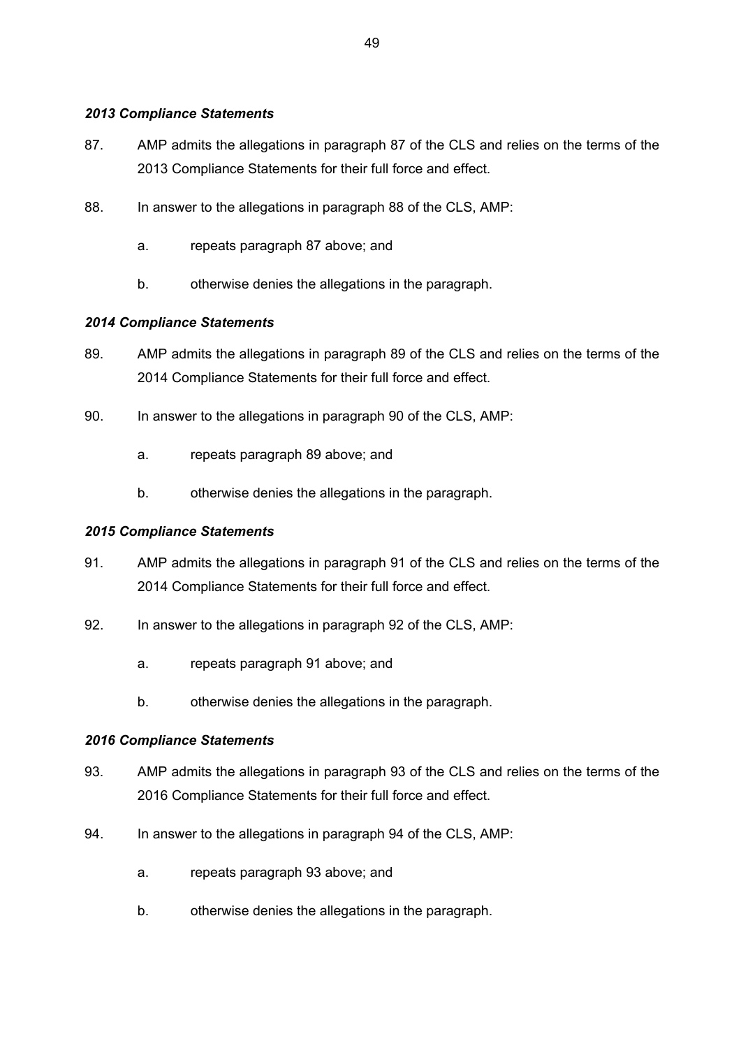### *2013 Compliance Statements*

87. AMP admits the allegations in paragraph 87 of the CLS and relies on the terms of the 2013 Compliance Statements for their full force and effect.

88. In answer to the allegations in paragraph 88 of the CLS, AMP:

    a. repeats paragraph 87 above; and

    b. otherwise denies the allegations in the paragraph.

### *2014 Compliance Statements*

89. AMP admits the allegations in paragraph 89 of the CLS and relies on the terms of the 2014 Compliance Statements for their full force and effect.

90. In answer to the allegations in paragraph 90 of the CLS, AMP:

    a. repeats paragraph 89 above; and

    b. otherwise denies the allegations in the paragraph.

### *2015 Compliance Statements*

91. AMP admits the allegations in paragraph 91 of the CLS and relies on the terms of the 2014 Compliance Statements for their full force and effect.

92. In answer to the allegations in paragraph 92 of the CLS, AMP:

    a. repeats paragraph 91 above; and

    b. otherwise denies the allegations in the paragraph.

### *2016 Compliance Statements*

93. AMP admits the allegations in paragraph 93 of the CLS and relies on the terms of the 2016 Compliance Statements for their full force and effect.

94. In answer to the allegations in paragraph 94 of the CLS, AMP:

    a. repeats paragraph 93 above; and

    b. otherwise denies the allegations in the paragraph.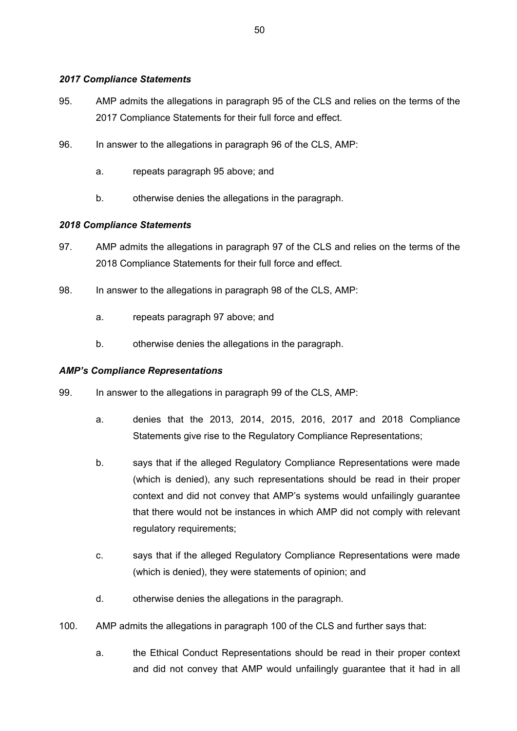### *2017 Compliance Statements*

95. AMP admits the allegations in paragraph 95 of the CLS and relies on the terms of the 2017 Compliance Statements for their full force and effect.

96. In answer to the allegations in paragraph 96 of the CLS, AMP:

    a. repeats paragraph 95 above; and

    b. otherwise denies the allegations in the paragraph.

### *2018 Compliance Statements*

97. AMP admits the allegations in paragraph 97 of the CLS and relies on the terms of the 2018 Compliance Statements for their full force and effect.

98. In answer to the allegations in paragraph 98 of the CLS, AMP:

    a. repeats paragraph 97 above; and

    b. otherwise denies the allegations in the paragraph.

### *AMP's Compliance Representations*

99. In answer to the allegations in paragraph 99 of the CLS, AMP:

    a. denies that the 2013, 2014, 2015, 2016, 2017 and 2018 Compliance Statements give rise to the Regulatory Compliance Representations;

    b. says that if the alleged Regulatory Compliance Representations were made (which is denied), any such representations should be read in their proper context and did not convey that AMP's systems would unfailingly guarantee that there would not be instances in which AMP did not comply with relevant regulatory requirements;

    c. says that if the alleged Regulatory Compliance Representations were made (which is denied), they were statements of opinion; and

    d. otherwise denies the allegations in the paragraph.

100. AMP admits the allegations in paragraph 100 of the CLS and further says that:

    a. the Ethical Conduct Representations should be read in their proper context and did not convey that AMP would unfailingly guarantee that it had in all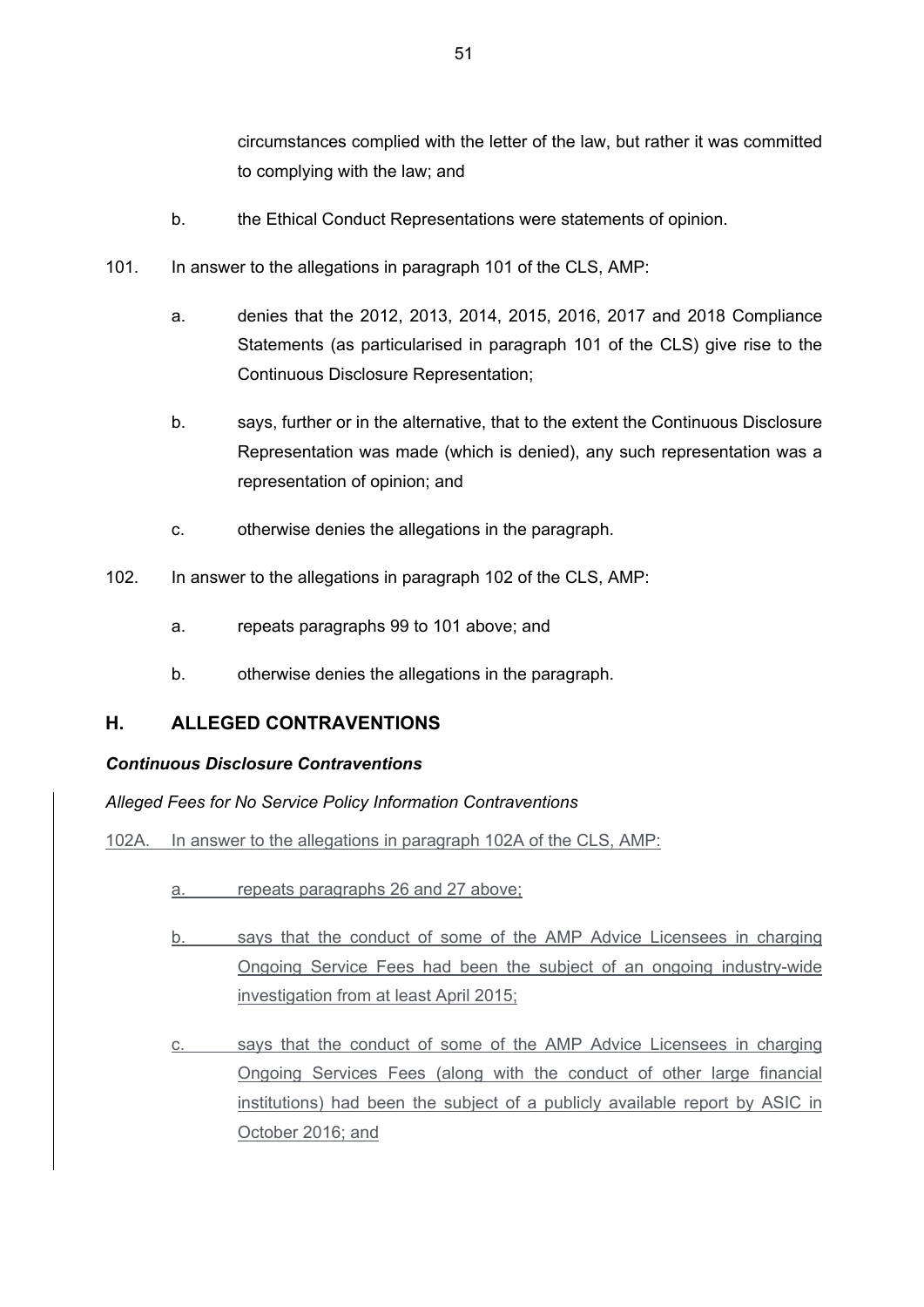circumstances complied with the letter of the law, but rather it was committed to complying with the law; and

b. the Ethical Conduct Representations were statements of opinion.

101. In answer to the allegations in paragraph 101 of the CLS, AMP:

   a. denies that the 2012, 2013, 2014, 2015, 2016, 2017 and 2018 Compliance Statements (as particularised in paragraph 101 of the CLS) give rise to the Continuous Disclosure Representation;

   b. says, further or in the alternative, that to the extent the Continuous Disclosure Representation was made (which is denied), any such representation was a representation of opinion; and

   c. otherwise denies the allegations in the paragraph.

102. In answer to the allegations in paragraph 102 of the CLS, AMP:

   a. repeats paragraphs 99 to 101 above; and

   b. otherwise denies the allegations in the paragraph.

## H. ALLEGED CONTRAVENTIONS

### *Continuous Disclosure Contraventions*

*Alleged Fees for No Service Policy Information Contraventions*

102A. In answer to the allegations in paragraph 102A of the CLS, AMP:

   a. repeats paragraphs 26 and 27 above;

   b. says that the conduct of some of the AMP Advice Licensees in charging Ongoing Service Fees had been the subject of an ongoing industry-wide investigation from at least April 2015;

   c. says that the conduct of some of the AMP Advice Licensees in charging Ongoing Services Fees (along with the conduct of other large financial institutions) had been the subject of a publicly available report by ASIC in October 2016; and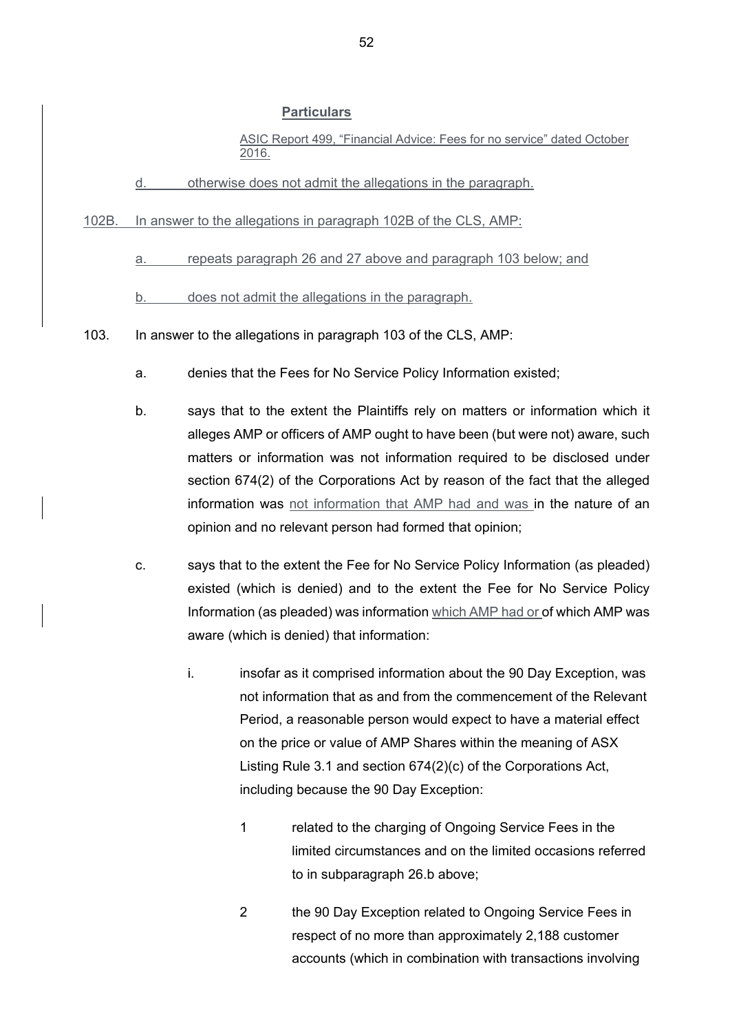**Particulars**

ASIC Report 499, "Financial Advice: Fees for no service" dated October 2016.

d. otherwise does not admit the allegations in the paragraph.

102B. In answer to the allegations in paragraph 102B of the CLS, AMP:

a. repeats paragraph 26 and 27 above and paragraph 103 below; and

b. does not admit the allegations in the paragraph.

103. In answer to the allegations in paragraph 103 of the CLS, AMP:

a. denies that the Fees for No Service Policy Information existed;

b. says that to the extent the Plaintiffs rely on matters or information which it alleges AMP or officers of AMP ought to have been (but were not) aware, such matters or information was not information required to be disclosed under section 674(2) of the Corporations Act by reason of the fact that the alleged information was not information that AMP had and was in the nature of an opinion and no relevant person had formed that opinion;

c. says that to the extent the Fee for No Service Policy Information (as pleaded) existed (which is denied) and to the extent the Fee for No Service Policy Information (as pleaded) was information which AMP had or of which AMP was aware (which is denied) that information:

i. insofar as it comprised information about the 90 Day Exception, was not information that as and from the commencement of the Relevant Period, a reasonable person would expect to have a material effect on the price or value of AMP Shares within the meaning of ASX Listing Rule 3.1 and section 674(2)(c) of the Corporations Act, including because the 90 Day Exception:

1 related to the charging of Ongoing Service Fees in the limited circumstances and on the limited occasions referred to in subparagraph 26.b above;

2 the 90 Day Exception related to Ongoing Service Fees in respect of no more than approximately 2,188 customer accounts (which in combination with transactions involving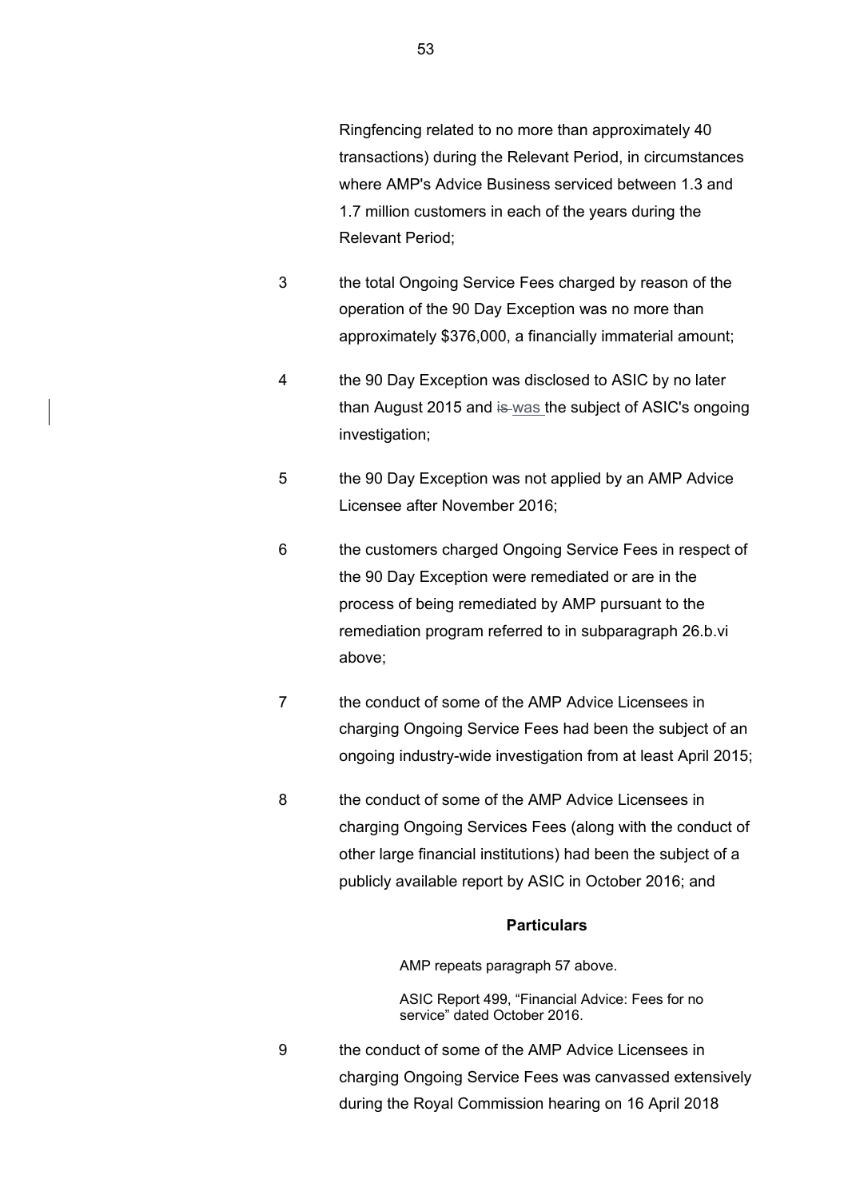Ringfencing related to no more than approximately 40 transactions) during the Relevant Period, in circumstances where AMP's Advice Business serviced between 1.3 and 1.7 million customers in each of the years during the Relevant Period;

3 the total Ongoing Service Fees charged by reason of the operation of the 90 Day Exception was no more than approximately $376,000, a financially immaterial amount;

4 the 90 Day Exception was disclosed to ASIC by no later than August 2015 and ~~is~~ was the subject of ASIC's ongoing investigation;

5 the 90 Day Exception was not applied by an AMP Advice Licensee after November 2016;

6 the customers charged Ongoing Service Fees in respect of the 90 Day Exception were remediated or are in the process of being remediated by AMP pursuant to the remediation program referred to in subparagraph 26.b.vi above;

7 the conduct of some of the AMP Advice Licensees in charging Ongoing Service Fees had been the subject of an ongoing industry-wide investigation from at least April 2015;

8 the conduct of some of the AMP Advice Licensees in charging Ongoing Services Fees (along with the conduct of other large financial institutions) had been the subject of a publicly available report by ASIC in October 2016; and

**Particulars**

AMP repeats paragraph 57 above.

ASIC Report 499, "Financial Advice: Fees for no service" dated October 2016.

9 the conduct of some of the AMP Advice Licensees in charging Ongoing Service Fees was canvassed extensively during the Royal Commission hearing on 16 April 2018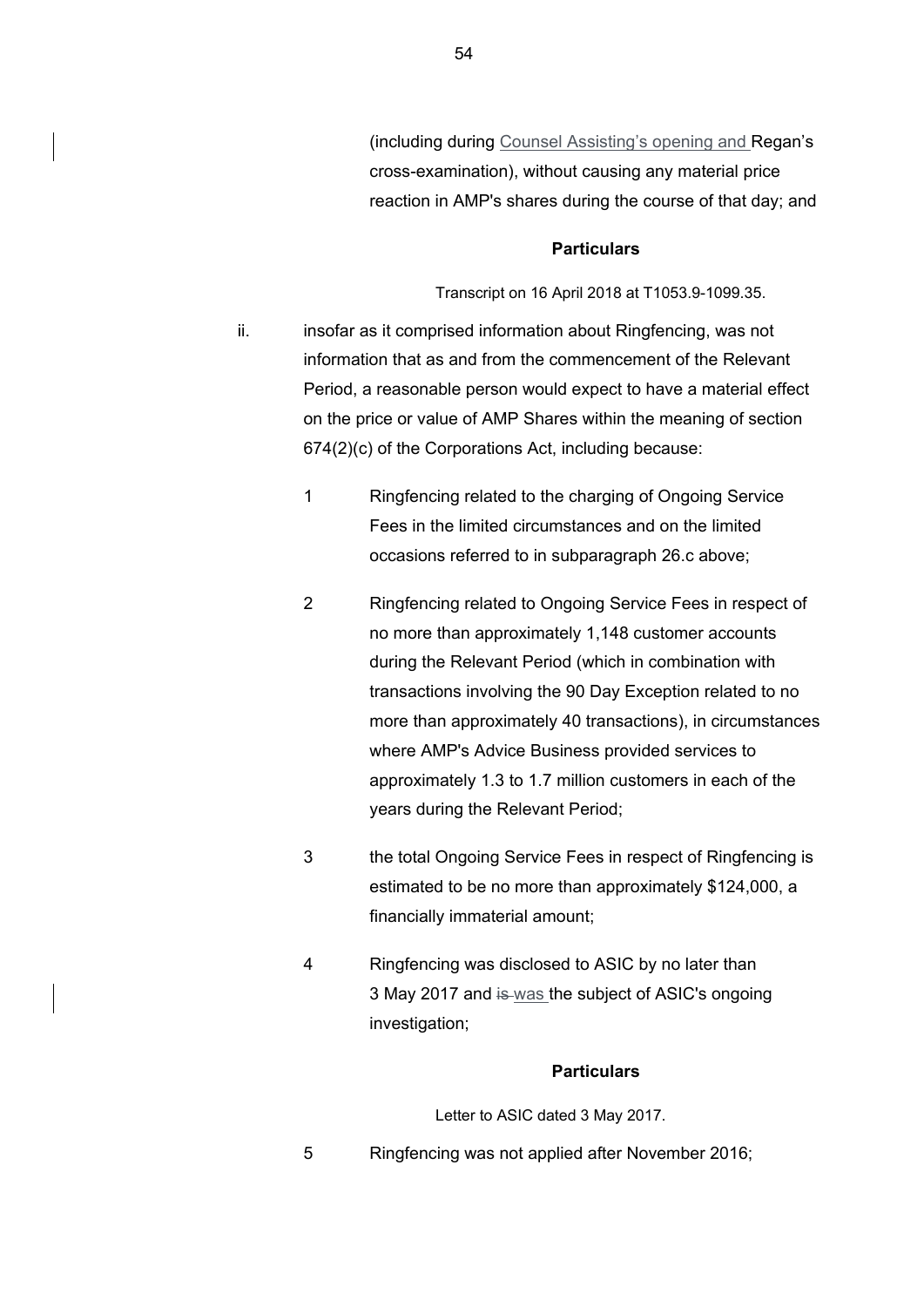(including during Counsel Assisting's opening and Regan's cross-examination), without causing any material price reaction in AMP's shares during the course of that day; and

**Particulars**

Transcript on 16 April 2018 at T1053.9-1099.35.

ii. insofar as it comprised information about Ringfencing, was not information that as and from the commencement of the Relevant Period, a reasonable person would expect to have a material effect on the price or value of AMP Shares within the meaning of section 674(2)(c) of the Corporations Act, including because:

1 Ringfencing related to the charging of Ongoing Service Fees in the limited circumstances and on the limited occasions referred to in subparagraph 26.c above;

2 Ringfencing related to Ongoing Service Fees in respect of no more than approximately 1,148 customer accounts during the Relevant Period (which in combination with transactions involving the 90 Day Exception related to no more than approximately 40 transactions), in circumstances where AMP's Advice Business provided services to approximately 1.3 to 1.7 million customers in each of the years during the Relevant Period;

3 the total Ongoing Service Fees in respect of Ringfencing is estimated to be no more than approximately $124,000, a financially immaterial amount;

4 Ringfencing was disclosed to ASIC by no later than 3 May 2017 and ~~is~~ was the subject of ASIC's ongoing investigation;

**Particulars**

Letter to ASIC dated 3 May 2017.

5 Ringfencing was not applied after November 2016;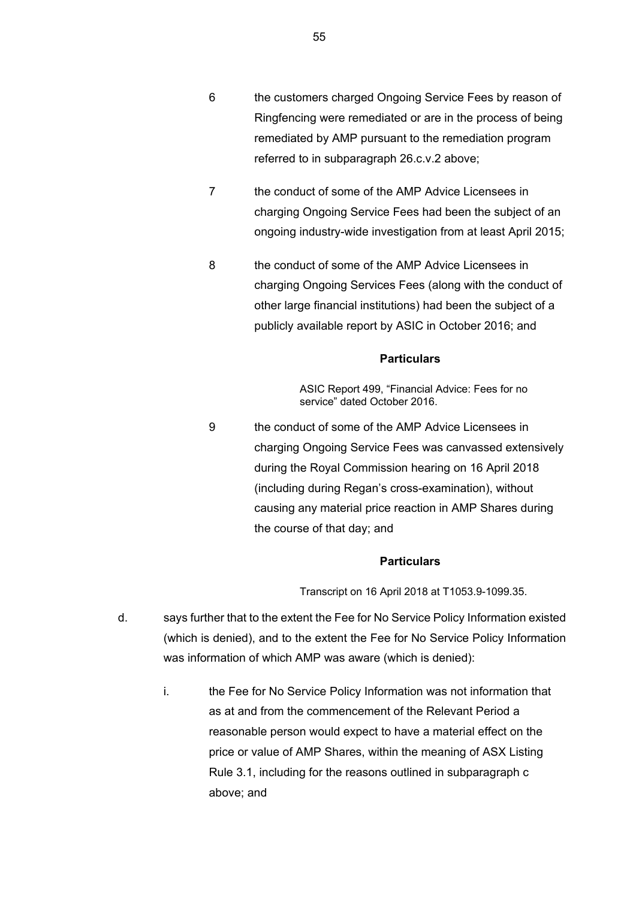6 the customers charged Ongoing Service Fees by reason of Ringfencing were remediated or are in the process of being remediated by AMP pursuant to the remediation program referred to in subparagraph 26.c.v.2 above;

7 the conduct of some of the AMP Advice Licensees in charging Ongoing Service Fees had been the subject of an ongoing industry-wide investigation from at least April 2015;

8 the conduct of some of the AMP Advice Licensees in charging Ongoing Services Fees (along with the conduct of other large financial institutions) had been the subject of a publicly available report by ASIC in October 2016; and

**Particulars**

ASIC Report 499, "Financial Advice: Fees for no service" dated October 2016.

9 the conduct of some of the AMP Advice Licensees in charging Ongoing Service Fees was canvassed extensively during the Royal Commission hearing on 16 April 2018 (including during Regan's cross-examination), without causing any material price reaction in AMP Shares during the course of that day; and

**Particulars**

Transcript on 16 April 2018 at T1053.9-1099.35.

d. says further that to the extent the Fee for No Service Policy Information existed (which is denied), and to the extent the Fee for No Service Policy Information was information of which AMP was aware (which is denied):

i. the Fee for No Service Policy Information was not information that as at and from the commencement of the Relevant Period a reasonable person would expect to have a material effect on the price or value of AMP Shares, within the meaning of ASX Listing Rule 3.1, including for the reasons outlined in subparagraph c above; and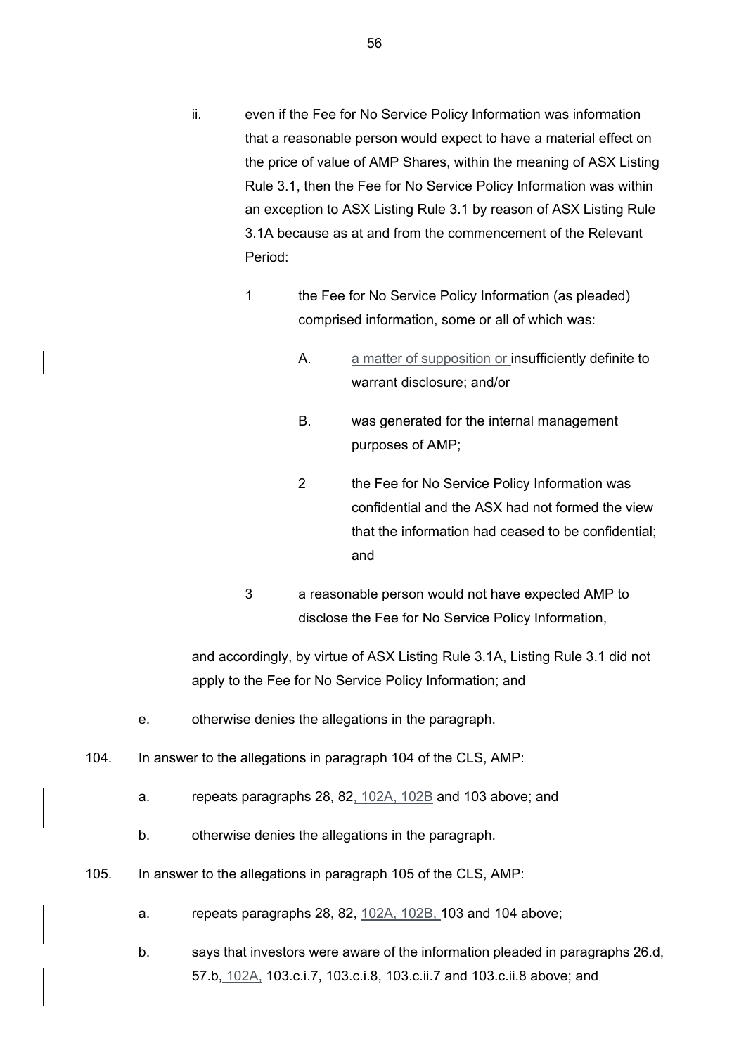ii. even if the Fee for No Service Policy Information was information that a reasonable person would expect to have a material effect on the price of value of AMP Shares, within the meaning of ASX Listing Rule 3.1, then the Fee for No Service Policy Information was within an exception to ASX Listing Rule 3.1 by reason of ASX Listing Rule 3.1A because as at and from the commencement of the Relevant Period:

1 the Fee for No Service Policy Information (as pleaded) comprised information, some or all of which was:

A. a matter of supposition or insufficiently definite to warrant disclosure; and/or

B. was generated for the internal management purposes of AMP;

2 the Fee for No Service Policy Information was confidential and the ASX had not formed the view that the information had ceased to be confidential; and

3 a reasonable person would not have expected AMP to disclose the Fee for No Service Policy Information,

and accordingly, by virtue of ASX Listing Rule 3.1A, Listing Rule 3.1 did not apply to the Fee for No Service Policy Information; and

e. otherwise denies the allegations in the paragraph.

104. In answer to the allegations in paragraph 104 of the CLS, AMP:

a. repeats paragraphs 28, 82, 102A, 102B and 103 above; and

b. otherwise denies the allegations in the paragraph.

105. In answer to the allegations in paragraph 105 of the CLS, AMP:

a. repeats paragraphs 28, 82, 102A, 102B, 103 and 104 above;

b. says that investors were aware of the information pleaded in paragraphs 26.d, 57.b, 102A, 103.c.i.7, 103.c.i.8, 103.c.ii.7 and 103.c.ii.8 above; and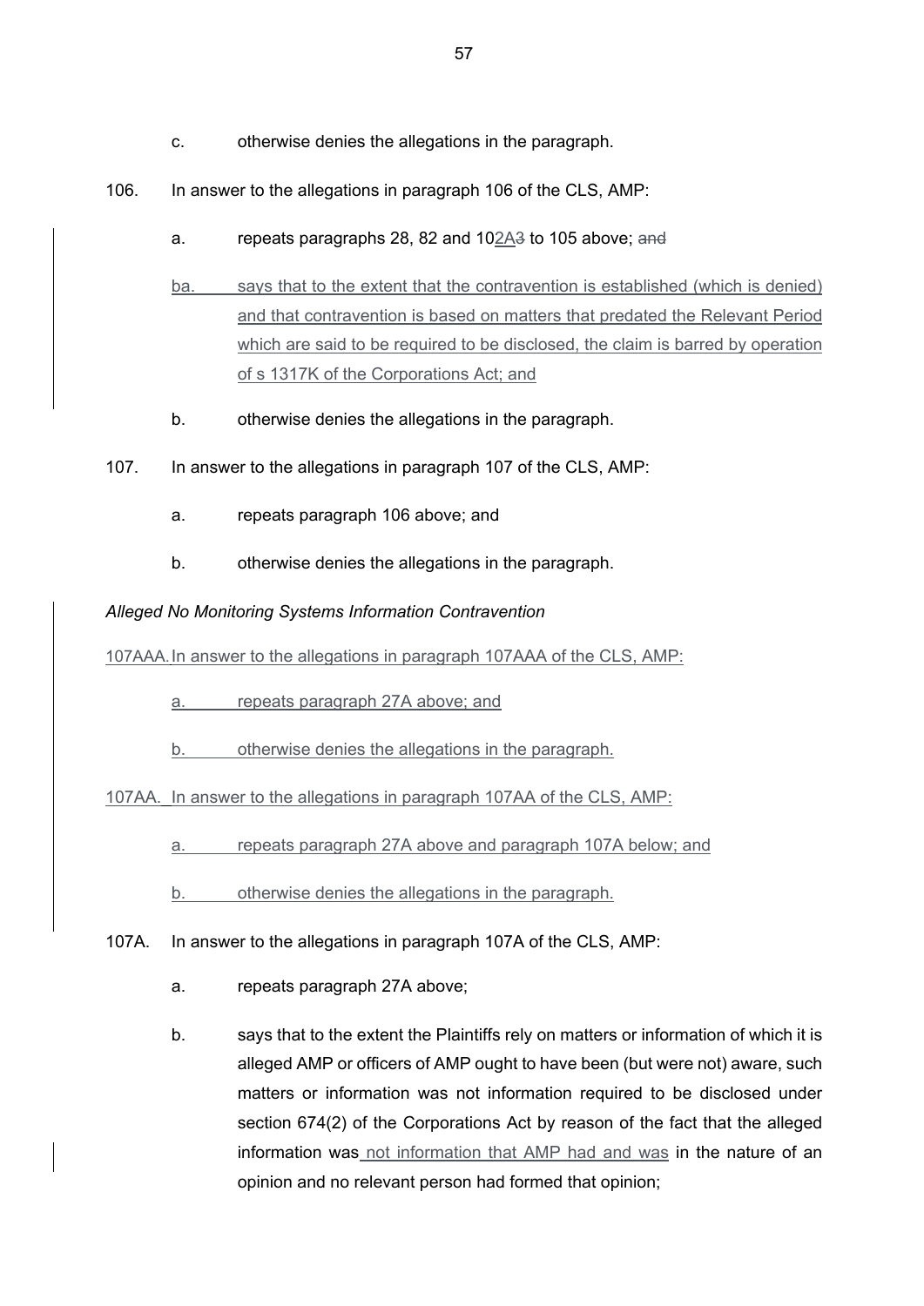c. otherwise denies the allegations in the paragraph.

106. In answer to the allegations in paragraph 106 of the CLS, AMP:

a. repeats paragraphs 28, 82 and 102A~~3~~ to 105 above; ~~and~~

ba. says that to the extent that the contravention is established (which is denied) and that contravention is based on matters that predated the Relevant Period which are said to be required to be disclosed, the claim is barred by operation of s 1317K of the Corporations Act; and

b. otherwise denies the allegations in the paragraph.

107. In answer to the allegations in paragraph 107 of the CLS, AMP:

a. repeats paragraph 106 above; and

b. otherwise denies the allegations in the paragraph.

*Alleged No Monitoring Systems Information Contravention*

107AAA. In answer to the allegations in paragraph 107AAA of the CLS, AMP:

a. repeats paragraph 27A above; and

b. otherwise denies the allegations in the paragraph.

107AA. In answer to the allegations in paragraph 107AA of the CLS, AMP:

a. repeats paragraph 27A above and paragraph 107A below; and

b. otherwise denies the allegations in the paragraph.

107A. In answer to the allegations in paragraph 107A of the CLS, AMP:

a. repeats paragraph 27A above;

b. says that to the extent the Plaintiffs rely on matters or information of which it is alleged AMP or officers of AMP ought to have been (but were not) aware, such matters or information was not information required to be disclosed under section 674(2) of the Corporations Act by reason of the fact that the alleged information was not information that AMP had and was in the nature of an opinion and no relevant person had formed that opinion;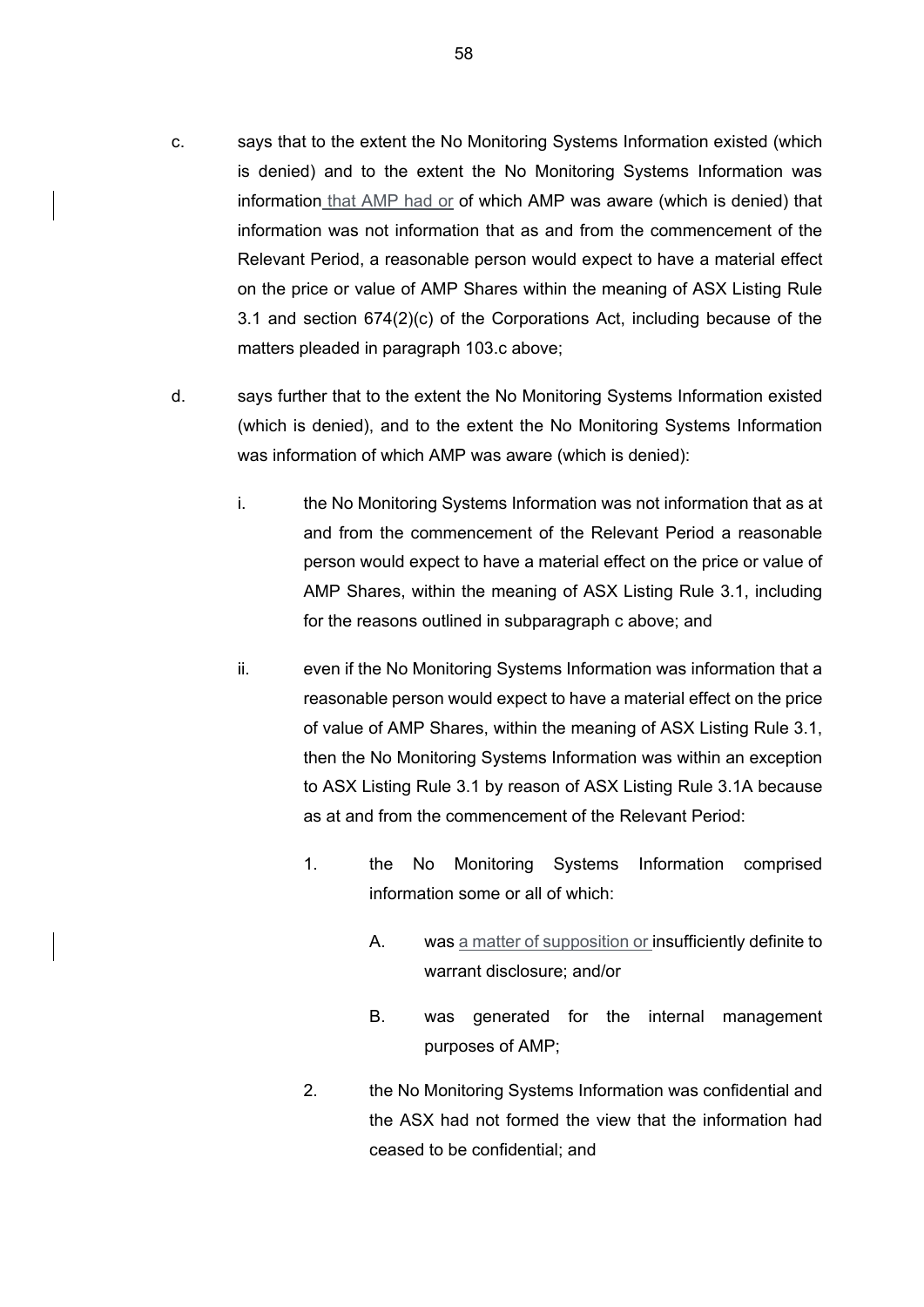c. says that to the extent the No Monitoring Systems Information existed (which is denied) and to the extent the No Monitoring Systems Information was information that AMP had or of which AMP was aware (which is denied) that information was not information that as and from the commencement of the Relevant Period, a reasonable person would expect to have a material effect on the price or value of AMP Shares within the meaning of ASX Listing Rule 3.1 and section 674(2)(c) of the Corporations Act, including because of the matters pleaded in paragraph 103.c above;

d. says further that to the extent the No Monitoring Systems Information existed (which is denied), and to the extent the No Monitoring Systems Information was information of which AMP was aware (which is denied):

   i. the No Monitoring Systems Information was not information that as at and from the commencement of the Relevant Period a reasonable person would expect to have a material effect on the price or value of AMP Shares, within the meaning of ASX Listing Rule 3.1, including for the reasons outlined in subparagraph c above; and

   ii. even if the No Monitoring Systems Information was information that a reasonable person would expect to have a material effect on the price of value of AMP Shares, within the meaning of ASX Listing Rule 3.1, then the No Monitoring Systems Information was within an exception to ASX Listing Rule 3.1 by reason of ASX Listing Rule 3.1A because as at and from the commencement of the Relevant Period:

      1. the No Monitoring Systems Information comprised information some or all of which:

         A. was a matter of supposition or insufficiently definite to warrant disclosure; and/or

         B. was generated for the internal management purposes of AMP;

      2. the No Monitoring Systems Information was confidential and the ASX had not formed the view that the information had ceased to be confidential; and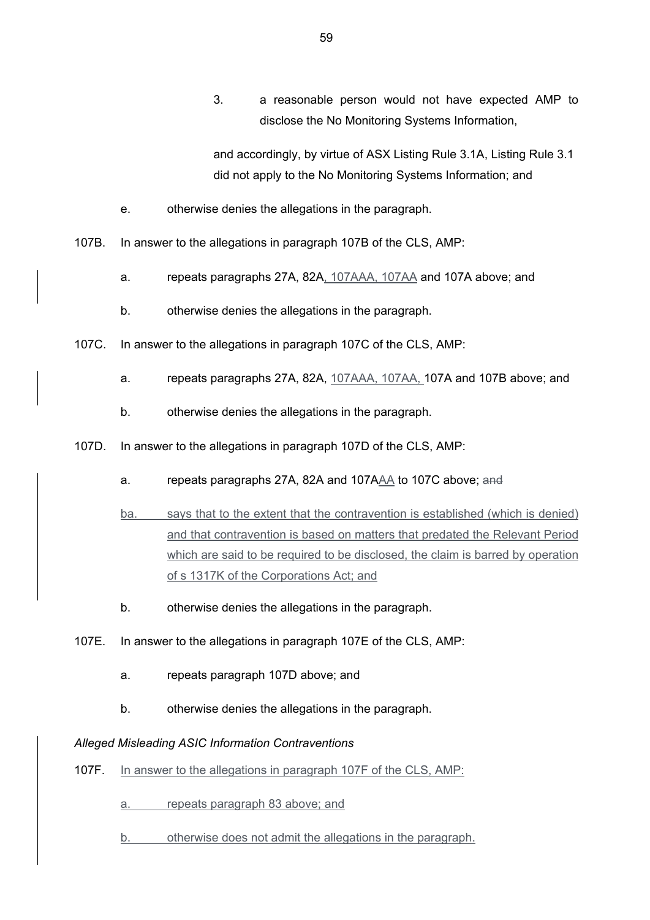3. a reasonable person would not have expected AMP to disclose the No Monitoring Systems Information,

and accordingly, by virtue of ASX Listing Rule 3.1A, Listing Rule 3.1 did not apply to the No Monitoring Systems Information; and

e. otherwise denies the allegations in the paragraph.

107B. In answer to the allegations in paragraph 107B of the CLS, AMP:

a. repeats paragraphs 27A, 82A, 107AAA, 107AA and 107A above; and

b. otherwise denies the allegations in the paragraph.

107C. In answer to the allegations in paragraph 107C of the CLS, AMP:

a. repeats paragraphs 27A, 82A, 107AAA, 107AA, 107A and 107B above; and

b. otherwise denies the allegations in the paragraph.

107D. In answer to the allegations in paragraph 107D of the CLS, AMP:

a. repeats paragraphs 27A, 82A and 107AAA to 107C above; ~~and~~

ba. says that to the extent that the contravention is established (which is denied) and that contravention is based on matters that predated the Relevant Period which are said to be required to be disclosed, the claim is barred by operation of s 1317K of the Corporations Act; and

b. otherwise denies the allegations in the paragraph.

107E. In answer to the allegations in paragraph 107E of the CLS, AMP:

a. repeats paragraph 107D above; and

b. otherwise denies the allegations in the paragraph.

*Alleged Misleading ASIC Information Contraventions*

107F. In answer to the allegations in paragraph 107F of the CLS, AMP:

a. repeats paragraph 83 above; and

b. otherwise does not admit the allegations in the paragraph.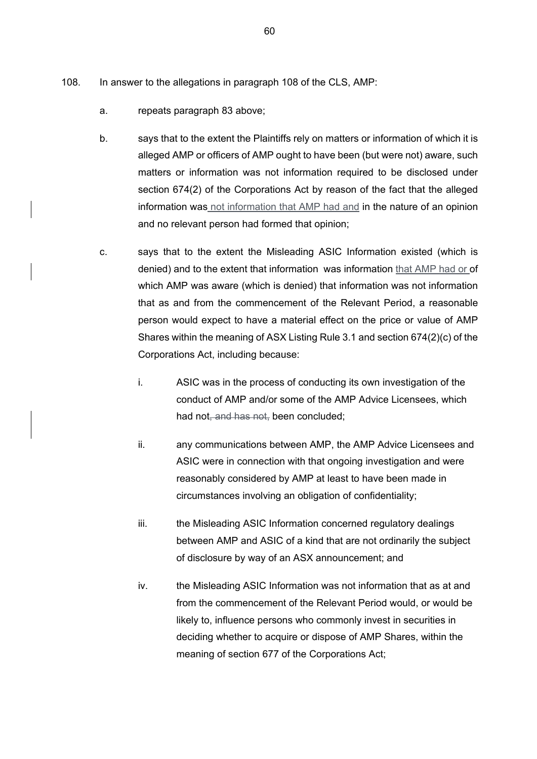108. In answer to the allegations in paragraph 108 of the CLS, AMP:

   a. repeats paragraph 83 above;

   b. says that to the extent the Plaintiffs rely on matters or information of which it is alleged AMP or officers of AMP ought to have been (but were not) aware, such matters or information was not information required to be disclosed under section 674(2) of the Corporations Act by reason of the fact that the alleged information was <u>not information that AMP had and</u> in the nature of an opinion and no relevant person had formed that opinion;

   c. says that to the extent the Misleading ASIC Information existed (which is denied) and to the extent that information was information <u>that AMP had or</u> of which AMP was aware (which is denied) that information was not information that as and from the commencement of the Relevant Period, a reasonable person would expect to have a material effect on the price or value of AMP Shares within the meaning of ASX Listing Rule 3.1 and section 674(2)(c) of the Corporations Act, including because:

      i. ASIC was in the process of conducting its own investigation of the conduct of AMP and/or some of the AMP Advice Licensees, which had not~~, and has not,~~ been concluded;

      ii. any communications between AMP, the AMP Advice Licensees and ASIC were in connection with that ongoing investigation and were reasonably considered by AMP at least to have been made in circumstances involving an obligation of confidentiality;

      iii. the Misleading ASIC Information concerned regulatory dealings between AMP and ASIC of a kind that are not ordinarily the subject of disclosure by way of an ASX announcement; and

      iv. the Misleading ASIC Information was not information that as at and from the commencement of the Relevant Period would, or would be likely to, influence persons who commonly invest in securities in deciding whether to acquire or dispose of AMP Shares, within the meaning of section 677 of the Corporations Act;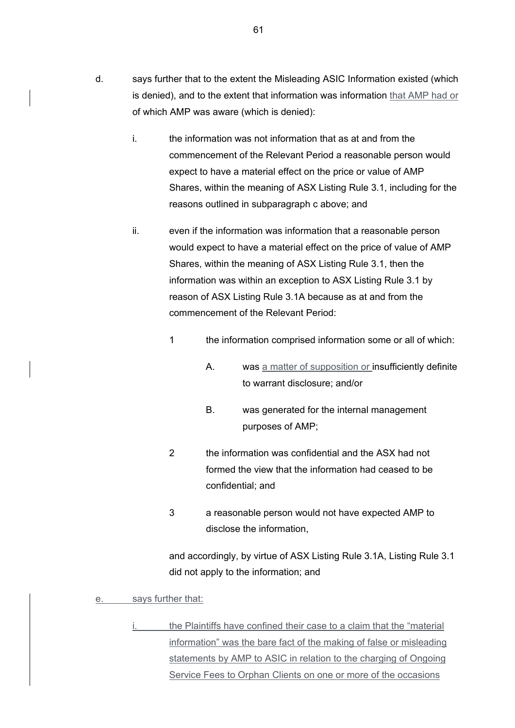d. says further that to the extent the Misleading ASIC Information existed (which is denied), and to the extent that information was information that AMP had or of which AMP was aware (which is denied):

   i. the information was not information that as at and from the commencement of the Relevant Period a reasonable person would expect to have a material effect on the price or value of AMP Shares, within the meaning of ASX Listing Rule 3.1, including for the reasons outlined in subparagraph c above; and

   ii. even if the information was information that a reasonable person would expect to have a material effect on the price of value of AMP Shares, within the meaning of ASX Listing Rule 3.1, then the information was within an exception to ASX Listing Rule 3.1 by reason of ASX Listing Rule 3.1A because as at and from the commencement of the Relevant Period:

      1 the information comprised information some or all of which:

         A. was a matter of supposition or insufficiently definite to warrant disclosure; and/or

         B. was generated for the internal management purposes of AMP;

      2 the information was confidential and the ASX had not formed the view that the information had ceased to be confidential; and

      3 a reasonable person would not have expected AMP to disclose the information,

      and accordingly, by virtue of ASX Listing Rule 3.1A, Listing Rule 3.1 did not apply to the information; and

e. says further that:

   i. the Plaintiffs have confined their case to a claim that the "material information" was the bare fact of the making of false or misleading statements by AMP to ASIC in relation to the charging of Ongoing Service Fees to Orphan Clients on one or more of the occasions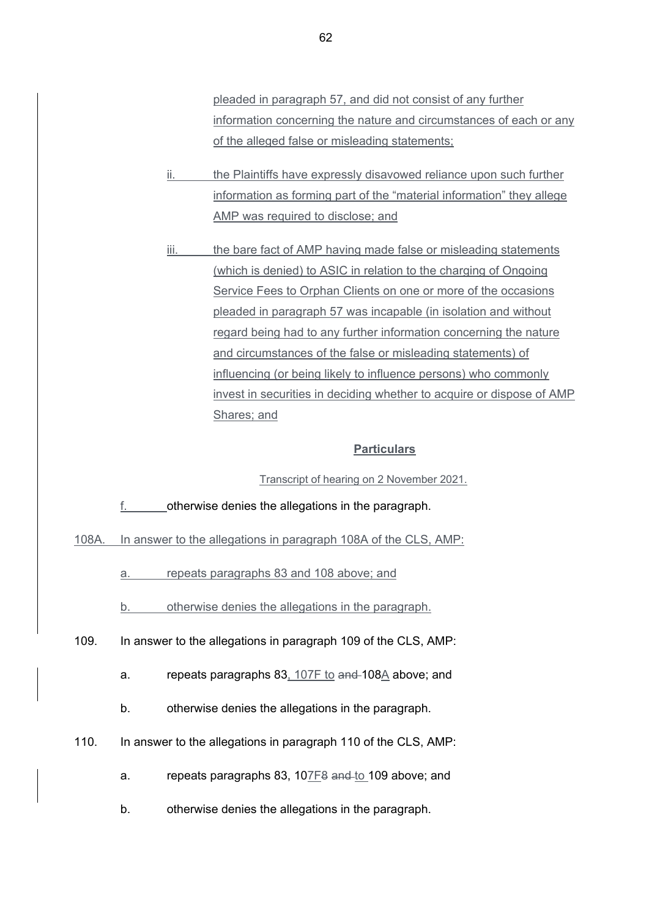pleaded in paragraph 57, and did not consist of any further information concerning the nature and circumstances of each or any of the alleged false or misleading statements;

ii. the Plaintiffs have expressly disavowed reliance upon such further information as forming part of the "material information" they allege AMP was required to disclose; and

iii. the bare fact of AMP having made false or misleading statements (which is denied) to ASIC in relation to the charging of Ongoing Service Fees to Orphan Clients on one or more of the occasions pleaded in paragraph 57 was incapable (in isolation and without regard being had to any further information concerning the nature and circumstances of the false or misleading statements) of influencing (or being likely to influence persons) who commonly invest in securities in deciding whether to acquire or dispose of AMP Shares; and

**Particulars**

Transcript of hearing on 2 November 2021.

f. otherwise denies the allegations in the paragraph.

108A. In answer to the allegations in paragraph 108A of the CLS, AMP:

a. repeats paragraphs 83 and 108 above; and

b. otherwise denies the allegations in the paragraph.

109. In answer to the allegations in paragraph 109 of the CLS, AMP:

a. repeats paragraphs 83, 107F to ~~and~~ 108A above; and

b. otherwise denies the allegations in the paragraph.

110. In answer to the allegations in paragraph 110 of the CLS, AMP:

a. repeats paragraphs 83, 107F~~8~~ ~~and~~ to 109 above; and

b. otherwise denies the allegations in the paragraph.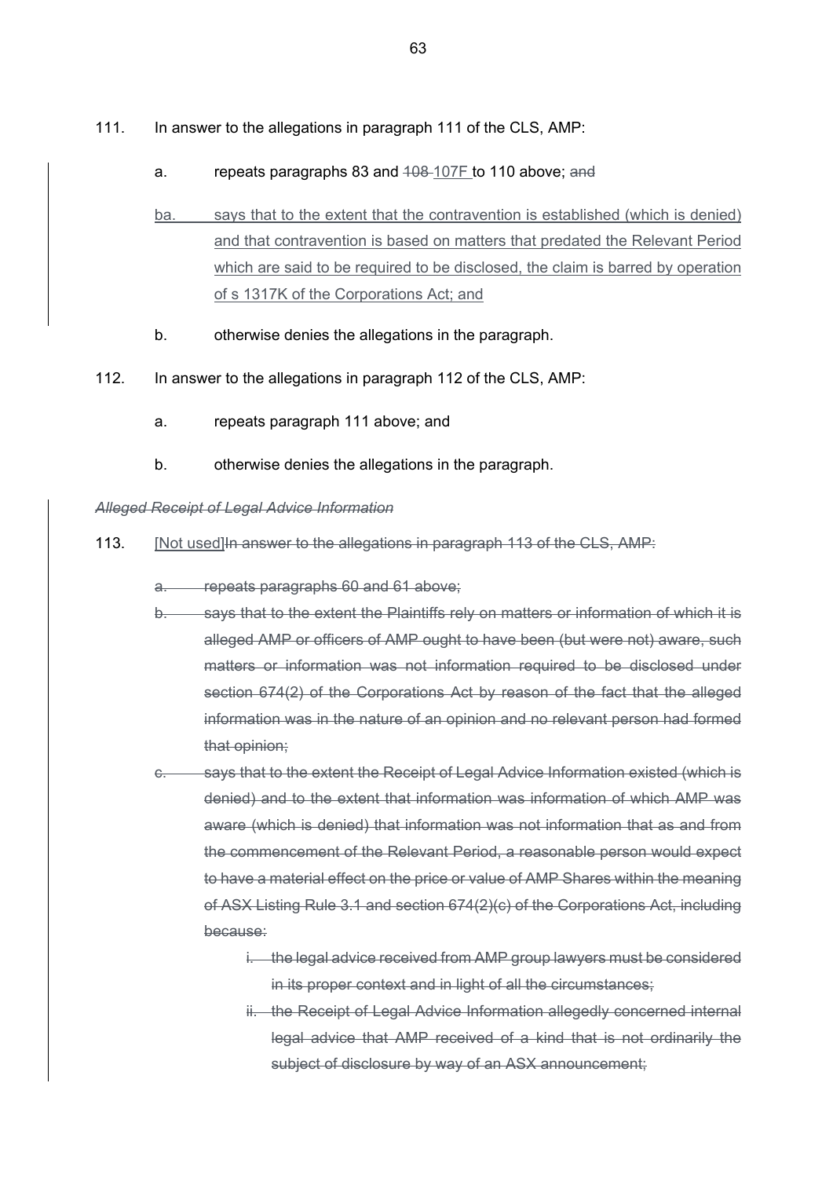111. In answer to the allegations in paragraph 111 of the CLS, AMP:

   a. repeats paragraphs 83 and ~~108~~ <u>107F</u> to 110 above; ~~and~~

   <u>ba.</u> <u>says that to the extent that the contravention is established (which is denied) and that contravention is based on matters that predated the Relevant Period which are said to be required to be disclosed, the claim is barred by operation of s 1317K of the Corporations Act; and</u>

   b. otherwise denies the allegations in the paragraph.

112. In answer to the allegations in paragraph 112 of the CLS, AMP:

   a. repeats paragraph 111 above; and

   b. otherwise denies the allegations in the paragraph.

~~*Alleged Receipt of Legal Advice Information*~~

113. <u>[Not used]</u>~~In answer to the allegations in paragraph 113 of the CLS, AMP:~~

   ~~a. repeats paragraphs 60 and 61 above;~~

   ~~b. says that to the extent the Plaintiffs rely on matters or information of which it is alleged AMP or officers of AMP ought to have been (but were not) aware, such matters or information was not information required to be disclosed under section 674(2) of the Corporations Act by reason of the fact that the alleged information was in the nature of an opinion and no relevant person had formed that opinion;~~

   ~~c. says that to the extent the Receipt of Legal Advice Information existed (which is denied) and to the extent that information was information of which AMP was aware (which is denied) that information was not information that as and from the commencement of the Relevant Period, a reasonable person would expect to have a material effect on the price or value of AMP Shares within the meaning of ASX Listing Rule 3.1 and section 674(2)(c) of the Corporations Act, including because:~~

      ~~i. the legal advice received from AMP group lawyers must be considered in its proper context and in light of all the circumstances;~~

      ~~ii. the Receipt of Legal Advice Information allegedly concerned internal legal advice that AMP received of a kind that is not ordinarily the subject of disclosure by way of an ASX announcement;~~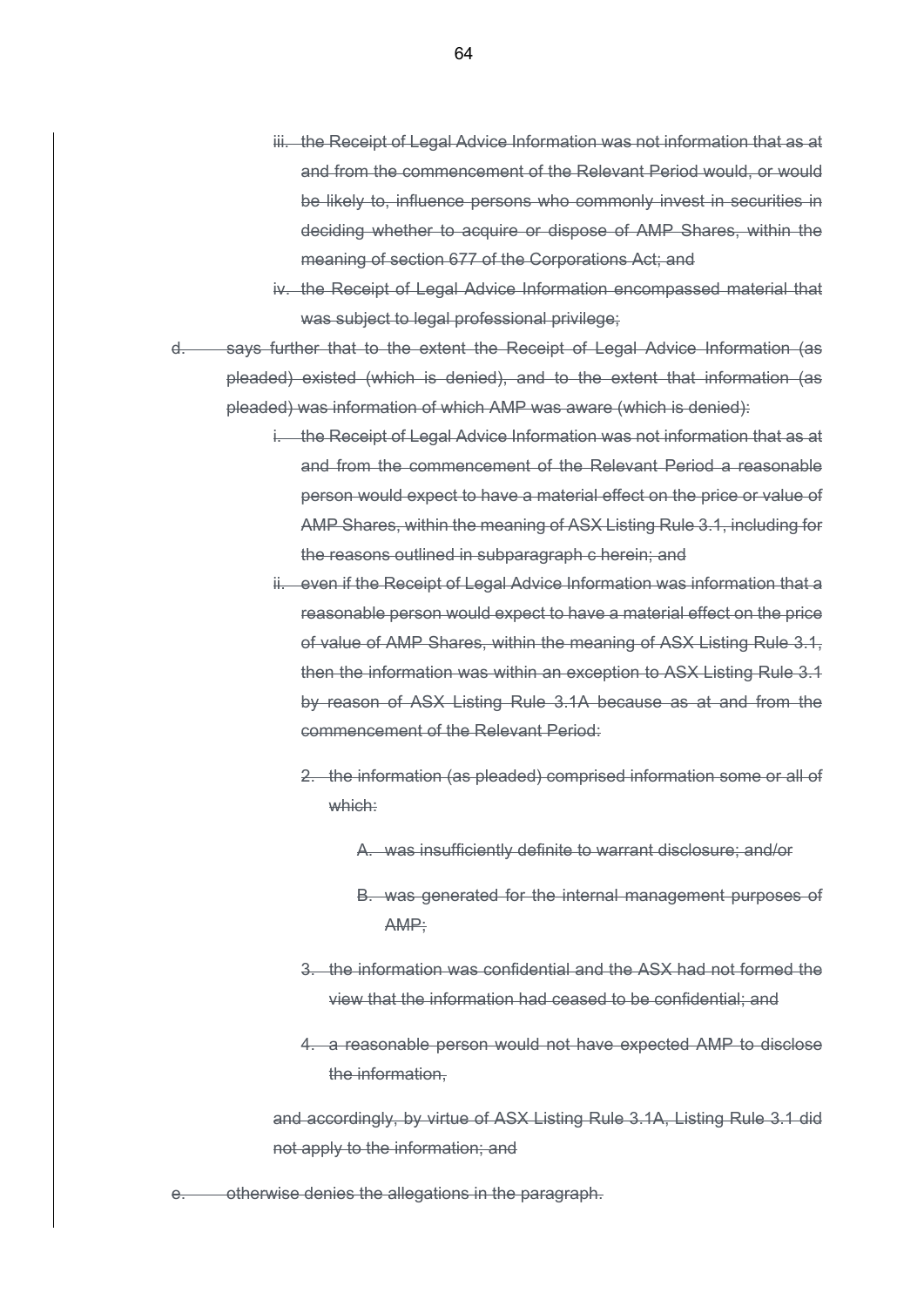~~iii. the Receipt of Legal Advice Information was not information that as at and from the commencement of the Relevant Period would, or would be likely to, influence persons who commonly invest in securities in deciding whether to acquire or dispose of AMP Shares, within the meaning of section 677 of the Corporations Act; and~~

~~iv. the Receipt of Legal Advice Information encompassed material that was subject to legal professional privilege;~~

~~d. says further that to the extent the Receipt of Legal Advice Information (as pleaded) existed (which is denied), and to the extent that information (as pleaded) was information of which AMP was aware (which is denied):~~

~~i. the Receipt of Legal Advice Information was not information that as at and from the commencement of the Relevant Period a reasonable person would expect to have a material effect on the price or value of AMP Shares, within the meaning of ASX Listing Rule 3.1, including for the reasons outlined in subparagraph c herein; and~~

~~ii. even if the Receipt of Legal Advice Information was information that a reasonable person would expect to have a material effect on the price of value of AMP Shares, within the meaning of ASX Listing Rule 3.1, then the information was within an exception to ASX Listing Rule 3.1 by reason of ASX Listing Rule 3.1A because as at and from the commencement of the Relevant Period:~~

~~2. the information (as pleaded) comprised information some or all of which:~~

~~A. was insufficiently definite to warrant disclosure; and/or~~

~~B. was generated for the internal management purposes of AMP;~~

~~3. the information was confidential and the ASX had not formed the view that the information had ceased to be confidential; and~~

~~4. a reasonable person would not have expected AMP to disclose the information,~~

~~and accordingly, by virtue of ASX Listing Rule 3.1A, Listing Rule 3.1 did not apply to the information; and~~

~~e. otherwise denies the allegations in the paragraph.~~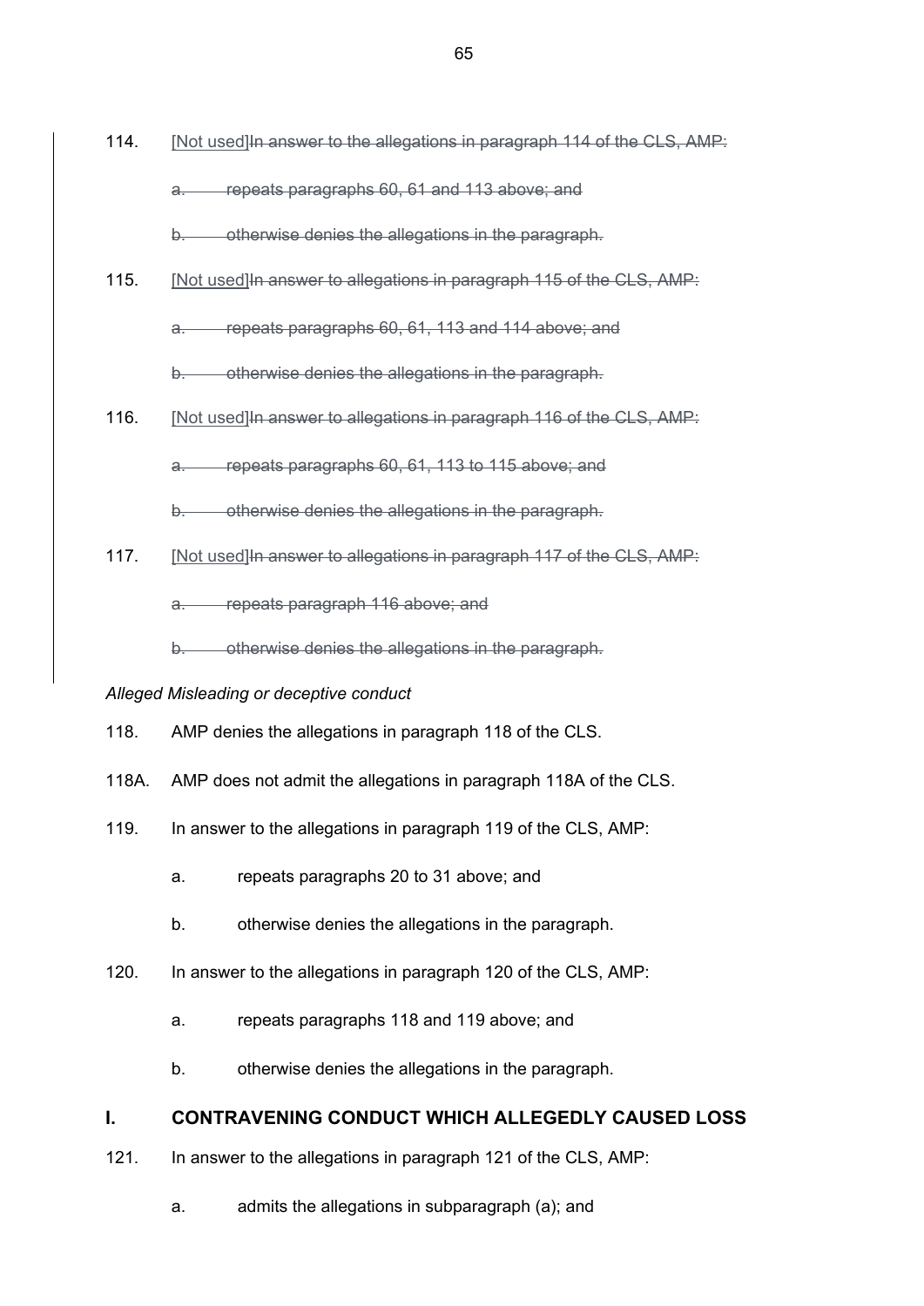114. [Not used]~~In answer to the allegations in paragraph 114 of the CLS, AMP:~~

 ~~a. repeats paragraphs 60, 61 and 113 above; and~~

 ~~b. otherwise denies the allegations in the paragraph.~~

115. [Not used]~~In answer to allegations in paragraph 115 of the CLS, AMP:~~

 ~~a. repeats paragraphs 60, 61, 113 and 114 above; and~~

 ~~b. otherwise denies the allegations in the paragraph.~~

116. [Not used]~~In answer to allegations in paragraph 116 of the CLS, AMP:~~

 ~~a. repeats paragraphs 60, 61, 113 to 115 above; and~~

 ~~b. otherwise denies the allegations in the paragraph.~~

117. [Not used]~~In answer to allegations in paragraph 117 of the CLS, AMP:~~

 ~~a. repeats paragraph 116 above; and~~

 ~~b. otherwise denies the allegations in the paragraph.~~

*Alleged Misleading or deceptive conduct*

118. AMP denies the allegations in paragraph 118 of the CLS.

118A. AMP does not admit the allegations in paragraph 118A of the CLS.

119. In answer to the allegations in paragraph 119 of the CLS, AMP:

 a. repeats paragraphs 20 to 31 above; and

 b. otherwise denies the allegations in the paragraph.

120. In answer to the allegations in paragraph 120 of the CLS, AMP:

 a. repeats paragraphs 118 and 119 above; and

 b. otherwise denies the allegations in the paragraph.

## I. CONTRAVENING CONDUCT WHICH ALLEGEDLY CAUSED LOSS

121. In answer to the allegations in paragraph 121 of the CLS, AMP:

 a. admits the allegations in subparagraph (a); and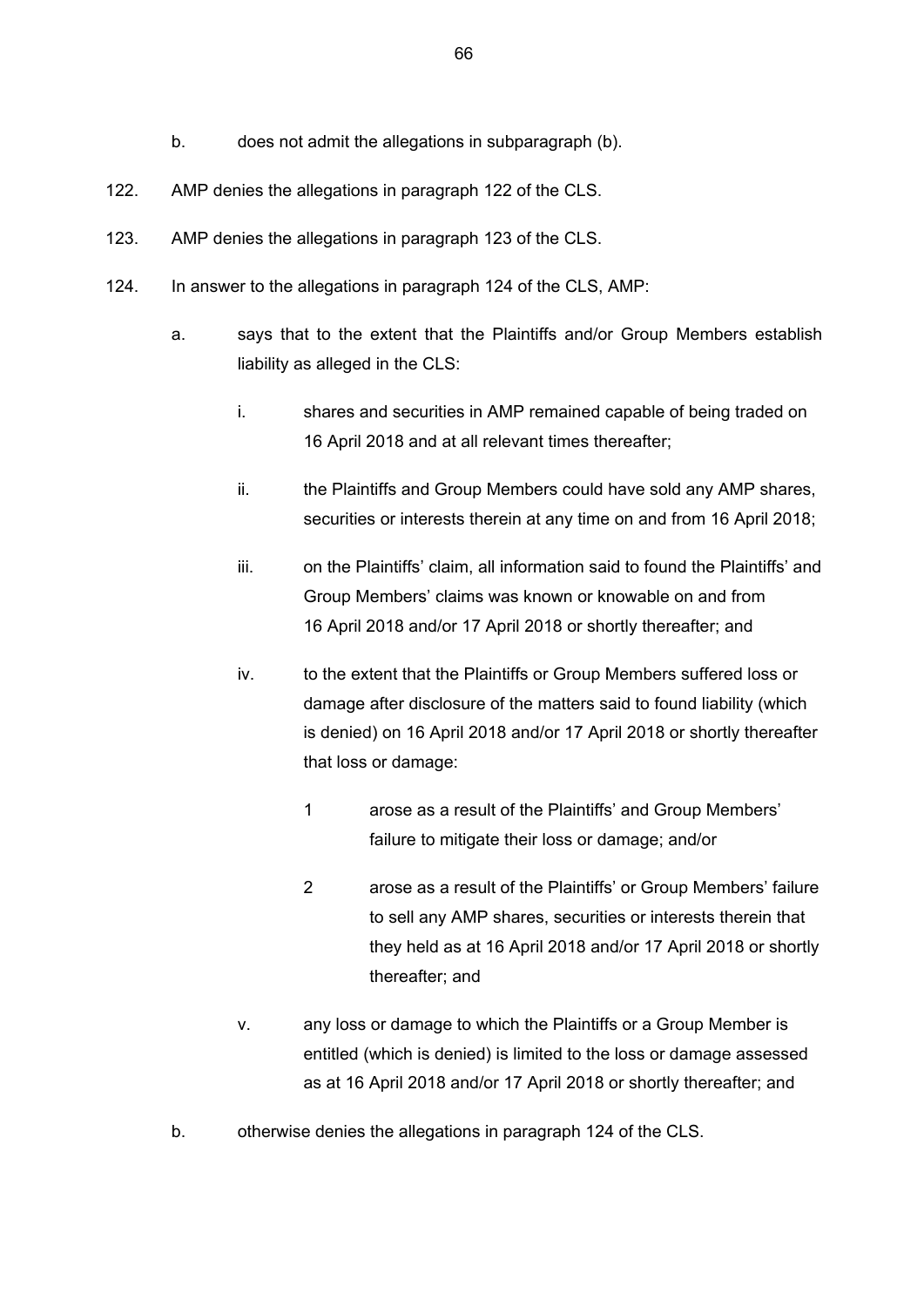b. does not admit the allegations in subparagraph (b).

122. AMP denies the allegations in paragraph 122 of the CLS.

123. AMP denies the allegations in paragraph 123 of the CLS.

124. In answer to the allegations in paragraph 124 of the CLS, AMP:

   a. says that to the extent that the Plaintiffs and/or Group Members establish liability as alleged in the CLS:

      i. shares and securities in AMP remained capable of being traded on 16 April 2018 and at all relevant times thereafter;

      ii. the Plaintiffs and Group Members could have sold any AMP shares, securities or interests therein at any time on and from 16 April 2018;

      iii. on the Plaintiffs' claim, all information said to found the Plaintiffs' and Group Members' claims was known or knowable on and from 16 April 2018 and/or 17 April 2018 or shortly thereafter; and

      iv. to the extent that the Plaintiffs or Group Members suffered loss or damage after disclosure of the matters said to found liability (which is denied) on 16 April 2018 and/or 17 April 2018 or shortly thereafter that loss or damage:

         1 arose as a result of the Plaintiffs' and Group Members' failure to mitigate their loss or damage; and/or

         2 arose as a result of the Plaintiffs' or Group Members' failure to sell any AMP shares, securities or interests therein that they held as at 16 April 2018 and/or 17 April 2018 or shortly thereafter; and

      v. any loss or damage to which the Plaintiffs or a Group Member is entitled (which is denied) is limited to the loss or damage assessed as at 16 April 2018 and/or 17 April 2018 or shortly thereafter; and

   b. otherwise denies the allegations in paragraph 124 of the CLS.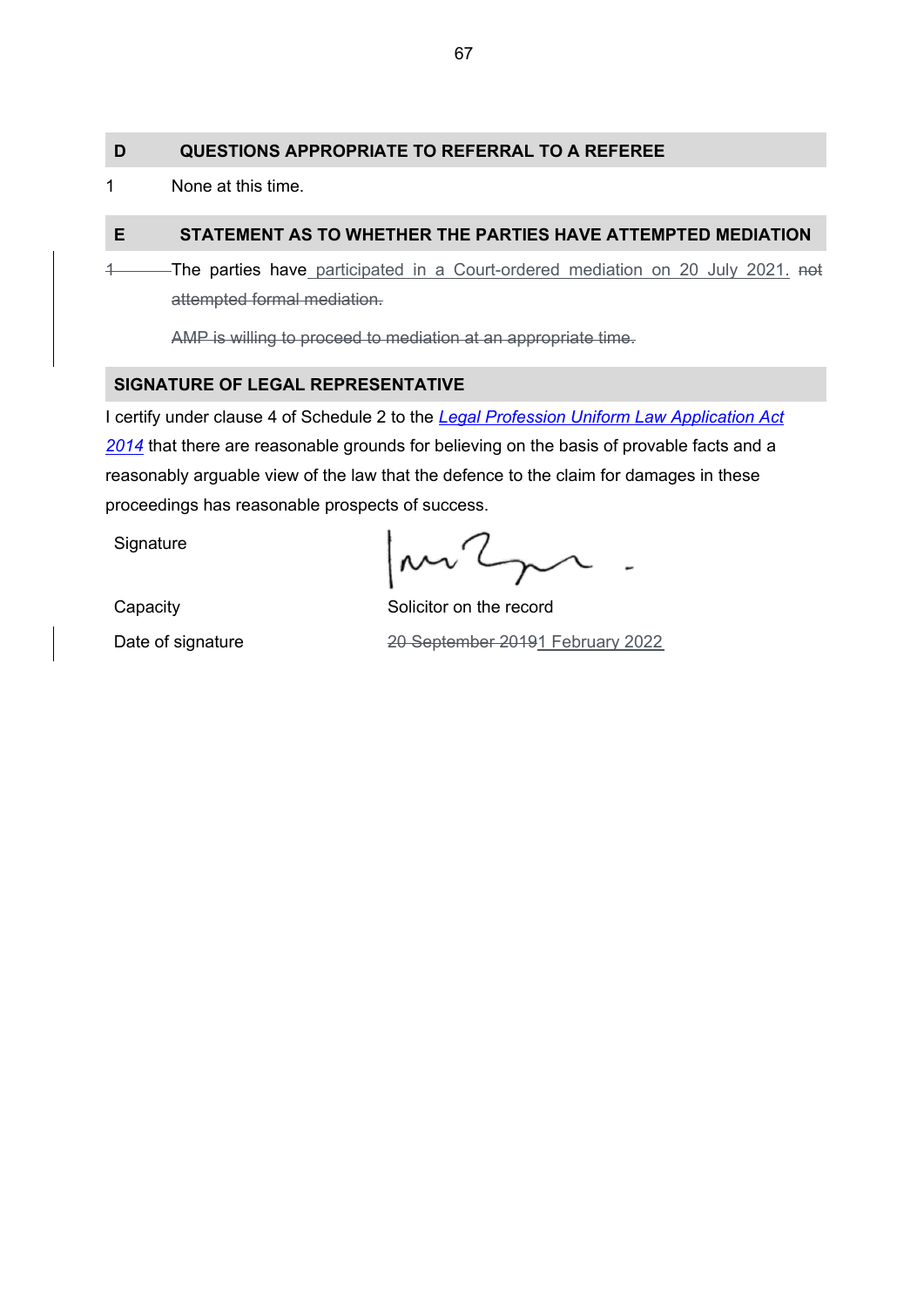## D QUESTIONS APPROPRIATE TO REFERRAL TO A REFEREE

1 None at this time.

## E STATEMENT AS TO WHETHER THE PARTIES HAVE ATTEMPTED MEDIATION

~~1~~ The parties have participated in a Court-ordered mediation on 20 July 2021. ~~not attempted formal mediation.~~

~~AMP is willing to proceed to mediation at an appropriate time.~~

## SIGNATURE OF LEGAL REPRESENTATIVE

I certify under clause 4 of Schedule 2 to the *Legal Profession Uniform Law Application Act 2014* that there are reasonable grounds for believing on the basis of provable facts and a reasonably arguable view of the law that the defence to the claim for damages in these proceedings has reasonable prospects of success.

| | |
|---|---|
| Signature | |
| Capacity | Solicitor on the record |
| Date of signature | ~~20 September 2019~~ 1 February 2022 |